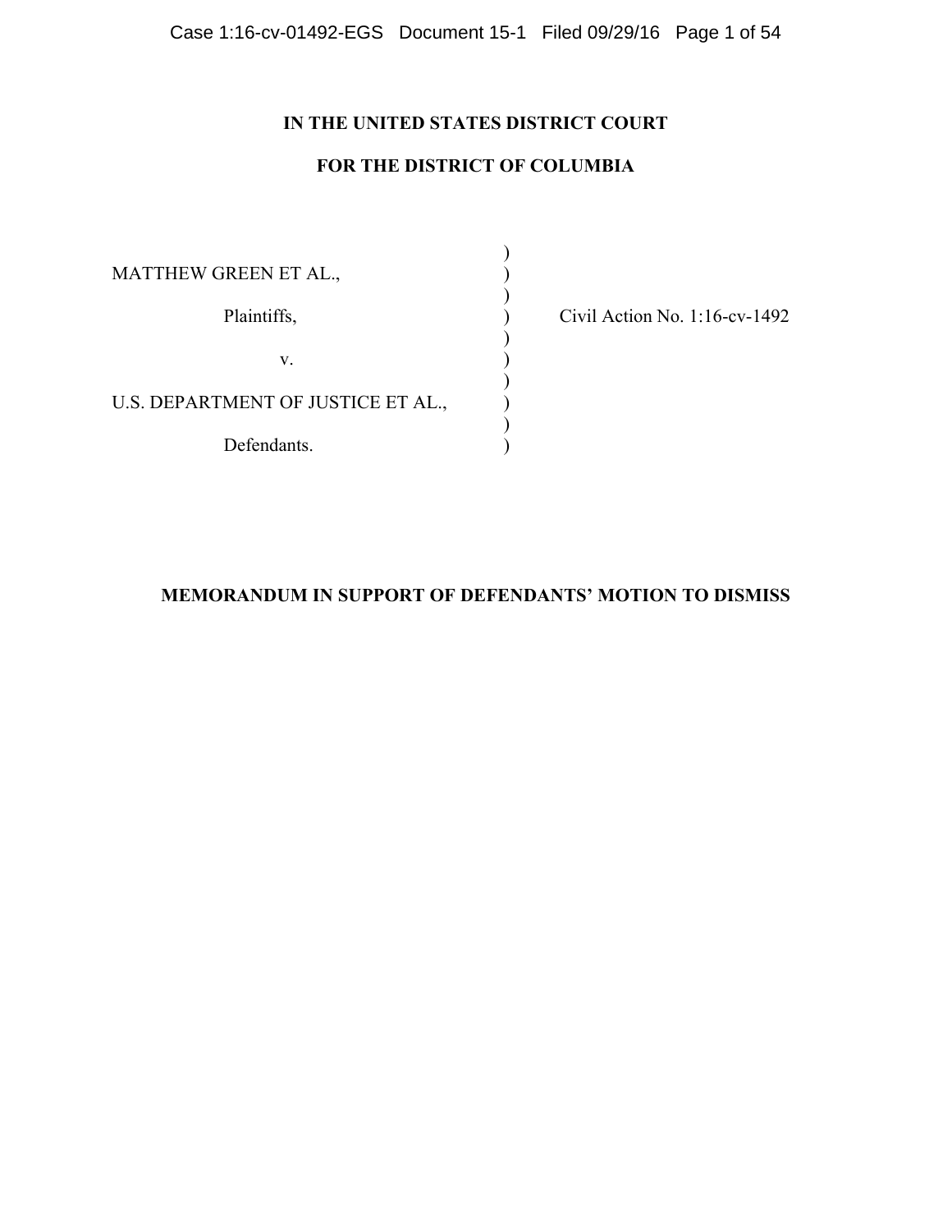**IN THE UNITED STATES DISTRICT COURT**

**FOR THE DISTRICT OF COLUMBIA**

| | | |
|---|---|---|
| MATTHEW GREEN ET AL., | ) | |
| Plaintiffs, | ) | Civil Action No. 1:16-cv-1492 |
| v. | ) | |
| U.S. DEPARTMENT OF JUSTICE ET AL., | ) | |
| Defendants. | ) | |

**MEMORANDUM IN SUPPORT OF DEFENDANTS' MOTION TO DISMISS**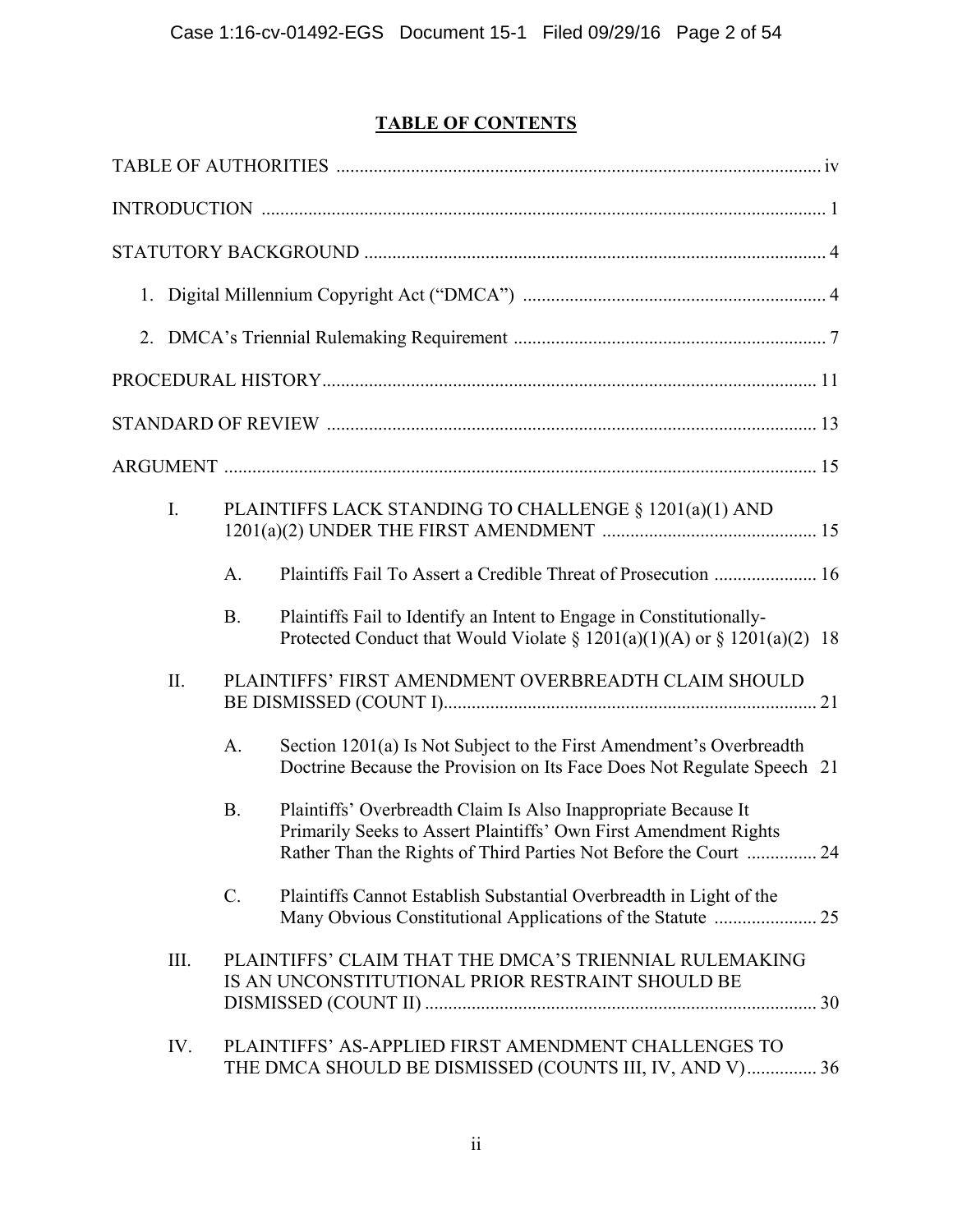**TABLE OF CONTENTS**

TABLE OF AUTHORITIES ........................................................................................................ iv

INTRODUCTION ......................................................................................................................... 1

STATUTORY BACKGROUND ................................................................................................... 4

1. Digital Millennium Copyright Act ("DMCA") ................................................................... 4

2. DMCA's Triennial Rulemaking Requirement .................................................................... 7

PROCEDURAL HISTORY ......................................................................................................... 11

STANDARD OF REVIEW .......................................................................................................... 13

ARGUMENT ................................................................................................................................ 15

I. PLAINTIFFS LACK STANDING TO CHALLENGE § 1201(a)(1) AND 1201(a)(2) UNDER THE FIRST AMENDMENT ............................................... 15

  A. Plaintiffs Fail To Assert a Credible Threat of Prosecution ...................... 16

  B. Plaintiffs Fail to Identify an Intent to Engage in Constitutionally-Protected Conduct that Would Violate § 1201(a)(1)(A) or § 1201(a)(2) 18

II. PLAINTIFFS' FIRST AMENDMENT OVERBREADTH CLAIM SHOULD BE DISMISSED (COUNT I) ................................................................................ 21

  A. Section 1201(a) Is Not Subject to the First Amendment's Overbreadth Doctrine Because the Provision on Its Face Does Not Regulate Speech 21

  B. Plaintiffs' Overbreadth Claim Is Also Inappropriate Because It Primarily Seeks to Assert Plaintiffs' Own First Amendment Rights Rather Than the Rights of Third Parties Not Before the Court ............... 24

  C. Plaintiffs Cannot Establish Substantial Overbreadth in Light of the Many Obvious Constitutional Applications of the Statute ...................... 25

III. PLAINTIFFS' CLAIM THAT THE DMCA'S TRIENNIAL RULEMAKING IS AN UNCONSTITUTIONAL PRIOR RESTRAINT SHOULD BE DISMISSED (COUNT II) .................................................................................... 30

IV. PLAINTIFFS' AS-APPLIED FIRST AMENDMENT CHALLENGES TO THE DMCA SHOULD BE DISMISSED (COUNTS III, IV, AND V) ............... 36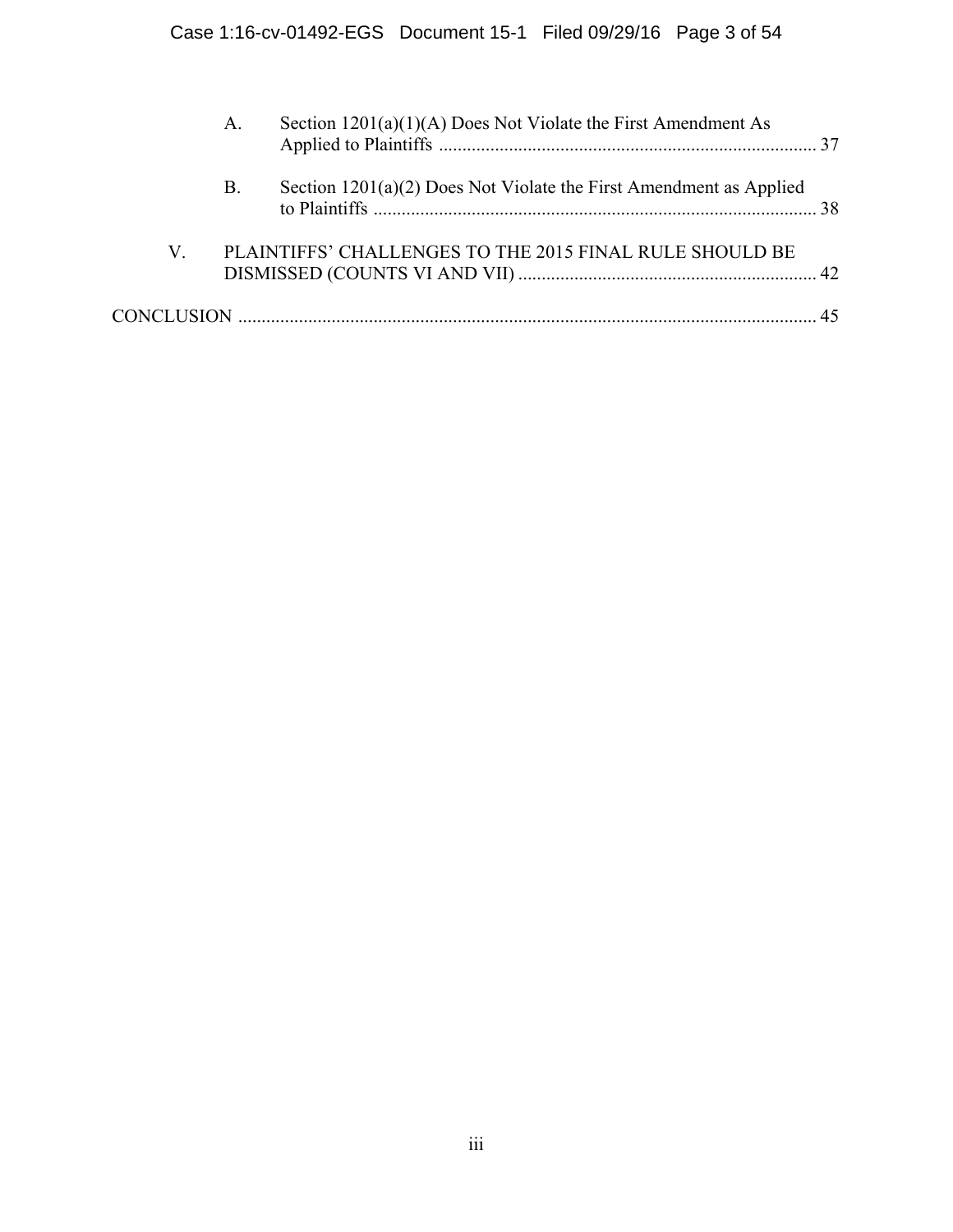A. Section 1201(a)(1)(A) Does Not Violate the First Amendment As Applied to Plaintiffs ..... 37

B. Section 1201(a)(2) Does Not Violate the First Amendment as Applied to Plaintiffs ..... 38

V. PLAINTIFFS' CHALLENGES TO THE 2015 FINAL RULE SHOULD BE DISMISSED (COUNTS VI AND VII) ..... 42

CONCLUSION ..... 45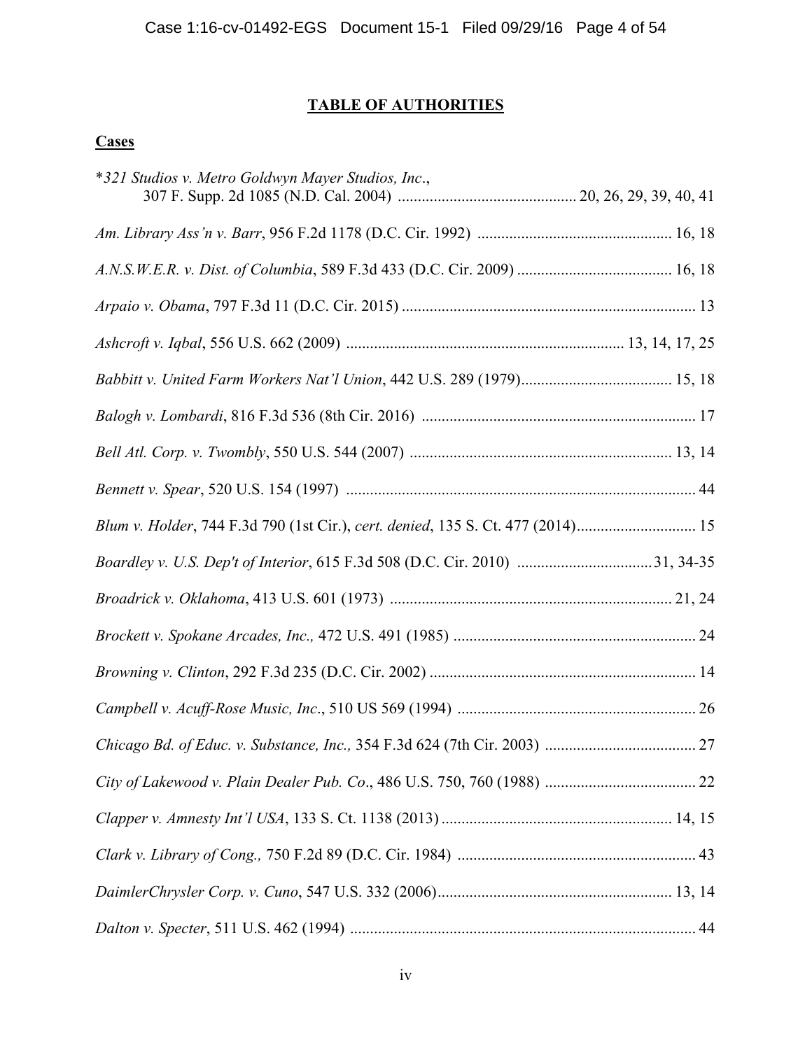**TABLE OF AUTHORITIES**

**Cases**

*\*321 Studios v. Metro Goldwyn Mayer Studios, Inc.*, 307 F. Supp. 2d 1085 (N.D. Cal. 2004) ............ 20, 26, 29, 39, 40, 41

*Am. Library Ass'n v. Barr*, 956 F.2d 1178 (D.C. Cir. 1992) ............ 16, 18

*A.N.S.W.E.R. v. Dist. of Columbia*, 589 F.3d 433 (D.C. Cir. 2009) ............ 16, 18

*Arpaio v. Obama*, 797 F.3d 11 (D.C. Cir. 2015) ............ 13

*Ashcroft v. Iqbal*, 556 U.S. 662 (2009) ............ 13, 14, 17, 25

*Babbitt v. United Farm Workers Nat'l Union*, 442 U.S. 289 (1979)............ 15, 18

*Balogh v. Lombardi*, 816 F.3d 536 (8th Cir. 2016) ............ 17

*Bell Atl. Corp. v. Twombly*, 550 U.S. 544 (2007) ............ 13, 14

*Bennett v. Spear*, 520 U.S. 154 (1997) ............ 44

*Blum v. Holder*, 744 F.3d 790 (1st Cir.), *cert. denied*, 135 S. Ct. 477 (2014)............ 15

*Boardley v. U.S. Dep't of Interior*, 615 F.3d 508 (D.C. Cir. 2010) ............ 31, 34-35

*Broadrick v. Oklahoma*, 413 U.S. 601 (1973) ............ 21, 24

*Brockett v. Spokane Arcades, Inc.,* 472 U.S. 491 (1985) ............ 24

*Browning v. Clinton*, 292 F.3d 235 (D.C. Cir. 2002) ............ 14

*Campbell v. Acuff-Rose Music, Inc*., 510 US 569 (1994) ............ 26

*Chicago Bd. of Educ. v. Substance, Inc.,* 354 F.3d 624 (7th Cir. 2003) ............ 27

*City of Lakewood v. Plain Dealer Pub. Co*., 486 U.S. 750, 760 (1988) ............ 22

*Clapper v. Amnesty Int'l USA*, 133 S. Ct. 1138 (2013)............ 14, 15

*Clark v. Library of Cong.,* 750 F.2d 89 (D.C. Cir. 1984) ............ 43

*DaimlerChrysler Corp. v. Cuno*, 547 U.S. 332 (2006)............ 13, 14

*Dalton v. Specter*, 511 U.S. 462 (1994) ............ 44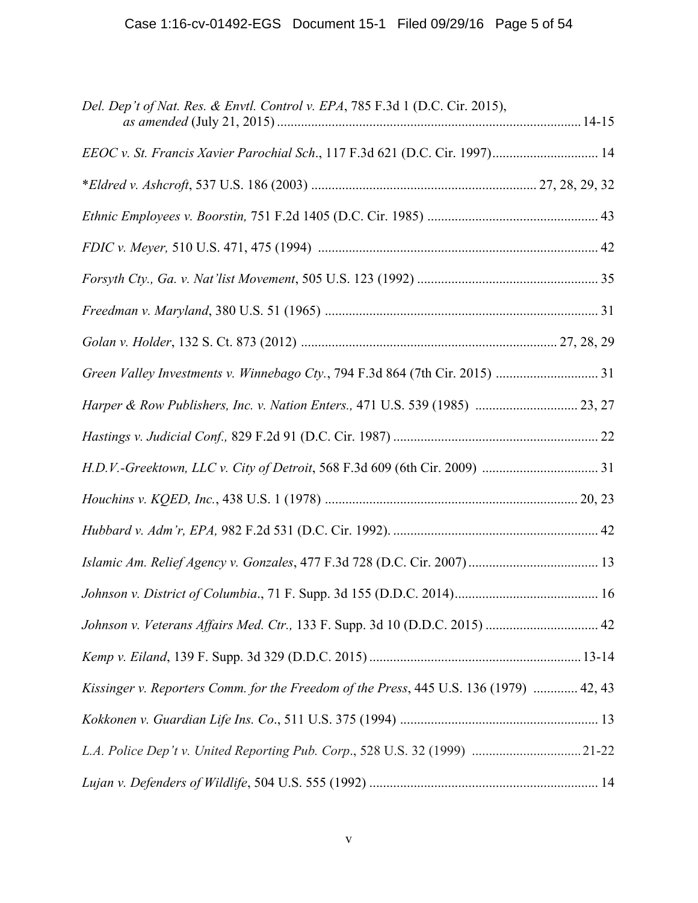*Del. Dep't of Nat. Res. & Envtl. Control v. EPA*, 785 F.3d 1 (D.C. Cir. 2015), *as amended* (July 21, 2015) ........................................................................................ 14-15

*EEOC v. St. Francis Xavier Parochial Sch*., 117 F.3d 621 (D.C. Cir. 1997)............................... 14

\**Eldred v. Ashcroft*, 537 U.S. 186 (2003) ................................................................. 27, 28, 29, 32

*Ethnic Employees v. Boorstin,* 751 F.2d 1405 (D.C. Cir. 1985) .................................................. 43

*FDIC v. Meyer,* 510 U.S. 471, 475 (1994) ................................................................................. 42

*Forsyth Cty., Ga. v. Nat'list Movement*, 505 U.S. 123 (1992) ..................................................... 35

*Freedman v. Maryland*, 380 U.S. 51 (1965) ................................................................................ 31

*Golan v. Holder*, 132 S. Ct. 873 (2012) ......................................................................... 27, 28, 29

*Green Valley Investments v. Winnebago Cty.*, 794 F.3d 864 (7th Cir. 2015) .............................. 31

*Harper & Row Publishers, Inc. v. Nation Enters.,* 471 U.S. 539 (1985) .............................. 23, 27

*Hastings v. Judicial Conf.,* 829 F.2d 91 (D.C. Cir. 1987) ........................................................... 22

*H.D.V.-Greektown, LLC v. City of Detroit*, 568 F.3d 609 (6th Cir. 2009) ................................. 31

*Houchins v. KQED, Inc.*, 438 U.S. 1 (1978) ......................................................................... 20, 23

*Hubbard v. Adm'r, EPA,* 982 F.2d 531 (D.C. Cir. 1992). ........................................................... 42

*Islamic Am. Relief Agency v. Gonzales*, 477 F.3d 728 (D.C. Cir. 2007)...................................... 13

*Johnson v. District of Columbia*., 71 F. Supp. 3d 155 (D.D.C. 2014).......................................... 16

*Johnson v. Veterans Affairs Med. Ctr.,* 133 F. Supp. 3d 10 (D.D.C. 2015) ................................. 42

*Kemp v. Eiland*, 139 F. Supp. 3d 329 (D.D.C. 2015) ............................................................. 13-14

*Kissinger v. Reporters Comm. for the Freedom of the Press*, 445 U.S. 136 (1979) ............. 42, 43

*Kokkonen v. Guardian Life Ins. Co*., 511 U.S. 375 (1994) .......................................................... 13

*L.A. Police Dep't v. United Reporting Pub. Corp*., 528 U.S. 32 (1999) ................................21-22

*Lujan v. Defenders of Wildlife*, 504 U.S. 555 (1992) ................................................................... 14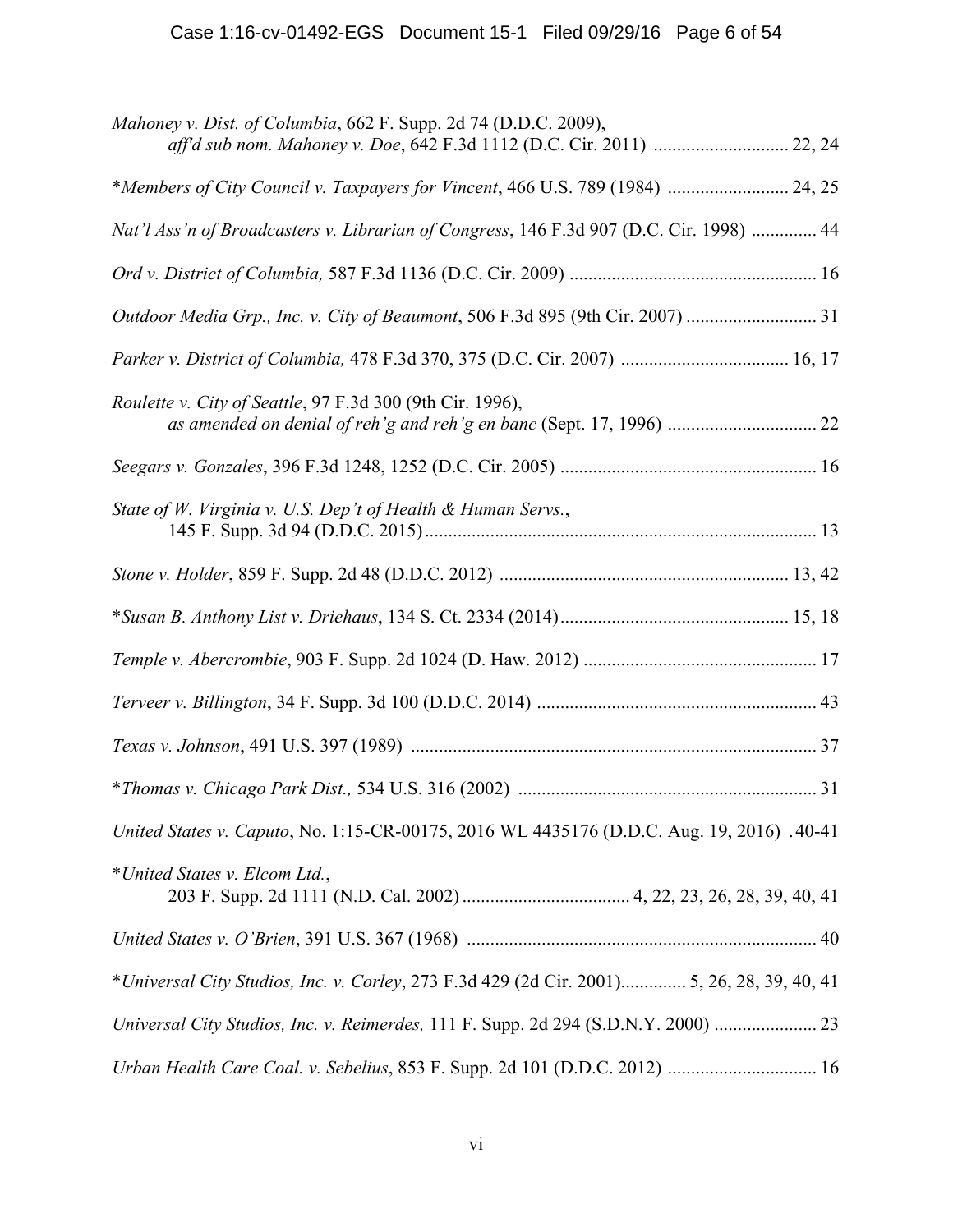*Mahoney v. Dist. of Columbia*, 662 F. Supp. 2d 74 (D.D.C. 2009),
    *aff'd sub nom. Mahoney v. Doe*, 642 F.3d 1112 (D.C. Cir. 2011) ............................ 22, 24

**Members of City Council v. Taxpayers for Vincent*, 466 U.S. 789 (1984) .......................... 24, 25

*Nat'l Ass'n of Broadcasters v. Librarian of Congress*, 146 F.3d 907 (D.C. Cir. 1998) .............. 44

*Ord v. District of Columbia,* 587 F.3d 1136 (D.C. Cir. 2009) .................................................... 16

*Outdoor Media Grp., Inc. v. City of Beaumont*, 506 F.3d 895 (9th Cir. 2007) ............................ 31

*Parker v. District of Columbia,* 478 F.3d 370, 375 (D.C. Cir. 2007) .................................... 16, 17

*Roulette v. City of Seattle*, 97 F.3d 300 (9th Cir. 1996),
    *as amended on denial of reh'g and reh'g en banc* (Sept. 17, 1996) ................................ 22

*Seegars v. Gonzales*, 396 F.3d 1248, 1252 (D.C. Cir. 2005) ....................................................... 16

*State of W. Virginia v. U.S. Dep't of Health & Human Servs.*,
    145 F. Supp. 3d 94 (D.D.C. 2015).................................................................................... 13

*Stone v. Holder*, 859 F. Supp. 2d 48 (D.D.C. 2012) .............................................................. 13, 42

**Susan B. Anthony List v. Driehaus*, 134 S. Ct. 2334 (2014)................................................. 15, 18

*Temple v. Abercrombie*, 903 F. Supp. 2d 1024 (D. Haw. 2012) .................................................. 17

*Terveer v. Billington*, 34 F. Supp. 3d 100 (D.D.C. 2014) ............................................................ 43

*Texas v. Johnson*, 491 U.S. 397 (1989) ....................................................................................... 37

**Thomas v. Chicago Park Dist.,* 534 U.S. 316 (2002) ................................................................ 31

*United States v. Caputo*, No. 1:15-CR-00175, 2016 WL 4435176 (D.D.C. Aug. 19, 2016) .40-41

**United States v. Elcom Ltd.*,
    203 F. Supp. 2d 1111 (N.D. Cal. 2002).................................... 4, 22, 23, 26, 28, 39, 40, 41

*United States v. O'Brien*, 391 U.S. 367 (1968) ........................................................................... 40

**Universal City Studios, Inc. v. Corley*, 273 F.3d 429 (2d Cir. 2001).............. 5, 26, 28, 39, 40, 41

*Universal City Studios, Inc. v. Reimerdes,* 111 F. Supp. 2d 294 (S.D.N.Y. 2000) ...................... 23

*Urban Health Care Coal. v. Sebelius*, 853 F. Supp. 2d 101 (D.D.C. 2012) ................................ 16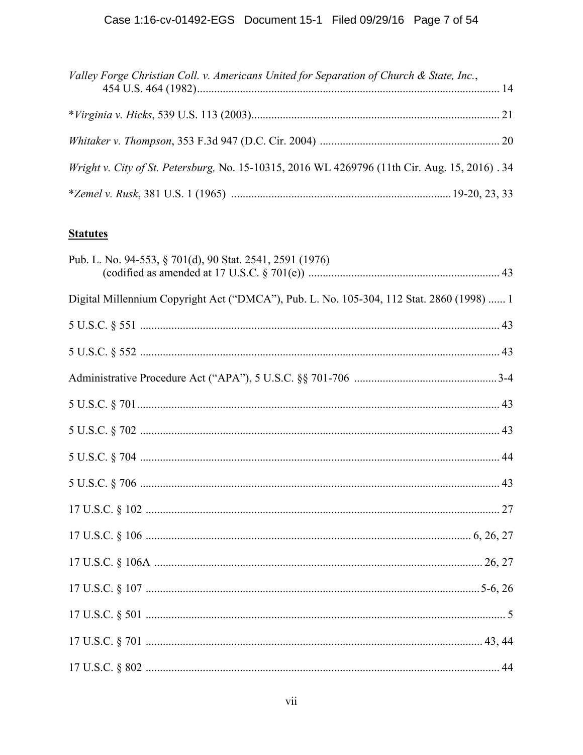*Valley Forge Christian Coll. v. Americans United for Separation of Church & State, Inc.*, 454 U.S. 464 (1982) .......... 14

**Virginia v. Hicks*, 539 U.S. 113 (2003) .......... 21

*Whitaker v. Thompson*, 353 F.3d 947 (D.C. Cir. 2004) .......... 20

*Wright v. City of St. Petersburg,* No. 15-10315, 2016 WL 4269796 (11th Cir. Aug. 15, 2016) . 34

**Zemel v. Rusk*, 381 U.S. 1 (1965) .......... 19-20, 23, 33

**Statutes**

Pub. L. No. 94-553, § 701(d), 90 Stat. 2541, 2591 (1976) (codified as amended at 17 U.S.C. § 701(e)) .......... 43

Digital Millennium Copyright Act ("DMCA"), Pub. L. No. 105-304, 112 Stat. 2860 (1998) ...... 1

5 U.S.C. § 551 .......... 43

5 U.S.C. § 552 .......... 43

Administrative Procedure Act ("APA"), 5 U.S.C. §§ 701-706 .......... 3-4

5 U.S.C. § 701 .......... 43

5 U.S.C. § 702 .......... 43

5 U.S.C. § 704 .......... 44

5 U.S.C. § 706 .......... 43

17 U.S.C. § 102 .......... 27

17 U.S.C. § 106 .......... 6, 26, 27

17 U.S.C. § 106A .......... 26, 27

17 U.S.C. § 107 .......... 5-6, 26

17 U.S.C. § 501 .......... 5

17 U.S.C. § 701 .......... 43, 44

17 U.S.C. § 802 .......... 44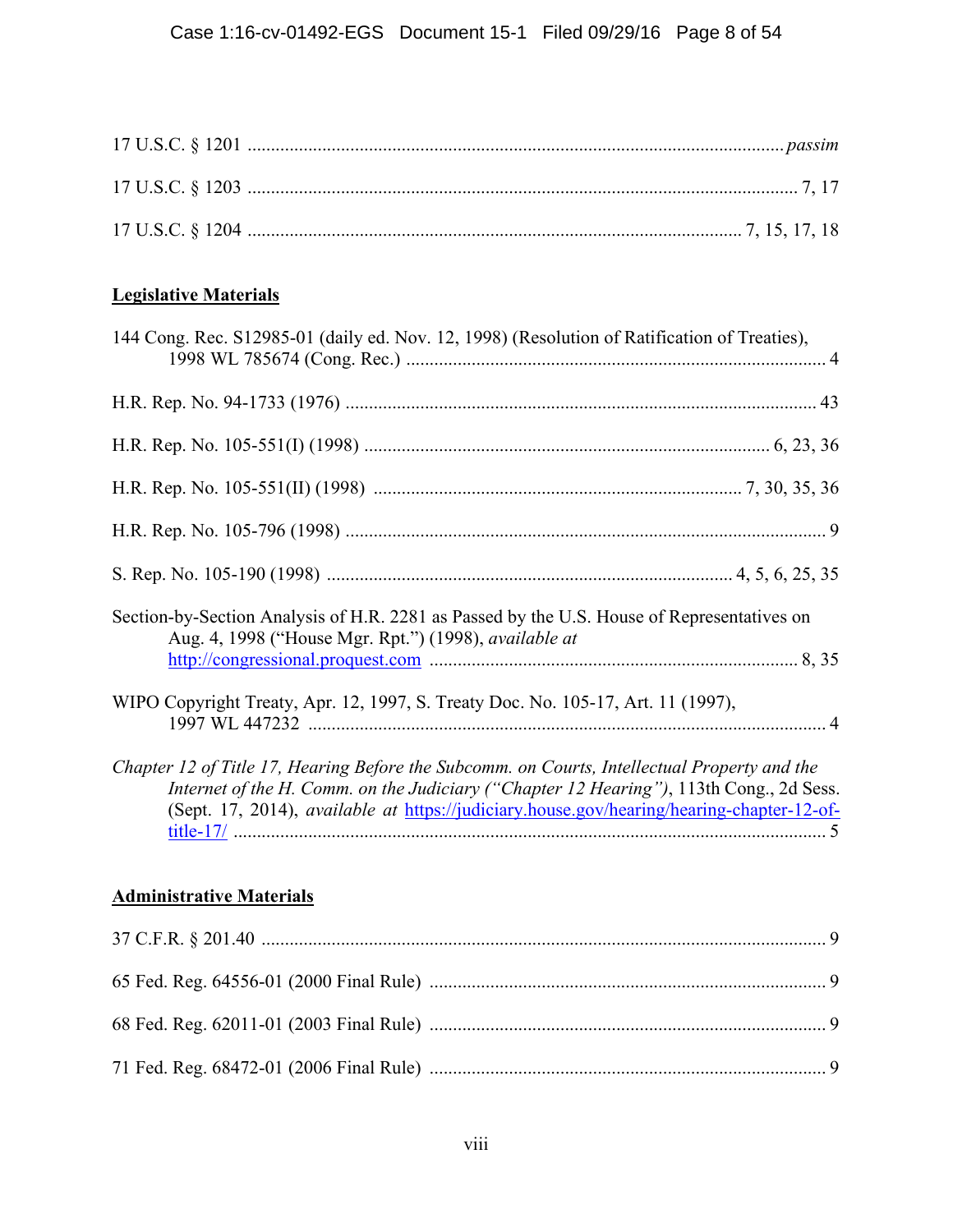17 U.S.C. § 1201 ........................................................................................................ *passim*

17 U.S.C. § 1203 ........................................................................................................ 7, 17

17 U.S.C. § 1204 ........................................................................................................ 7, 15, 17, 18

**Legislative Materials**

144 Cong. Rec. S12985-01 (daily ed. Nov. 12, 1998) (Resolution of Ratification of Treaties), 1998 WL 785674 (Cong. Rec.) ........................................................................................ 4

H.R. Rep. No. 94-1733 (1976) ........................................................................................ 43

H.R. Rep. No. 105-551(I) (1998) ........................................................................................ 6, 23, 36

H.R. Rep. No. 105-551(II) (1998) ........................................................................................ 7, 30, 35, 36

H.R. Rep. No. 105-796 (1998) ........................................................................................ 9

S. Rep. No. 105-190 (1998) ........................................................................................ 4, 5, 6, 25, 35

Section-by-Section Analysis of H.R. 2281 as Passed by the U.S. House of Representatives on Aug. 4, 1998 ("House Mgr. Rpt.") (1998), *available at* http://congressional.proquest.com ........................................................................................ 8, 35

WIPO Copyright Treaty, Apr. 12, 1997, S. Treaty Doc. No. 105-17, Art. 11 (1997), 1997 WL 447232 ........................................................................................ 4

*Chapter 12 of Title 17, Hearing Before the Subcomm. on Courts, Intellectual Property and the Internet of the H. Comm. on the Judiciary ("Chapter 12 Hearing")*, 113th Cong., 2d Sess. (Sept. 17, 2014), *available at* https://judiciary.house.gov/hearing/hearing-chapter-12-of-title-17/ ........................................................................................ 5

**Administrative Materials**

37 C.F.R. § 201.40 ........................................................................................ 9

65 Fed. Reg. 64556-01 (2000 Final Rule) ........................................................................................ 9

68 Fed. Reg. 62011-01 (2003 Final Rule) ........................................................................................ 9

71 Fed. Reg. 68472-01 (2006 Final Rule) ........................................................................................ 9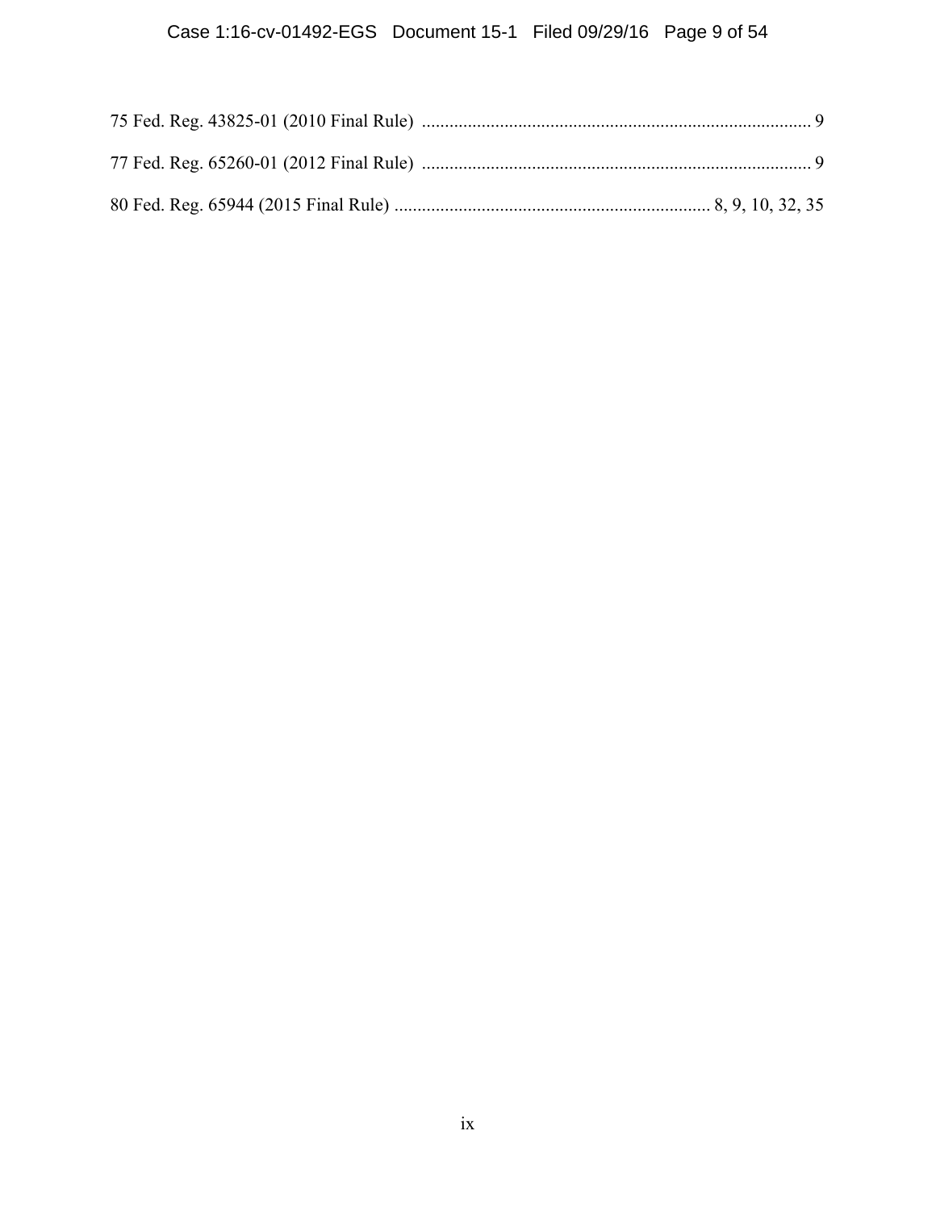75 Fed. Reg. 43825-01 (2010 Final Rule) .................................................................................... 9

77 Fed. Reg. 65260-01 (2012 Final Rule) .................................................................................... 9

80 Fed. Reg. 65944 (2015 Final Rule) ..................................................................... 8, 9, 10, 32, 35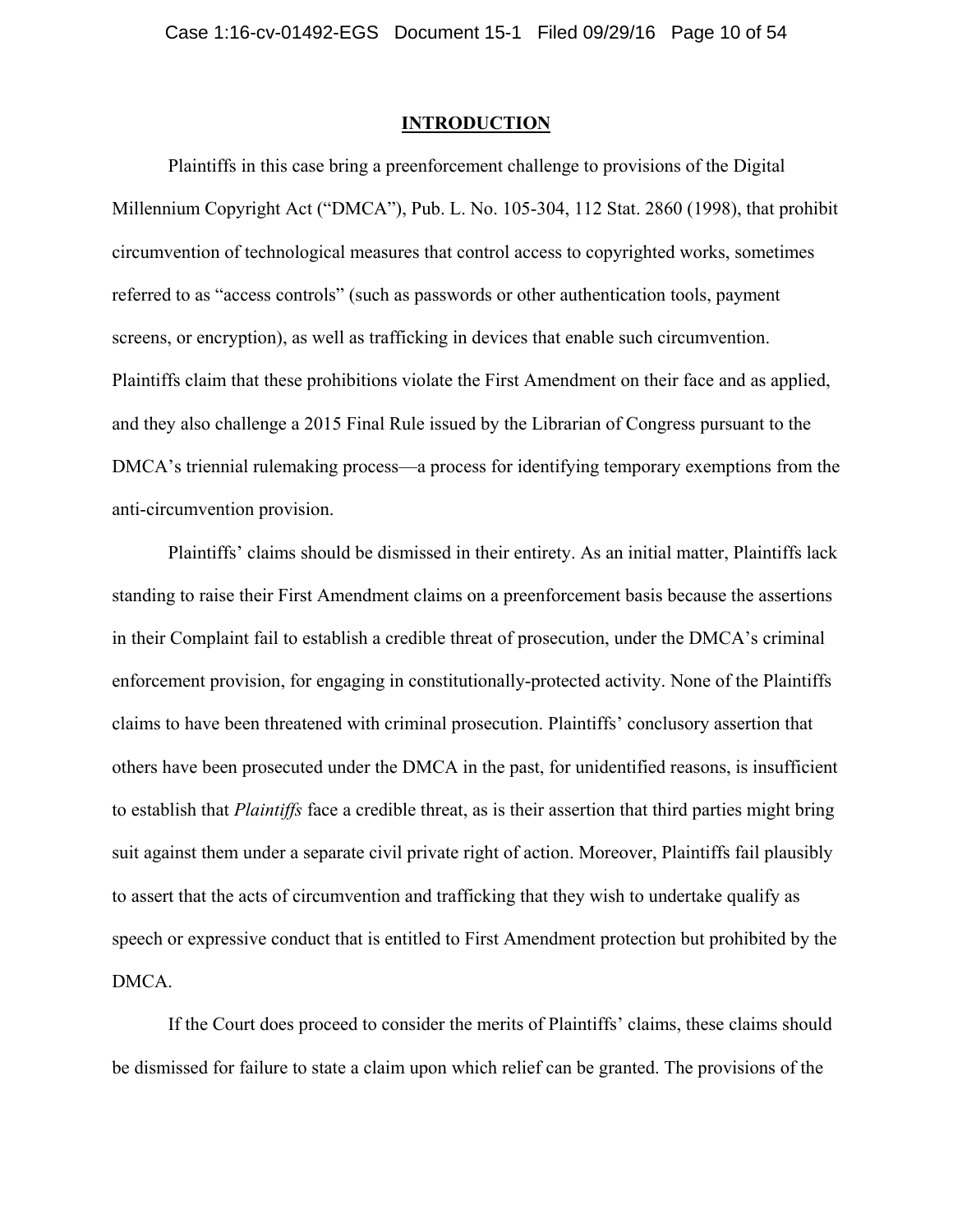## INTRODUCTION

Plaintiffs in this case bring a preenforcement challenge to provisions of the Digital Millennium Copyright Act ("DMCA"), Pub. L. No. 105-304, 112 Stat. 2860 (1998), that prohibit circumvention of technological measures that control access to copyrighted works, sometimes referred to as "access controls" (such as passwords or other authentication tools, payment screens, or encryption), as well as trafficking in devices that enable such circumvention. Plaintiffs claim that these prohibitions violate the First Amendment on their face and as applied, and they also challenge a 2015 Final Rule issued by the Librarian of Congress pursuant to the DMCA's triennial rulemaking process—a process for identifying temporary exemptions from the anti-circumvention provision.

Plaintiffs' claims should be dismissed in their entirety. As an initial matter, Plaintiffs lack standing to raise their First Amendment claims on a preenforcement basis because the assertions in their Complaint fail to establish a credible threat of prosecution, under the DMCA's criminal enforcement provision, for engaging in constitutionally-protected activity. None of the Plaintiffs claims to have been threatened with criminal prosecution. Plaintiffs' conclusory assertion that others have been prosecuted under the DMCA in the past, for unidentified reasons, is insufficient to establish that *Plaintiffs* face a credible threat, as is their assertion that third parties might bring suit against them under a separate civil private right of action. Moreover, Plaintiffs fail plausibly to assert that the acts of circumvention and trafficking that they wish to undertake qualify as speech or expressive conduct that is entitled to First Amendment protection but prohibited by the DMCA.

If the Court does proceed to consider the merits of Plaintiffs' claims, these claims should be dismissed for failure to state a claim upon which relief can be granted. The provisions of the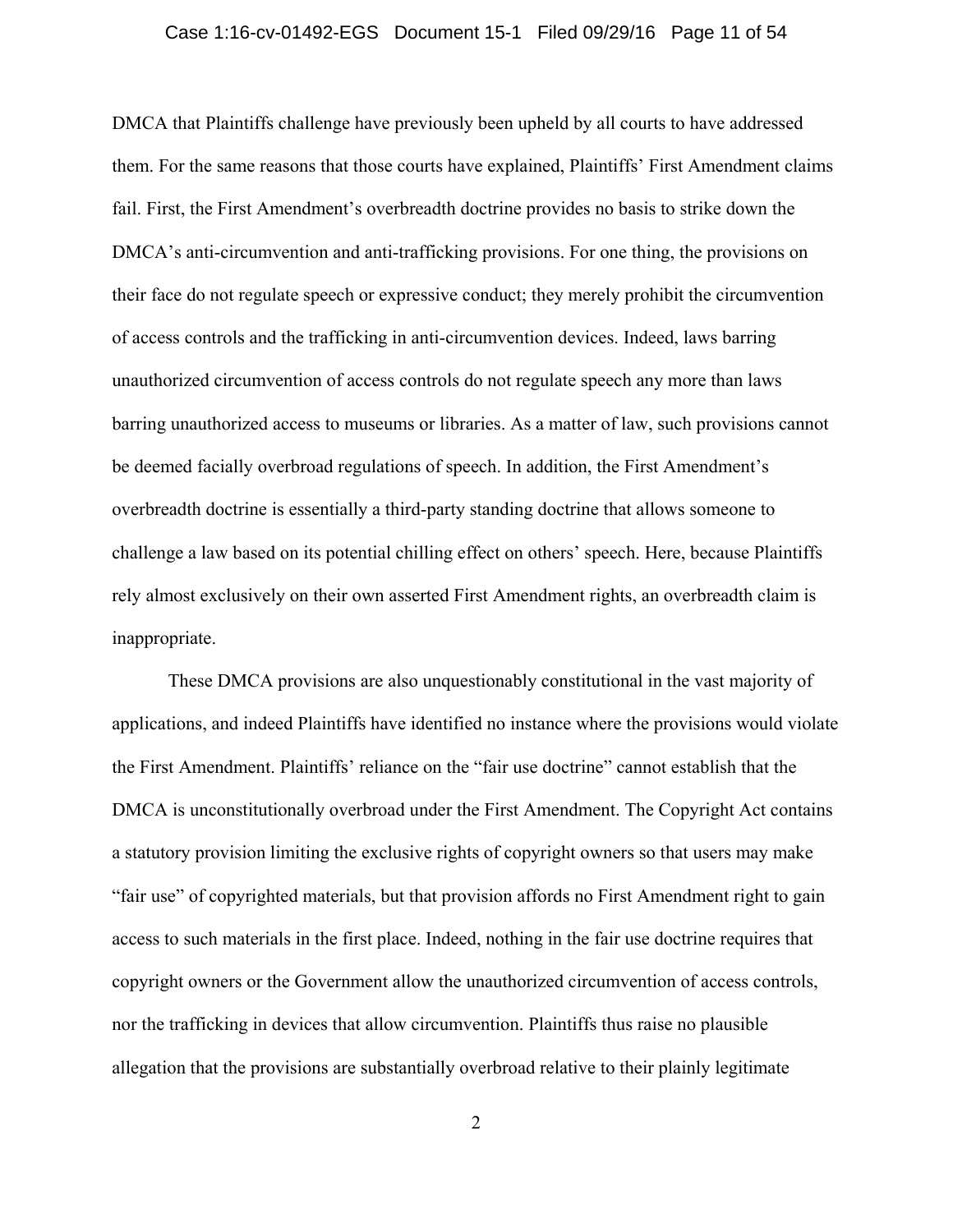DMCA that Plaintiffs challenge have previously been upheld by all courts to have addressed them. For the same reasons that those courts have explained, Plaintiffs' First Amendment claims fail. First, the First Amendment's overbreadth doctrine provides no basis to strike down the DMCA's anti-circumvention and anti-trafficking provisions. For one thing, the provisions on their face do not regulate speech or expressive conduct; they merely prohibit the circumvention of access controls and the trafficking in anti-circumvention devices. Indeed, laws barring unauthorized circumvention of access controls do not regulate speech any more than laws barring unauthorized access to museums or libraries. As a matter of law, such provisions cannot be deemed facially overbroad regulations of speech. In addition, the First Amendment's overbreadth doctrine is essentially a third-party standing doctrine that allows someone to challenge a law based on its potential chilling effect on others' speech. Here, because Plaintiffs rely almost exclusively on their own asserted First Amendment rights, an overbreadth claim is inappropriate.

These DMCA provisions are also unquestionably constitutional in the vast majority of applications, and indeed Plaintiffs have identified no instance where the provisions would violate the First Amendment. Plaintiffs' reliance on the "fair use doctrine" cannot establish that the DMCA is unconstitutionally overbroad under the First Amendment. The Copyright Act contains a statutory provision limiting the exclusive rights of copyright owners so that users may make "fair use" of copyrighted materials, but that provision affords no First Amendment right to gain access to such materials in the first place. Indeed, nothing in the fair use doctrine requires that copyright owners or the Government allow the unauthorized circumvention of access controls, nor the trafficking in devices that allow circumvention. Plaintiffs thus raise no plausible allegation that the provisions are substantially overbroad relative to their plainly legitimate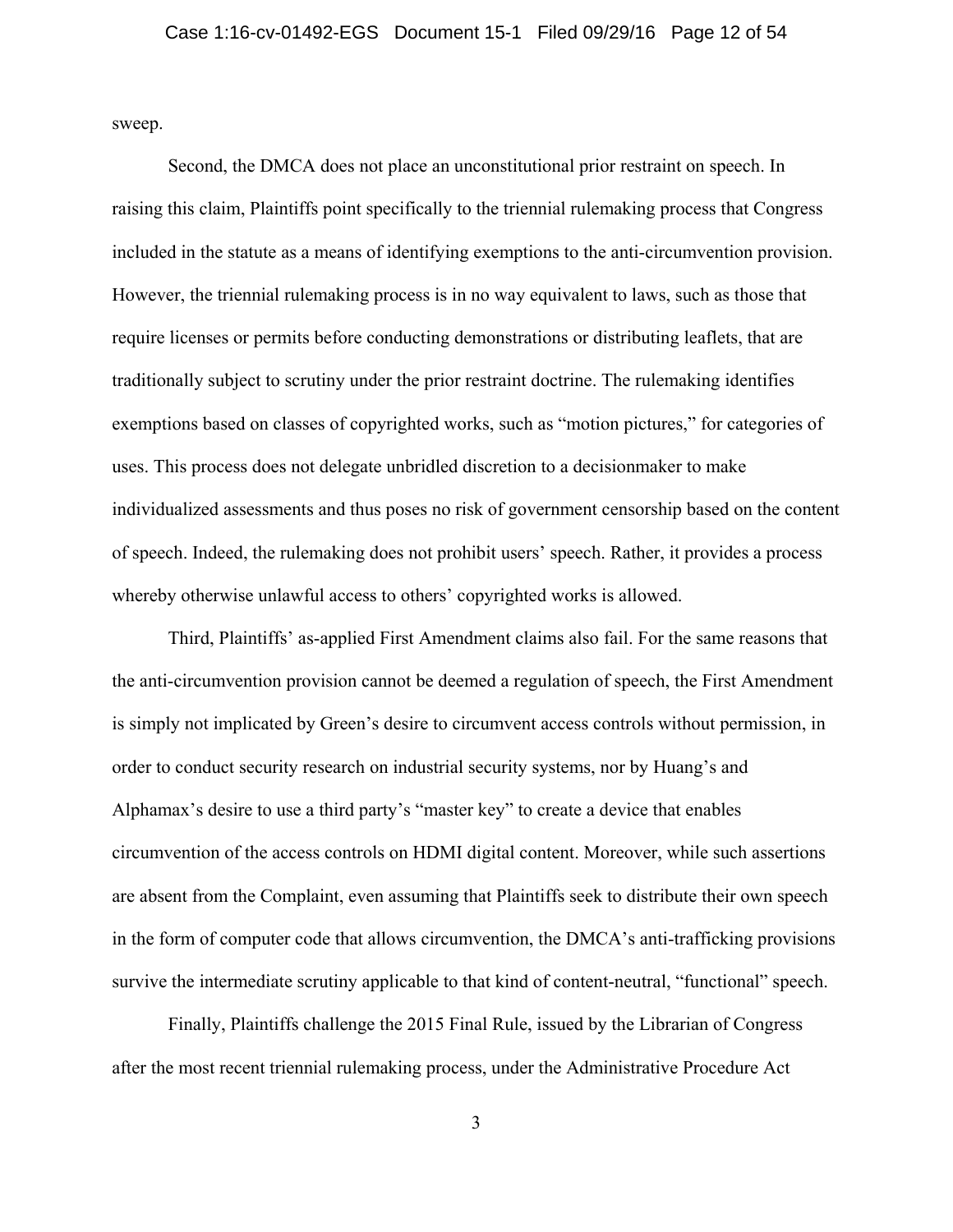sweep.

Second, the DMCA does not place an unconstitutional prior restraint on speech. In raising this claim, Plaintiffs point specifically to the triennial rulemaking process that Congress included in the statute as a means of identifying exemptions to the anti-circumvention provision. However, the triennial rulemaking process is in no way equivalent to laws, such as those that require licenses or permits before conducting demonstrations or distributing leaflets, that are traditionally subject to scrutiny under the prior restraint doctrine. The rulemaking identifies exemptions based on classes of copyrighted works, such as "motion pictures," for categories of uses. This process does not delegate unbridled discretion to a decisionmaker to make individualized assessments and thus poses no risk of government censorship based on the content of speech. Indeed, the rulemaking does not prohibit users' speech. Rather, it provides a process whereby otherwise unlawful access to others' copyrighted works is allowed.

Third, Plaintiffs' as-applied First Amendment claims also fail. For the same reasons that the anti-circumvention provision cannot be deemed a regulation of speech, the First Amendment is simply not implicated by Green's desire to circumvent access controls without permission, in order to conduct security research on industrial security systems, nor by Huang's and Alphamax's desire to use a third party's "master key" to create a device that enables circumvention of the access controls on HDMI digital content. Moreover, while such assertions are absent from the Complaint, even assuming that Plaintiffs seek to distribute their own speech in the form of computer code that allows circumvention, the DMCA's anti-trafficking provisions survive the intermediate scrutiny applicable to that kind of content-neutral, "functional" speech.

Finally, Plaintiffs challenge the 2015 Final Rule, issued by the Librarian of Congress after the most recent triennial rulemaking process, under the Administrative Procedure Act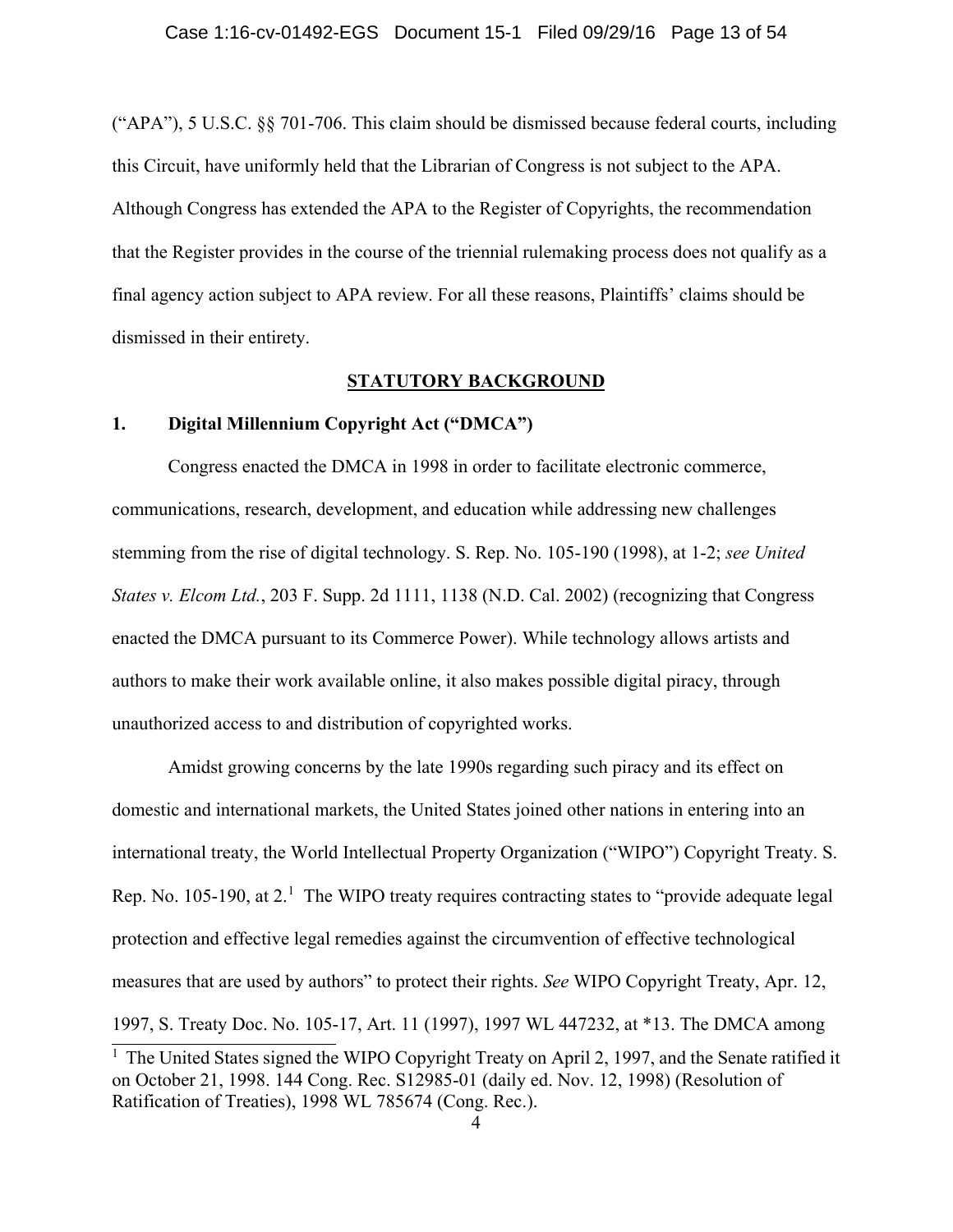("APA"), 5 U.S.C. §§ 701-706. This claim should be dismissed because federal courts, including this Circuit, have uniformly held that the Librarian of Congress is not subject to the APA. Although Congress has extended the APA to the Register of Copyrights, the recommendation that the Register provides in the course of the triennial rulemaking process does not qualify as a final agency action subject to APA review. For all these reasons, Plaintiffs' claims should be dismissed in their entirety.

## STATUTORY BACKGROUND

### 1. Digital Millennium Copyright Act ("DMCA")

Congress enacted the DMCA in 1998 in order to facilitate electronic commerce, communications, research, development, and education while addressing new challenges stemming from the rise of digital technology. S. Rep. No. 105-190 (1998), at 1-2; *see United States v. Elcom Ltd.*, 203 F. Supp. 2d 1111, 1138 (N.D. Cal. 2002) (recognizing that Congress enacted the DMCA pursuant to its Commerce Power). While technology allows artists and authors to make their work available online, it also makes possible digital piracy, through unauthorized access to and distribution of copyrighted works.

Amidst growing concerns by the late 1990s regarding such piracy and its effect on domestic and international markets, the United States joined other nations in entering into an international treaty, the World Intellectual Property Organization ("WIPO") Copyright Treaty. S. Rep. No. 105-190, at 2.[1] The WIPO treaty requires contracting states to "provide adequate legal protection and effective legal remedies against the circumvention of effective technological measures that are used by authors" to protect their rights. *See* WIPO Copyright Treaty, Apr. 12, 1997, S. Treaty Doc. No. 105-17, Art. 11 (1997), 1997 WL 447232, at *13. The DMCA among

[1] The United States signed the WIPO Copyright Treaty on April 2, 1997, and the Senate ratified it on October 21, 1998. 144 Cong. Rec. S12985-01 (daily ed. Nov. 12, 1998) (Resolution of Ratification of Treaties), 1998 WL 785674 (Cong. Rec.).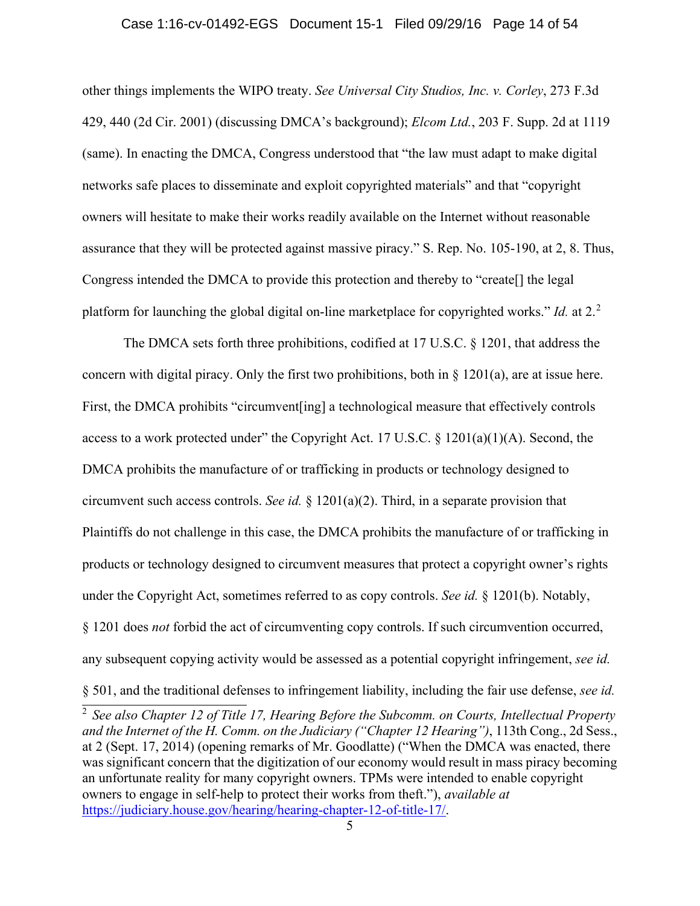other things implements the WIPO treaty. *See Universal City Studios, Inc. v. Corley*, 273 F.3d 429, 440 (2d Cir. 2001) (discussing DMCA's background); *Elcom Ltd.*, 203 F. Supp. 2d at 1119 (same). In enacting the DMCA, Congress understood that "the law must adapt to make digital networks safe places to disseminate and exploit copyrighted materials" and that "copyright owners will hesitate to make their works readily available on the Internet without reasonable assurance that they will be protected against massive piracy." S. Rep. No. 105-190, at 2, 8. Thus, Congress intended the DMCA to provide this protection and thereby to "create[] the legal platform for launching the global digital on-line marketplace for copyrighted works." *Id.* at 2.[2]

The DMCA sets forth three prohibitions, codified at 17 U.S.C. § 1201, that address the concern with digital piracy. Only the first two prohibitions, both in § 1201(a), are at issue here. First, the DMCA prohibits "circumvent[ing] a technological measure that effectively controls access to a work protected under" the Copyright Act. 17 U.S.C. § 1201(a)(1)(A). Second, the DMCA prohibits the manufacture of or trafficking in products or technology designed to circumvent such access controls. *See id.* § 1201(a)(2). Third, in a separate provision that Plaintiffs do not challenge in this case, the DMCA prohibits the manufacture of or trafficking in products or technology designed to circumvent measures that protect a copyright owner's rights under the Copyright Act, sometimes referred to as copy controls. *See id.* § 1201(b). Notably, § 1201 does *not* forbid the act of circumventing copy controls. If such circumvention occurred, any subsequent copying activity would be assessed as a potential copyright infringement, *see id.* § 501, and the traditional defenses to infringement liability, including the fair use defense, *see id.*

---

[2] *See also Chapter 12 of Title 17, Hearing Before the Subcomm. on Courts, Intellectual Property and the Internet of the H. Comm. on the Judiciary ("Chapter 12 Hearing")*, 113th Cong., 2d Sess., at 2 (Sept. 17, 2014) (opening remarks of Mr. Goodlatte) ("When the DMCA was enacted, there was significant concern that the digitization of our economy would result in mass piracy becoming an unfortunate reality for many copyright owners. TPMs were intended to enable copyright owners to engage in self-help to protect their works from theft."), *available at* https://judiciary.house.gov/hearing/hearing-chapter-12-of-title-17/.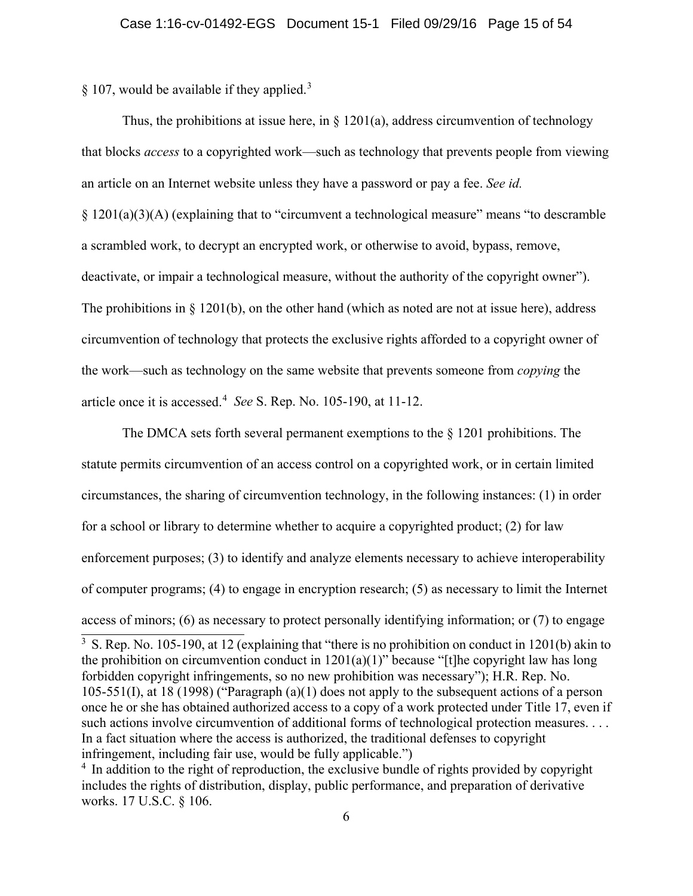§ 107, would be available if they applied.[3]

Thus, the prohibitions at issue here, in § 1201(a), address circumvention of technology that blocks *access* to a copyrighted work—such as technology that prevents people from viewing an article on an Internet website unless they have a password or pay a fee. *See id.* § 1201(a)(3)(A) (explaining that to "circumvent a technological measure" means "to descramble a scrambled work, to decrypt an encrypted work, or otherwise to avoid, bypass, remove, deactivate, or impair a technological measure, without the authority of the copyright owner"). The prohibitions in § 1201(b), on the other hand (which as noted are not at issue here), address circumvention of technology that protects the exclusive rights afforded to a copyright owner of the work—such as technology on the same website that prevents someone from *copying* the article once it is accessed.[4] *See* S. Rep. No. 105-190, at 11-12.

The DMCA sets forth several permanent exemptions to the § 1201 prohibitions. The statute permits circumvention of an access control on a copyrighted work, or in certain limited circumstances, the sharing of circumvention technology, in the following instances: (1) in order for a school or library to determine whether to acquire a copyrighted product; (2) for law enforcement purposes; (3) to identify and analyze elements necessary to achieve interoperability of computer programs; (4) to engage in encryption research; (5) as necessary to limit the Internet access of minors; (6) as necessary to protect personally identifying information; or (7) to engage

---

[3] S. Rep. No. 105-190, at 12 (explaining that "there is no prohibition on conduct in 1201(b) akin to the prohibition on circumvention conduct in 1201(a)(1)" because "[t]he copyright law has long forbidden copyright infringements, so no new prohibition was necessary"); H.R. Rep. No. 105-551(I), at 18 (1998) ("Paragraph (a)(1) does not apply to the subsequent actions of a person once he or she has obtained authorized access to a copy of a work protected under Title 17, even if such actions involve circumvention of additional forms of technological protection measures. . . . In a fact situation where the access is authorized, the traditional defenses to copyright infringement, including fair use, would be fully applicable.")

[4] In addition to the right of reproduction, the exclusive bundle of rights provided by copyright includes the rights of distribution, display, public performance, and preparation of derivative works. 17 U.S.C. § 106.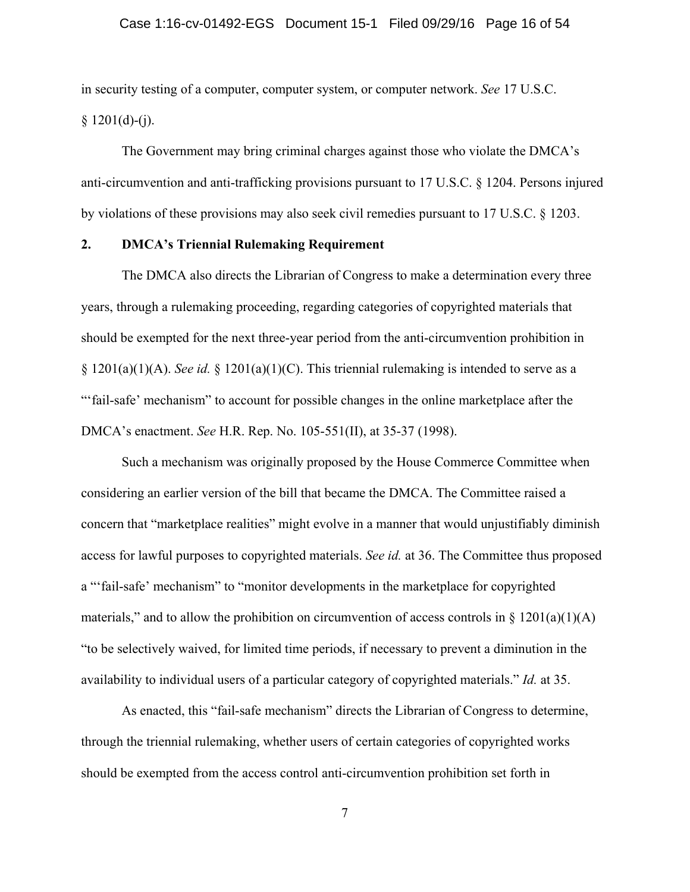in security testing of a computer, computer system, or computer network. *See* 17 U.S.C. § 1201(d)-(j).

The Government may bring criminal charges against those who violate the DMCA's anti-circumvention and anti-trafficking provisions pursuant to 17 U.S.C. § 1204. Persons injured by violations of these provisions may also seek civil remedies pursuant to 17 U.S.C. § 1203.

**2. DMCA's Triennial Rulemaking Requirement**

The DMCA also directs the Librarian of Congress to make a determination every three years, through a rulemaking proceeding, regarding categories of copyrighted materials that should be exempted for the next three-year period from the anti-circumvention prohibition in § 1201(a)(1)(A). *See id.* § 1201(a)(1)(C). This triennial rulemaking is intended to serve as a "'fail-safe' mechanism" to account for possible changes in the online marketplace after the DMCA's enactment. *See* H.R. Rep. No. 105-551(II), at 35-37 (1998).

Such a mechanism was originally proposed by the House Commerce Committee when considering an earlier version of the bill that became the DMCA. The Committee raised a concern that "marketplace realities" might evolve in a manner that would unjustifiably diminish access for lawful purposes to copyrighted materials. *See id.* at 36. The Committee thus proposed a "'fail-safe' mechanism" to "monitor developments in the marketplace for copyrighted materials," and to allow the prohibition on circumvention of access controls in § 1201(a)(1)(A) "to be selectively waived, for limited time periods, if necessary to prevent a diminution in the availability to individual users of a particular category of copyrighted materials." *Id.* at 35.

As enacted, this "fail-safe mechanism" directs the Librarian of Congress to determine, through the triennial rulemaking, whether users of certain categories of copyrighted works should be exempted from the access control anti-circumvention prohibition set forth in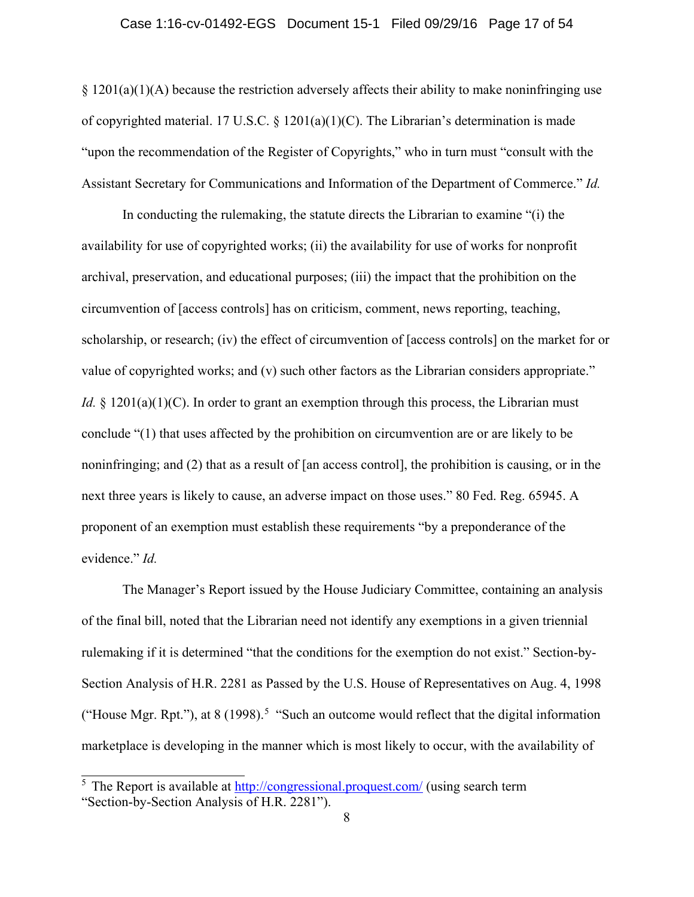§ 1201(a)(1)(A) because the restriction adversely affects their ability to make noninfringing use of copyrighted material. 17 U.S.C. § 1201(a)(1)(C). The Librarian's determination is made "upon the recommendation of the Register of Copyrights," who in turn must "consult with the Assistant Secretary for Communications and Information of the Department of Commerce." *Id.*

In conducting the rulemaking, the statute directs the Librarian to examine "(i) the availability for use of copyrighted works; (ii) the availability for use of works for nonprofit archival, preservation, and educational purposes; (iii) the impact that the prohibition on the circumvention of [access controls] has on criticism, comment, news reporting, teaching, scholarship, or research; (iv) the effect of circumvention of [access controls] on the market for or value of copyrighted works; and (v) such other factors as the Librarian considers appropriate." *Id.* § 1201(a)(1)(C). In order to grant an exemption through this process, the Librarian must conclude "(1) that uses affected by the prohibition on circumvention are or are likely to be noninfringing; and (2) that as a result of [an access control], the prohibition is causing, or in the next three years is likely to cause, an adverse impact on those uses." 80 Fed. Reg. 65945. A proponent of an exemption must establish these requirements "by a preponderance of the evidence." *Id.*

The Manager's Report issued by the House Judiciary Committee, containing an analysis of the final bill, noted that the Librarian need not identify any exemptions in a given triennial rulemaking if it is determined "that the conditions for the exemption do not exist." Section-by-Section Analysis of H.R. 2281 as Passed by the U.S. House of Representatives on Aug. 4, 1998 ("House Mgr. Rpt."), at 8 (1998).[5] "Such an outcome would reflect that the digital information marketplace is developing in the manner which is most likely to occur, with the availability of

---

[5] The Report is available at http://congressional.proquest.com/ (using search term "Section-by-Section Analysis of H.R. 2281").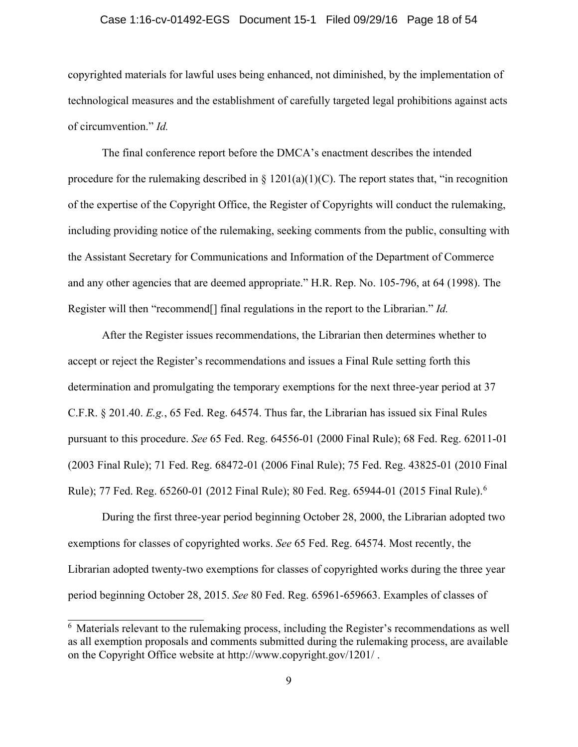copyrighted materials for lawful uses being enhanced, not diminished, by the implementation of technological measures and the establishment of carefully targeted legal prohibitions against acts of circumvention." *Id.*

The final conference report before the DMCA's enactment describes the intended procedure for the rulemaking described in § 1201(a)(1)(C). The report states that, "in recognition of the expertise of the Copyright Office, the Register of Copyrights will conduct the rulemaking, including providing notice of the rulemaking, seeking comments from the public, consulting with the Assistant Secretary for Communications and Information of the Department of Commerce and any other agencies that are deemed appropriate." H.R. Rep. No. 105-796, at 64 (1998). The Register will then "recommend[] final regulations in the report to the Librarian." *Id.*

After the Register issues recommendations, the Librarian then determines whether to accept or reject the Register's recommendations and issues a Final Rule setting forth this determination and promulgating the temporary exemptions for the next three-year period at 37 C.F.R. § 201.40. *E.g.*, 65 Fed. Reg. 64574. Thus far, the Librarian has issued six Final Rules pursuant to this procedure. *See* 65 Fed. Reg. 64556-01 (2000 Final Rule); 68 Fed. Reg. 62011-01 (2003 Final Rule); 71 Fed. Reg. 68472-01 (2006 Final Rule); 75 Fed. Reg. 43825-01 (2010 Final Rule); 77 Fed. Reg. 65260-01 (2012 Final Rule); 80 Fed. Reg. 65944-01 (2015 Final Rule).[6]

During the first three-year period beginning October 28, 2000, the Librarian adopted two exemptions for classes of copyrighted works. *See* 65 Fed. Reg. 64574. Most recently, the Librarian adopted twenty-two exemptions for classes of copyrighted works during the three year period beginning October 28, 2015. *See* 80 Fed. Reg. 65961-659663. Examples of classes of

[6] Materials relevant to the rulemaking process, including the Register's recommendations as well as all exemption proposals and comments submitted during the rulemaking process, are available on the Copyright Office website at http://www.copyright.gov/1201/ .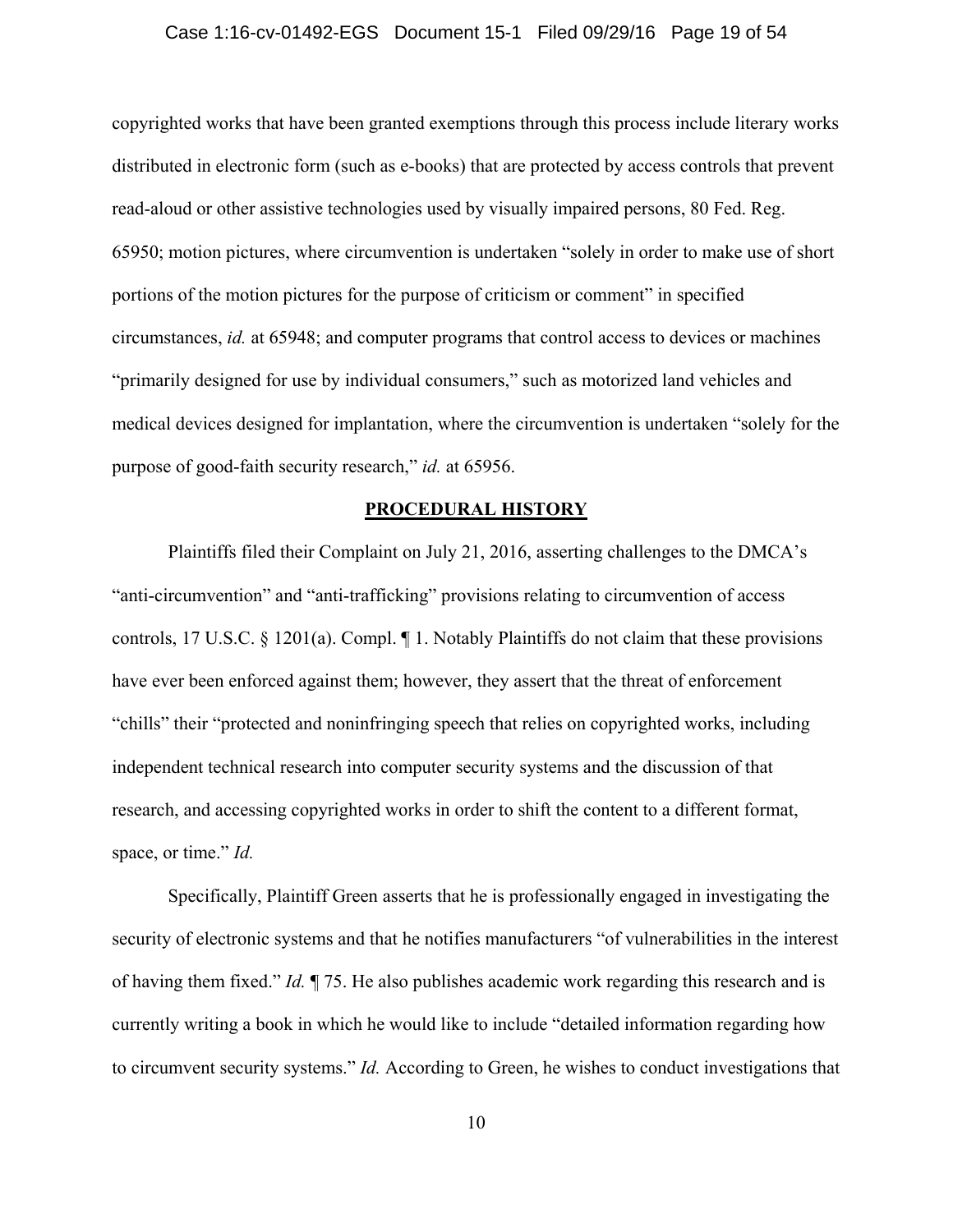copyrighted works that have been granted exemptions through this process include literary works distributed in electronic form (such as e-books) that are protected by access controls that prevent read-aloud or other assistive technologies used by visually impaired persons, 80 Fed. Reg. 65950; motion pictures, where circumvention is undertaken "solely in order to make use of short portions of the motion pictures for the purpose of criticism or comment" in specified circumstances, *id.* at 65948; and computer programs that control access to devices or machines "primarily designed for use by individual consumers," such as motorized land vehicles and medical devices designed for implantation, where the circumvention is undertaken "solely for the purpose of good-faith security research," *id.* at 65956.

## PROCEDURAL HISTORY

Plaintiffs filed their Complaint on July 21, 2016, asserting challenges to the DMCA's "anti-circumvention" and "anti-trafficking" provisions relating to circumvention of access controls, 17 U.S.C. § 1201(a). Compl. ¶ 1. Notably Plaintiffs do not claim that these provisions have ever been enforced against them; however, they assert that the threat of enforcement "chills" their "protected and noninfringing speech that relies on copyrighted works, including independent technical research into computer security systems and the discussion of that research, and accessing copyrighted works in order to shift the content to a different format, space, or time." *Id.*

Specifically, Plaintiff Green asserts that he is professionally engaged in investigating the security of electronic systems and that he notifies manufacturers "of vulnerabilities in the interest of having them fixed." *Id.* ¶ 75. He also publishes academic work regarding this research and is currently writing a book in which he would like to include "detailed information regarding how to circumvent security systems." *Id.* According to Green, he wishes to conduct investigations that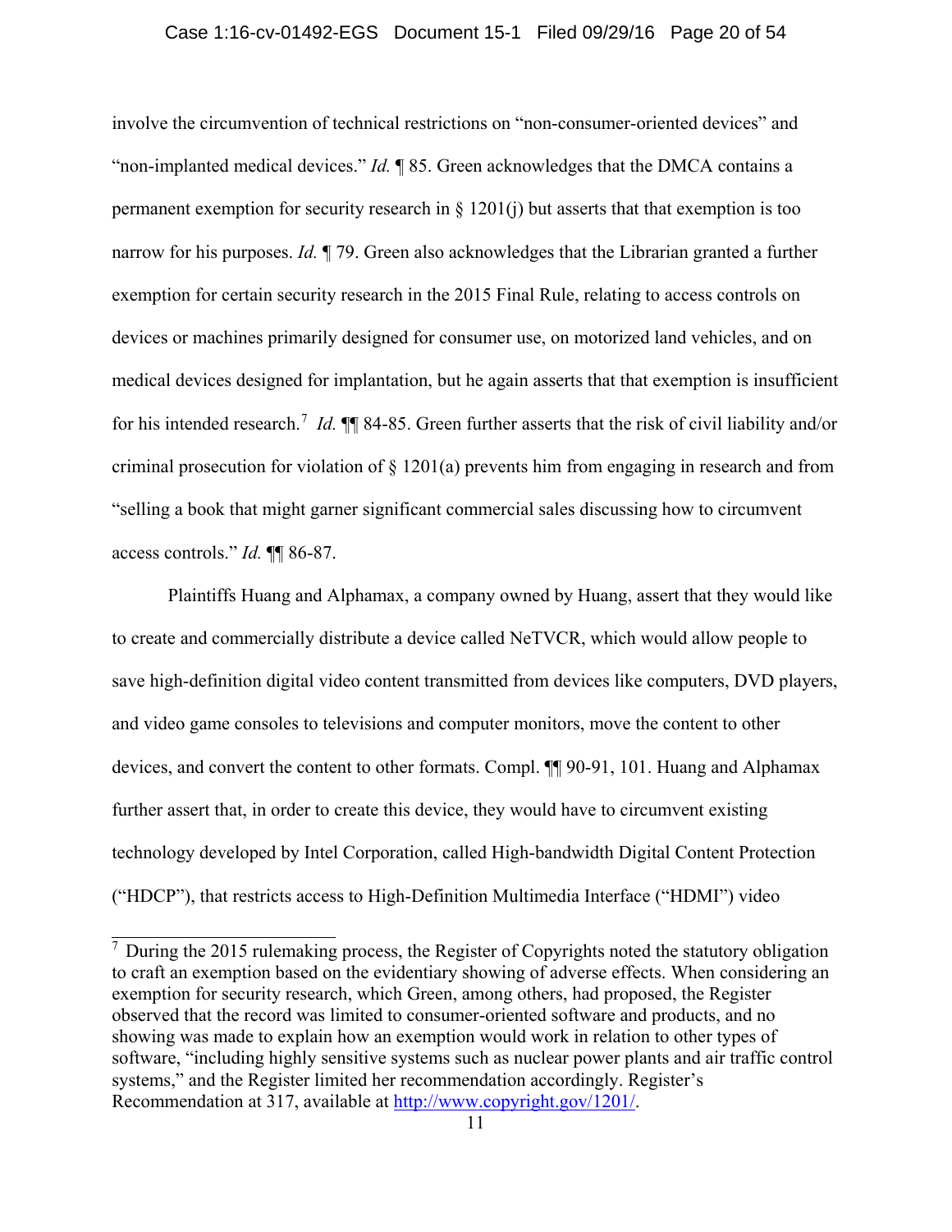involve the circumvention of technical restrictions on "non-consumer-oriented devices" and "non-implanted medical devices." *Id.* ¶ 85. Green acknowledges that the DMCA contains a permanent exemption for security research in § 1201(j) but asserts that that exemption is too narrow for his purposes. *Id.* ¶ 79. Green also acknowledges that the Librarian granted a further exemption for certain security research in the 2015 Final Rule, relating to access controls on devices or machines primarily designed for consumer use, on motorized land vehicles, and on medical devices designed for implantation, but he again asserts that that exemption is insufficient for his intended research.[7] *Id.* ¶¶ 84-85. Green further asserts that the risk of civil liability and/or criminal prosecution for violation of § 1201(a) prevents him from engaging in research and from "selling a book that might garner significant commercial sales discussing how to circumvent access controls." *Id.* ¶¶ 86-87.

Plaintiffs Huang and Alphamax, a company owned by Huang, assert that they would like to create and commercially distribute a device called NeTVCR, which would allow people to save high-definition digital video content transmitted from devices like computers, DVD players, and video game consoles to televisions and computer monitors, move the content to other devices, and convert the content to other formats. Compl. ¶¶ 90-91, 101. Huang and Alphamax further assert that, in order to create this device, they would have to circumvent existing technology developed by Intel Corporation, called High-bandwidth Digital Content Protection ("HDCP"), that restricts access to High-Definition Multimedia Interface ("HDMI") video

---

[7] During the 2015 rulemaking process, the Register of Copyrights noted the statutory obligation to craft an exemption based on the evidentiary showing of adverse effects. When considering an exemption for security research, which Green, among others, had proposed, the Register observed that the record was limited to consumer-oriented software and products, and no showing was made to explain how an exemption would work in relation to other types of software, "including highly sensitive systems such as nuclear power plants and air traffic control systems," and the Register limited her recommendation accordingly. Register's Recommendation at 317, available at http://www.copyright.gov/1201/.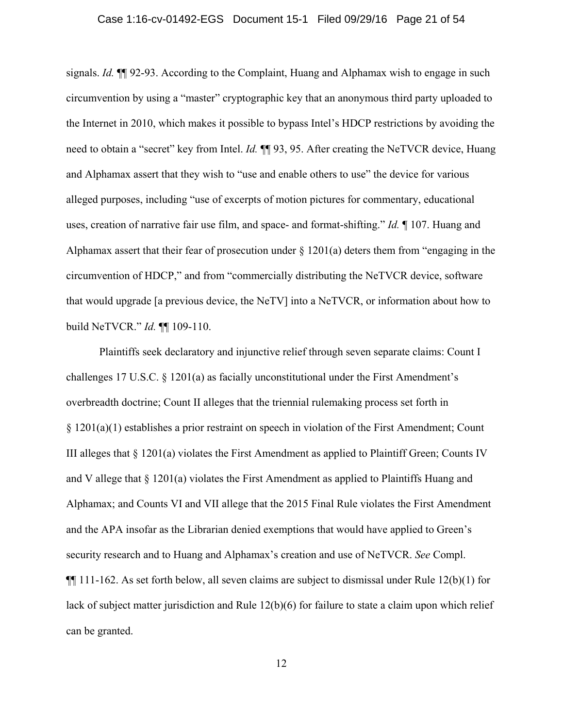signals. *Id.* ¶¶ 92-93. According to the Complaint, Huang and Alphamax wish to engage in such circumvention by using a "master" cryptographic key that an anonymous third party uploaded to the Internet in 2010, which makes it possible to bypass Intel's HDCP restrictions by avoiding the need to obtain a "secret" key from Intel. *Id.* ¶¶ 93, 95. After creating the NeTVCR device, Huang and Alphamax assert that they wish to "use and enable others to use" the device for various alleged purposes, including "use of excerpts of motion pictures for commentary, educational uses, creation of narrative fair use film, and space- and format-shifting." *Id.* ¶ 107. Huang and Alphamax assert that their fear of prosecution under § 1201(a) deters them from "engaging in the circumvention of HDCP," and from "commercially distributing the NeTVCR device, software that would upgrade [a previous device, the NeTV] into a NeTVCR, or information about how to build NeTVCR." *Id.* ¶¶ 109-110.

Plaintiffs seek declaratory and injunctive relief through seven separate claims: Count I challenges 17 U.S.C. § 1201(a) as facially unconstitutional under the First Amendment's overbreadth doctrine; Count II alleges that the triennial rulemaking process set forth in § 1201(a)(1) establishes a prior restraint on speech in violation of the First Amendment; Count III alleges that § 1201(a) violates the First Amendment as applied to Plaintiff Green; Counts IV and V allege that § 1201(a) violates the First Amendment as applied to Plaintiffs Huang and Alphamax; and Counts VI and VII allege that the 2015 Final Rule violates the First Amendment and the APA insofar as the Librarian denied exemptions that would have applied to Green's security research and to Huang and Alphamax's creation and use of NeTVCR. *See* Compl. ¶¶ 111-162. As set forth below, all seven claims are subject to dismissal under Rule 12(b)(1) for lack of subject matter jurisdiction and Rule 12(b)(6) for failure to state a claim upon which relief can be granted.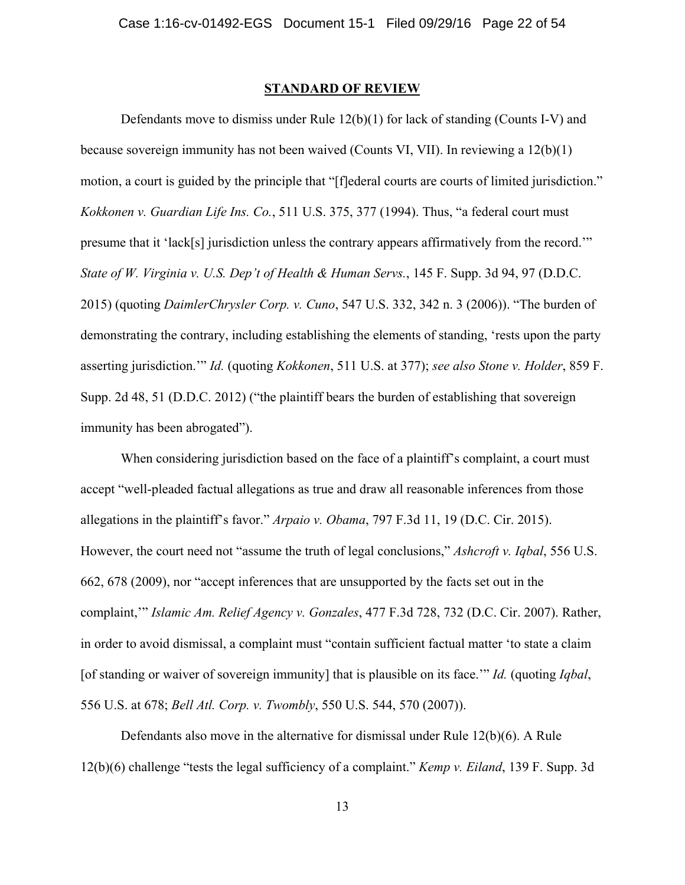## STANDARD OF REVIEW

Defendants move to dismiss under Rule 12(b)(1) for lack of standing (Counts I-V) and because sovereign immunity has not been waived (Counts VI, VII). In reviewing a 12(b)(1) motion, a court is guided by the principle that "[f]ederal courts are courts of limited jurisdiction." *Kokkonen v. Guardian Life Ins. Co.*, 511 U.S. 375, 377 (1994). Thus, "a federal court must presume that it 'lack[s] jurisdiction unless the contrary appears affirmatively from the record.'" *State of W. Virginia v. U.S. Dep't of Health & Human Servs.*, 145 F. Supp. 3d 94, 97 (D.D.C. 2015) (quoting *DaimlerChrysler Corp. v. Cuno*, 547 U.S. 332, 342 n. 3 (2006)). "The burden of demonstrating the contrary, including establishing the elements of standing, 'rests upon the party asserting jurisdiction.'" *Id.* (quoting *Kokkonen*, 511 U.S. at 377); *see also Stone v. Holder*, 859 F. Supp. 2d 48, 51 (D.D.C. 2012) ("the plaintiff bears the burden of establishing that sovereign immunity has been abrogated").

When considering jurisdiction based on the face of a plaintiff's complaint, a court must accept "well-pleaded factual allegations as true and draw all reasonable inferences from those allegations in the plaintiff's favor." *Arpaio v. Obama*, 797 F.3d 11, 19 (D.C. Cir. 2015). However, the court need not "assume the truth of legal conclusions," *Ashcroft v. Iqbal*, 556 U.S. 662, 678 (2009), nor "accept inferences that are unsupported by the facts set out in the complaint,'" *Islamic Am. Relief Agency v. Gonzales*, 477 F.3d 728, 732 (D.C. Cir. 2007). Rather, in order to avoid dismissal, a complaint must "contain sufficient factual matter 'to state a claim [of standing or waiver of sovereign immunity] that is plausible on its face.'" *Id.* (quoting *Iqbal*, 556 U.S. at 678; *Bell Atl. Corp. v. Twombly*, 550 U.S. 544, 570 (2007)).

Defendants also move in the alternative for dismissal under Rule 12(b)(6). A Rule 12(b)(6) challenge "tests the legal sufficiency of a complaint." *Kemp v. Eiland*, 139 F. Supp. 3d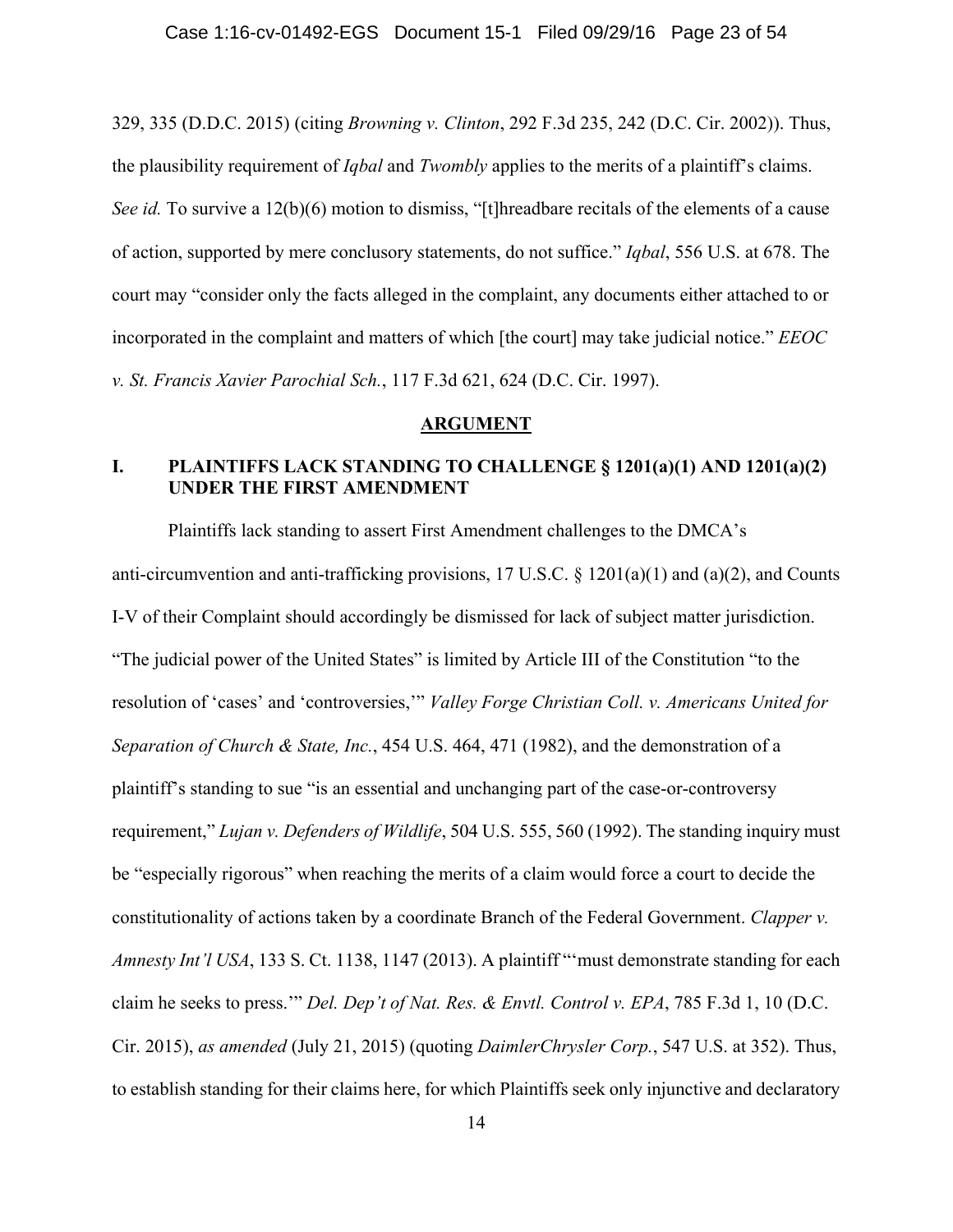329, 335 (D.D.C. 2015) (citing *Browning v. Clinton*, 292 F.3d 235, 242 (D.C. Cir. 2002)). Thus, the plausibility requirement of *Iqbal* and *Twombly* applies to the merits of a plaintiff's claims. *See id.* To survive a 12(b)(6) motion to dismiss, "[t]hreadbare recitals of the elements of a cause of action, supported by mere conclusory statements, do not suffice." *Iqbal*, 556 U.S. at 678. The court may "consider only the facts alleged in the complaint, any documents either attached to or incorporated in the complaint and matters of which [the court] may take judicial notice." *EEOC v. St. Francis Xavier Parochial Sch.*, 117 F.3d 621, 624 (D.C. Cir. 1997).

## ARGUMENT

### I. PLAINTIFFS LACK STANDING TO CHALLENGE § 1201(a)(1) AND 1201(a)(2) UNDER THE FIRST AMENDMENT

Plaintiffs lack standing to assert First Amendment challenges to the DMCA's anti-circumvention and anti-trafficking provisions, 17 U.S.C. § 1201(a)(1) and (a)(2), and Counts I-V of their Complaint should accordingly be dismissed for lack of subject matter jurisdiction. "The judicial power of the United States" is limited by Article III of the Constitution "to the resolution of 'cases' and 'controversies,'" *Valley Forge Christian Coll. v. Americans United for Separation of Church & State, Inc.*, 454 U.S. 464, 471 (1982), and the demonstration of a plaintiff's standing to sue "is an essential and unchanging part of the case-or-controversy requirement," *Lujan v. Defenders of Wildlife*, 504 U.S. 555, 560 (1992). The standing inquiry must be "especially rigorous" when reaching the merits of a claim would force a court to decide the constitutionality of actions taken by a coordinate Branch of the Federal Government. *Clapper v. Amnesty Int'l USA*, 133 S. Ct. 1138, 1147 (2013). A plaintiff "'must demonstrate standing for each claim he seeks to press.'" *Del. Dep't of Nat. Res. & Envtl. Control v. EPA*, 785 F.3d 1, 10 (D.C. Cir. 2015), *as amended* (July 21, 2015) (quoting *DaimlerChrysler Corp.*, 547 U.S. at 352). Thus, to establish standing for their claims here, for which Plaintiffs seek only injunctive and declaratory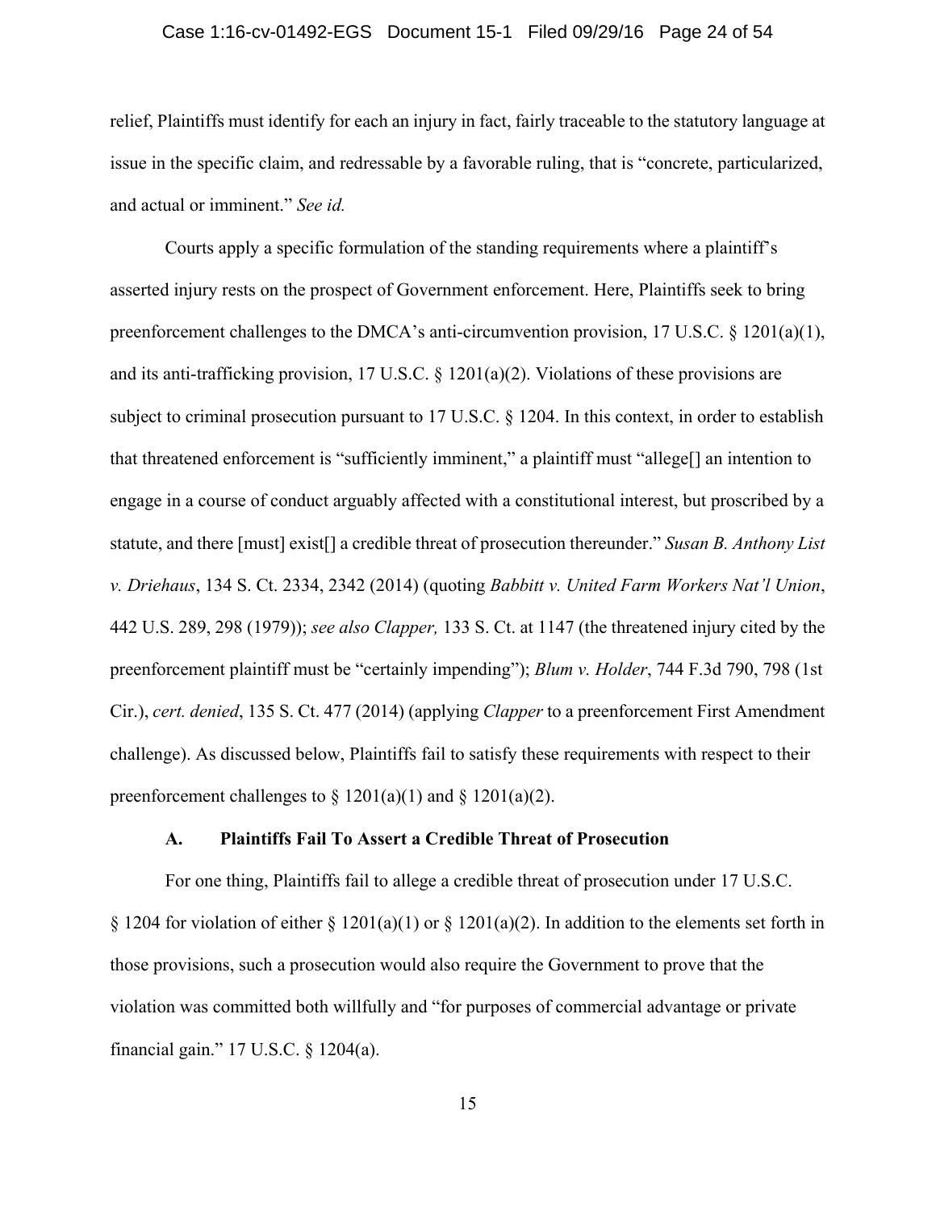relief, Plaintiffs must identify for each an injury in fact, fairly traceable to the statutory language at issue in the specific claim, and redressable by a favorable ruling, that is "concrete, particularized, and actual or imminent." *See id.*

Courts apply a specific formulation of the standing requirements where a plaintiff's asserted injury rests on the prospect of Government enforcement. Here, Plaintiffs seek to bring preenforcement challenges to the DMCA's anti-circumvention provision, 17 U.S.C. § 1201(a)(1), and its anti-trafficking provision, 17 U.S.C. § 1201(a)(2). Violations of these provisions are subject to criminal prosecution pursuant to 17 U.S.C. § 1204. In this context, in order to establish that threatened enforcement is "sufficiently imminent," a plaintiff must "allege[] an intention to engage in a course of conduct arguably affected with a constitutional interest, but proscribed by a statute, and there [must] exist[] a credible threat of prosecution thereunder." *Susan B. Anthony List v. Driehaus*, 134 S. Ct. 2334, 2342 (2014) (quoting *Babbitt v. United Farm Workers Nat'l Union*, 442 U.S. 289, 298 (1979)); *see also Clapper,* 133 S. Ct. at 1147 (the threatened injury cited by the preenforcement plaintiff must be "certainly impending"); *Blum v. Holder*, 744 F.3d 790, 798 (1st Cir.), *cert. denied*, 135 S. Ct. 477 (2014) (applying *Clapper* to a preenforcement First Amendment challenge). As discussed below, Plaintiffs fail to satisfy these requirements with respect to their preenforcement challenges to § 1201(a)(1) and § 1201(a)(2).

### A. Plaintiffs Fail To Assert a Credible Threat of Prosecution

For one thing, Plaintiffs fail to allege a credible threat of prosecution under 17 U.S.C. § 1204 for violation of either § 1201(a)(1) or § 1201(a)(2). In addition to the elements set forth in those provisions, such a prosecution would also require the Government to prove that the violation was committed both willfully and "for purposes of commercial advantage or private financial gain." 17 U.S.C. § 1204(a).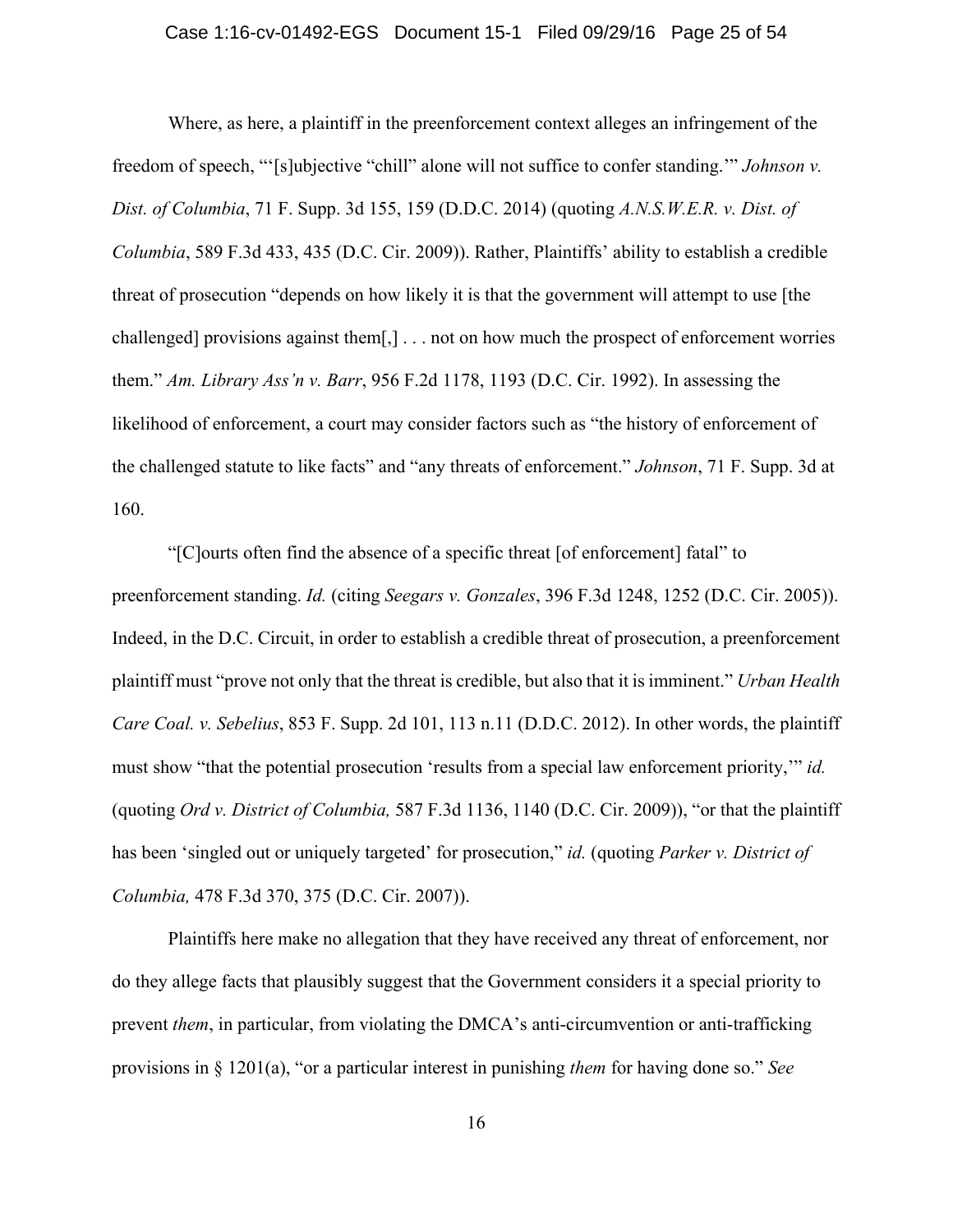Where, as here, a plaintiff in the preenforcement context alleges an infringement of the freedom of speech, "'[s]ubjective "chill" alone will not suffice to confer standing.'" *Johnson v. Dist. of Columbia*, 71 F. Supp. 3d 155, 159 (D.D.C. 2014) (quoting *A.N.S.W.E.R. v. Dist. of Columbia*, 589 F.3d 433, 435 (D.C. Cir. 2009)). Rather, Plaintiffs' ability to establish a credible threat of prosecution "depends on how likely it is that the government will attempt to use [the challenged] provisions against them[,] . . . not on how much the prospect of enforcement worries them." *Am. Library Ass'n v. Barr*, 956 F.2d 1178, 1193 (D.C. Cir. 1992). In assessing the likelihood of enforcement, a court may consider factors such as "the history of enforcement of the challenged statute to like facts" and "any threats of enforcement." *Johnson*, 71 F. Supp. 3d at 160.

"[C]ourts often find the absence of a specific threat [of enforcement] fatal" to preenforcement standing. *Id.* (citing *Seegars v. Gonzales*, 396 F.3d 1248, 1252 (D.C. Cir. 2005)). Indeed, in the D.C. Circuit, in order to establish a credible threat of prosecution, a preenforcement plaintiff must "prove not only that the threat is credible, but also that it is imminent." *Urban Health Care Coal. v. Sebelius*, 853 F. Supp. 2d 101, 113 n.11 (D.D.C. 2012). In other words, the plaintiff must show "that the potential prosecution 'results from a special law enforcement priority,'" *id.* (quoting *Ord v. District of Columbia,* 587 F.3d 1136, 1140 (D.C. Cir. 2009)), "or that the plaintiff has been 'singled out or uniquely targeted' for prosecution," *id.* (quoting *Parker v. District of Columbia,* 478 F.3d 370, 375 (D.C. Cir. 2007)).

Plaintiffs here make no allegation that they have received any threat of enforcement, nor do they allege facts that plausibly suggest that the Government considers it a special priority to prevent *them*, in particular, from violating the DMCA's anti-circumvention or anti-trafficking provisions in § 1201(a), "or a particular interest in punishing *them* for having done so." *See*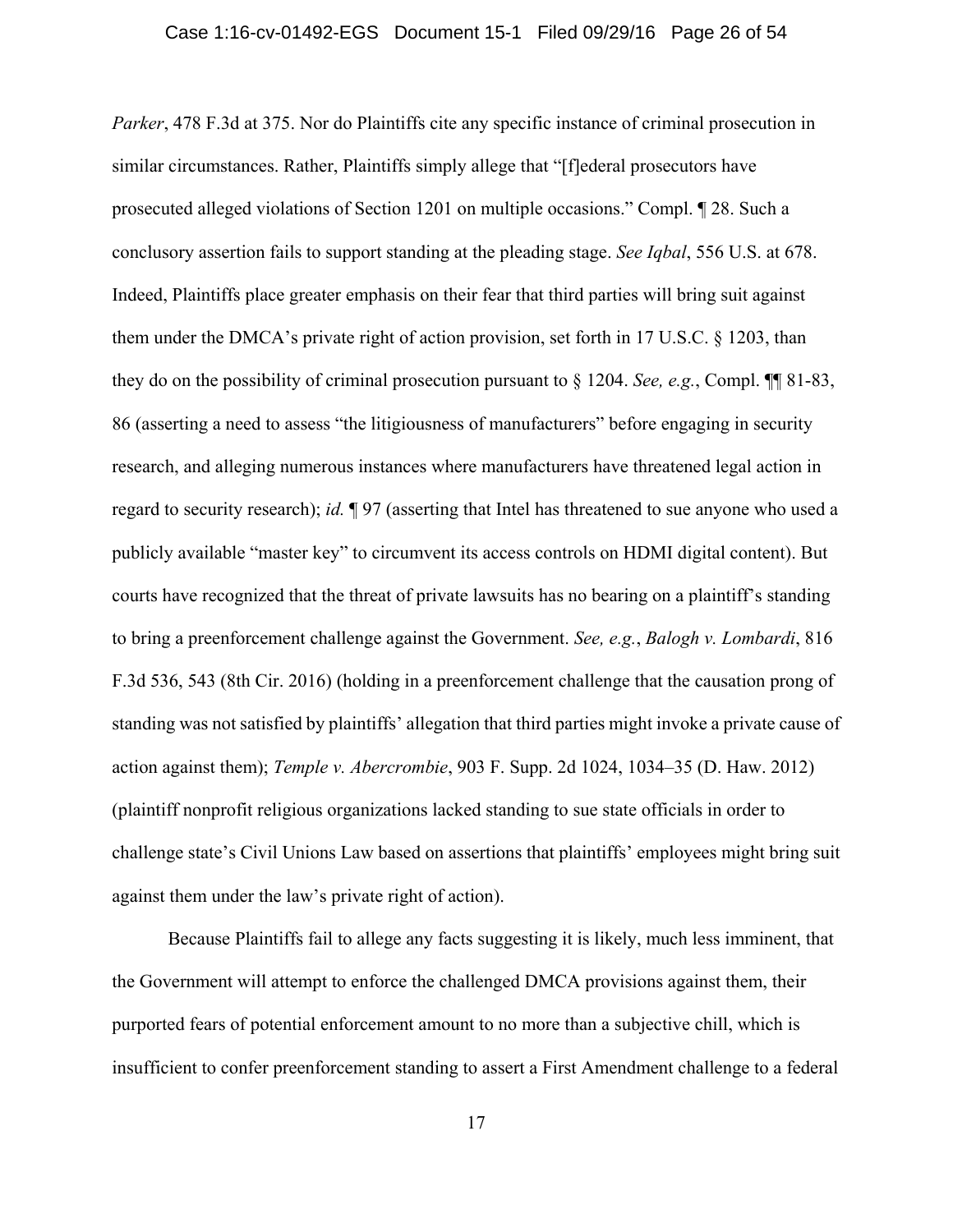*Parker*, 478 F.3d at 375. Nor do Plaintiffs cite any specific instance of criminal prosecution in similar circumstances. Rather, Plaintiffs simply allege that "[f]ederal prosecutors have prosecuted alleged violations of Section 1201 on multiple occasions." Compl. ¶ 28. Such a conclusory assertion fails to support standing at the pleading stage. *See Iqbal*, 556 U.S. at 678. Indeed, Plaintiffs place greater emphasis on their fear that third parties will bring suit against them under the DMCA's private right of action provision, set forth in 17 U.S.C. § 1203, than they do on the possibility of criminal prosecution pursuant to § 1204. *See, e.g.*, Compl. ¶¶ 81-83, 86 (asserting a need to assess "the litigiousness of manufacturers" before engaging in security research, and alleging numerous instances where manufacturers have threatened legal action in regard to security research); *id.* ¶ 97 (asserting that Intel has threatened to sue anyone who used a publicly available "master key" to circumvent its access controls on HDMI digital content). But courts have recognized that the threat of private lawsuits has no bearing on a plaintiff's standing to bring a preenforcement challenge against the Government. *See, e.g.*, *Balogh v. Lombardi*, 816 F.3d 536, 543 (8th Cir. 2016) (holding in a preenforcement challenge that the causation prong of standing was not satisfied by plaintiffs' allegation that third parties might invoke a private cause of action against them); *Temple v. Abercrombie*, 903 F. Supp. 2d 1024, 1034–35 (D. Haw. 2012) (plaintiff nonprofit religious organizations lacked standing to sue state officials in order to challenge state's Civil Unions Law based on assertions that plaintiffs' employees might bring suit against them under the law's private right of action).

Because Plaintiffs fail to allege any facts suggesting it is likely, much less imminent, that the Government will attempt to enforce the challenged DMCA provisions against them, their purported fears of potential enforcement amount to no more than a subjective chill, which is insufficient to confer preenforcement standing to assert a First Amendment challenge to a federal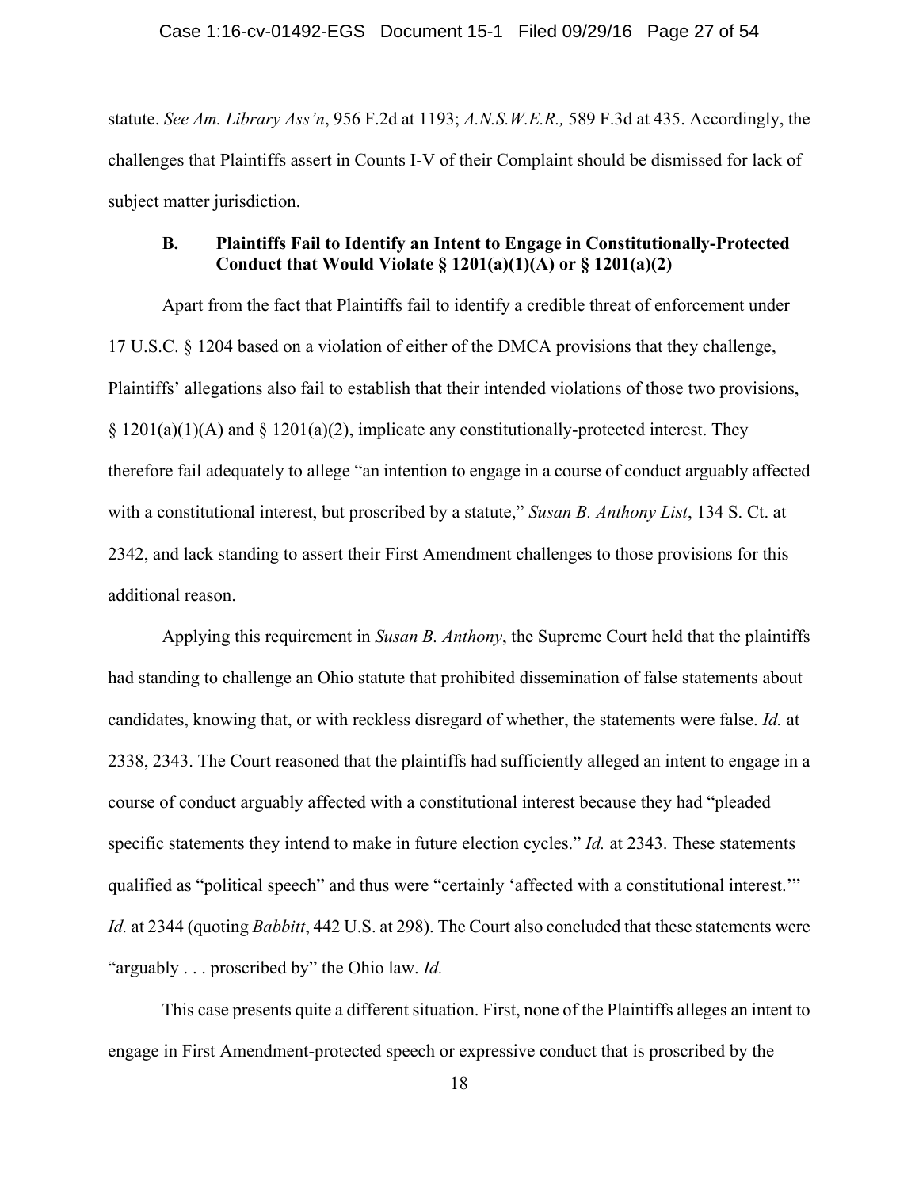statute. *See Am. Library Ass'n*, 956 F.2d at 1193; *A.N.S.W.E.R.,* 589 F.3d at 435. Accordingly, the challenges that Plaintiffs assert in Counts I-V of their Complaint should be dismissed for lack of subject matter jurisdiction.

### B. Plaintiffs Fail to Identify an Intent to Engage in Constitutionally-Protected Conduct that Would Violate § 1201(a)(1)(A) or § 1201(a)(2)

Apart from the fact that Plaintiffs fail to identify a credible threat of enforcement under 17 U.S.C. § 1204 based on a violation of either of the DMCA provisions that they challenge, Plaintiffs' allegations also fail to establish that their intended violations of those two provisions, § 1201(a)(1)(A) and § 1201(a)(2), implicate any constitutionally-protected interest. They therefore fail adequately to allege "an intention to engage in a course of conduct arguably affected with a constitutional interest, but proscribed by a statute," *Susan B. Anthony List*, 134 S. Ct. at 2342, and lack standing to assert their First Amendment challenges to those provisions for this additional reason.

Applying this requirement in *Susan B. Anthony*, the Supreme Court held that the plaintiffs had standing to challenge an Ohio statute that prohibited dissemination of false statements about candidates, knowing that, or with reckless disregard of whether, the statements were false. *Id.* at 2338, 2343. The Court reasoned that the plaintiffs had sufficiently alleged an intent to engage in a course of conduct arguably affected with a constitutional interest because they had "pleaded specific statements they intend to make in future election cycles." *Id.* at 2343. These statements qualified as "political speech" and thus were "certainly 'affected with a constitutional interest.'" *Id.* at 2344 (quoting *Babbitt*, 442 U.S. at 298). The Court also concluded that these statements were "arguably . . . proscribed by" the Ohio law. *Id.*

This case presents quite a different situation. First, none of the Plaintiffs alleges an intent to engage in First Amendment-protected speech or expressive conduct that is proscribed by the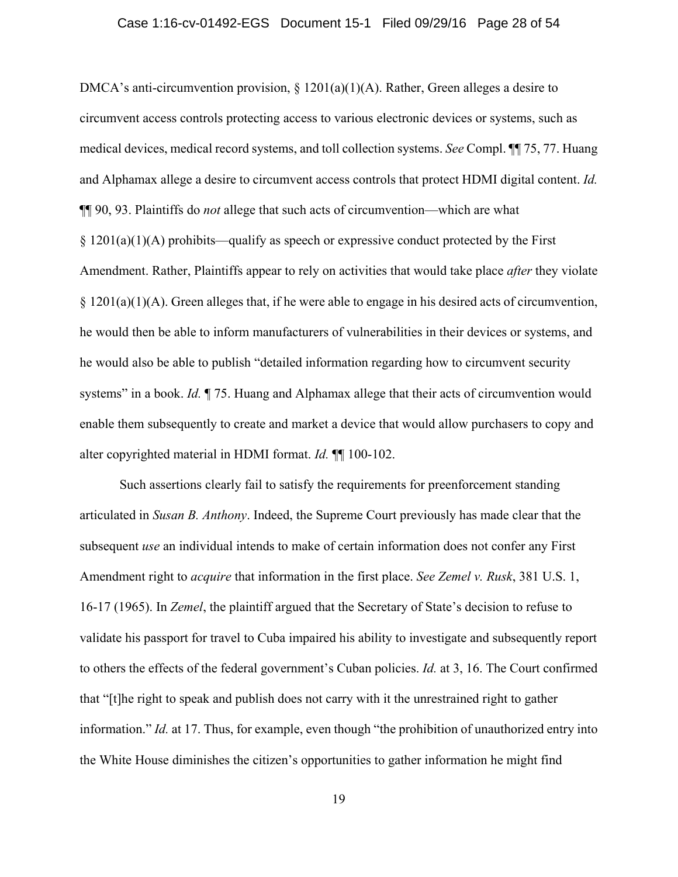DMCA's anti-circumvention provision, § 1201(a)(1)(A). Rather, Green alleges a desire to circumvent access controls protecting access to various electronic devices or systems, such as medical devices, medical record systems, and toll collection systems. *See* Compl. ¶¶ 75, 77. Huang and Alphamax allege a desire to circumvent access controls that protect HDMI digital content. *Id.* ¶¶ 90, 93. Plaintiffs do *not* allege that such acts of circumvention—which are what § 1201(a)(1)(A) prohibits—qualify as speech or expressive conduct protected by the First Amendment. Rather, Plaintiffs appear to rely on activities that would take place *after* they violate § 1201(a)(1)(A). Green alleges that, if he were able to engage in his desired acts of circumvention, he would then be able to inform manufacturers of vulnerabilities in their devices or systems, and he would also be able to publish "detailed information regarding how to circumvent security systems" in a book. *Id.* ¶ 75. Huang and Alphamax allege that their acts of circumvention would enable them subsequently to create and market a device that would allow purchasers to copy and alter copyrighted material in HDMI format. *Id.* ¶¶ 100-102.

Such assertions clearly fail to satisfy the requirements for preenforcement standing articulated in *Susan B. Anthony*. Indeed, the Supreme Court previously has made clear that the subsequent *use* an individual intends to make of certain information does not confer any First Amendment right to *acquire* that information in the first place. *See Zemel v. Rusk*, 381 U.S. 1, 16-17 (1965). In *Zemel*, the plaintiff argued that the Secretary of State's decision to refuse to validate his passport for travel to Cuba impaired his ability to investigate and subsequently report to others the effects of the federal government's Cuban policies. *Id.* at 3, 16. The Court confirmed that "[t]he right to speak and publish does not carry with it the unrestrained right to gather information." *Id.* at 17. Thus, for example, even though "the prohibition of unauthorized entry into the White House diminishes the citizen's opportunities to gather information he might find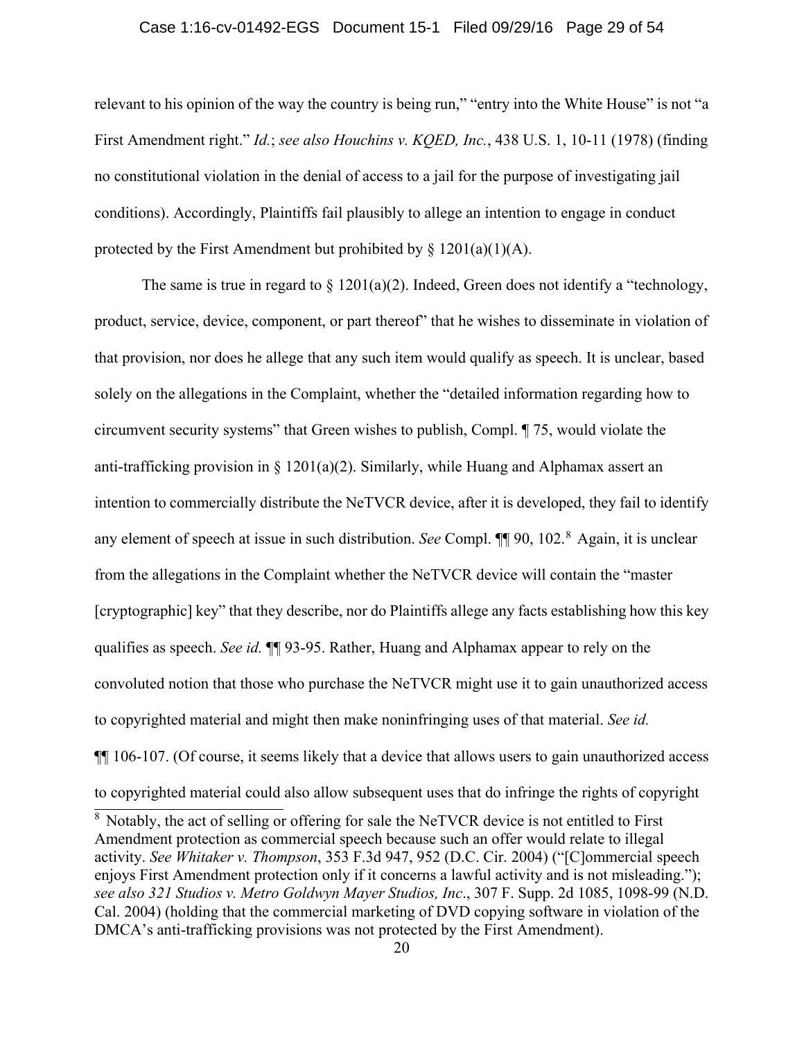relevant to his opinion of the way the country is being run," "entry into the White House" is not "a First Amendment right." *Id.*; *see also Houchins v. KQED, Inc.*, 438 U.S. 1, 10-11 (1978) (finding no constitutional violation in the denial of access to a jail for the purpose of investigating jail conditions). Accordingly, Plaintiffs fail plausibly to allege an intention to engage in conduct protected by the First Amendment but prohibited by § 1201(a)(1)(A).

The same is true in regard to § 1201(a)(2). Indeed, Green does not identify a "technology, product, service, device, component, or part thereof" that he wishes to disseminate in violation of that provision, nor does he allege that any such item would qualify as speech. It is unclear, based solely on the allegations in the Complaint, whether the "detailed information regarding how to circumvent security systems" that Green wishes to publish, Compl. ¶ 75, would violate the anti-trafficking provision in § 1201(a)(2). Similarly, while Huang and Alphamax assert an intention to commercially distribute the NeTVCR device, after it is developed, they fail to identify any element of speech at issue in such distribution. *See* Compl. ¶¶ 90, 102.[8] Again, it is unclear from the allegations in the Complaint whether the NeTVCR device will contain the "master [cryptographic] key" that they describe, nor do Plaintiffs allege any facts establishing how this key qualifies as speech. *See id.* ¶¶ 93-95. Rather, Huang and Alphamax appear to rely on the convoluted notion that those who purchase the NeTVCR might use it to gain unauthorized access to copyrighted material and might then make noninfringing uses of that material. *See id.* ¶¶ 106-107. (Of course, it seems likely that a device that allows users to gain unauthorized access to copyrighted material could also allow subsequent uses that do infringe the rights of copyright

---

[8] Notably, the act of selling or offering for sale the NeTVCR device is not entitled to First Amendment protection as commercial speech because such an offer would relate to illegal activity. *See Whitaker v. Thompson*, 353 F.3d 947, 952 (D.C. Cir. 2004) ("[C]ommercial speech enjoys First Amendment protection only if it concerns a lawful activity and is not misleading."); *see also 321 Studios v. Metro Goldwyn Mayer Studios, Inc*., 307 F. Supp. 2d 1085, 1098-99 (N.D. Cal. 2004) (holding that the commercial marketing of DVD copying software in violation of the DMCA's anti-trafficking provisions was not protected by the First Amendment).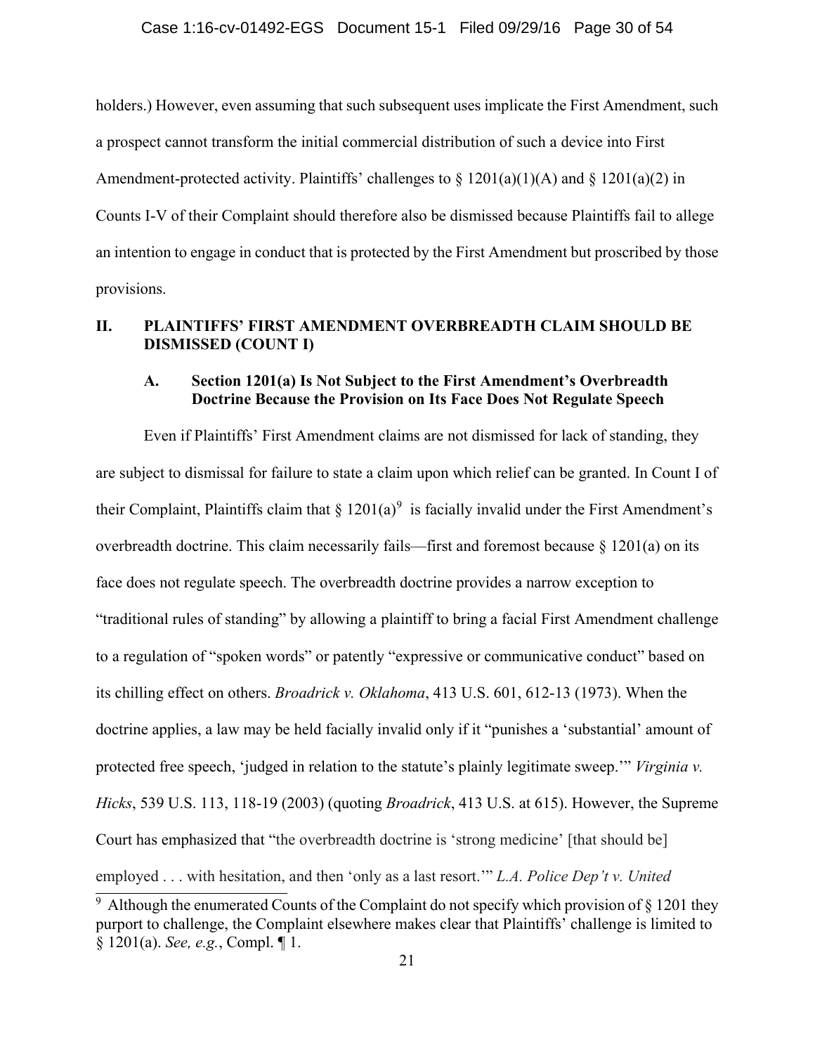holders.) However, even assuming that such subsequent uses implicate the First Amendment, such a prospect cannot transform the initial commercial distribution of such a device into First Amendment-protected activity. Plaintiffs' challenges to § 1201(a)(1)(A) and § 1201(a)(2) in Counts I-V of their Complaint should therefore also be dismissed because Plaintiffs fail to allege an intention to engage in conduct that is protected by the First Amendment but proscribed by those provisions.

## II. PLAINTIFFS' FIRST AMENDMENT OVERBREADTH CLAIM SHOULD BE DISMISSED (COUNT I)

### A. Section 1201(a) Is Not Subject to the First Amendment's Overbreadth Doctrine Because the Provision on Its Face Does Not Regulate Speech

Even if Plaintiffs' First Amendment claims are not dismissed for lack of standing, they are subject to dismissal for failure to state a claim upon which relief can be granted. In Count I of their Complaint, Plaintiffs claim that § 1201(a)[9] is facially invalid under the First Amendment's overbreadth doctrine. This claim necessarily fails—first and foremost because § 1201(a) on its face does not regulate speech. The overbreadth doctrine provides a narrow exception to "traditional rules of standing" by allowing a plaintiff to bring a facial First Amendment challenge to a regulation of "spoken words" or patently "expressive or communicative conduct" based on its chilling effect on others. *Broadrick v. Oklahoma*, 413 U.S. 601, 612-13 (1973). When the doctrine applies, a law may be held facially invalid only if it "punishes a 'substantial' amount of protected free speech, 'judged in relation to the statute's plainly legitimate sweep.'" *Virginia v. Hicks*, 539 U.S. 113, 118-19 (2003) (quoting *Broadrick*, 413 U.S. at 615). However, the Supreme Court has emphasized that "the overbreadth doctrine is 'strong medicine' [that should be] employed . . . with hesitation, and then 'only as a last resort.'" *L.A. Police Dep't v. United*

[9] Although the enumerated Counts of the Complaint do not specify which provision of § 1201 they purport to challenge, the Complaint elsewhere makes clear that Plaintiffs' challenge is limited to § 1201(a). *See, e.g.*, Compl. ¶ 1.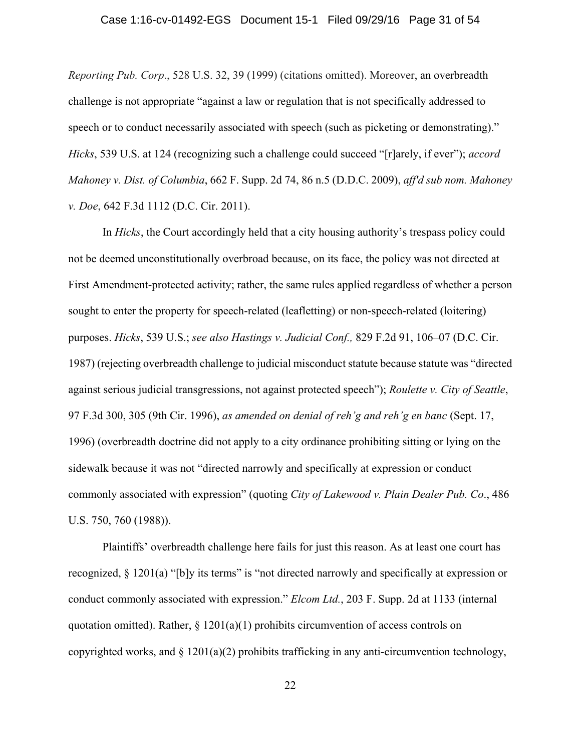*Reporting Pub. Corp*., 528 U.S. 32, 39 (1999) (citations omitted). Moreover, an overbreadth challenge is not appropriate "against a law or regulation that is not specifically addressed to speech or to conduct necessarily associated with speech (such as picketing or demonstrating)." *Hicks*, 539 U.S. at 124 (recognizing such a challenge could succeed "[r]arely, if ever"); *accord Mahoney v. Dist. of Columbia*, 662 F. Supp. 2d 74, 86 n.5 (D.D.C. 2009), *aff'd sub nom. Mahoney v. Doe*, 642 F.3d 1112 (D.C. Cir. 2011).

In *Hicks*, the Court accordingly held that a city housing authority's trespass policy could not be deemed unconstitutionally overbroad because, on its face, the policy was not directed at First Amendment-protected activity; rather, the same rules applied regardless of whether a person sought to enter the property for speech-related (leafletting) or non-speech-related (loitering) purposes. *Hicks*, 539 U.S.; *see also Hastings v. Judicial Conf.,* 829 F.2d 91, 106–07 (D.C. Cir. 1987) (rejecting overbreadth challenge to judicial misconduct statute because statute was "directed against serious judicial transgressions, not against protected speech"); *Roulette v. City of Seattle*, 97 F.3d 300, 305 (9th Cir. 1996), *as amended on denial of reh'g and reh'g en banc* (Sept. 17, 1996) (overbreadth doctrine did not apply to a city ordinance prohibiting sitting or lying on the sidewalk because it was not "directed narrowly and specifically at expression or conduct commonly associated with expression" (quoting *City of Lakewood v. Plain Dealer Pub. Co*., 486 U.S. 750, 760 (1988)).

Plaintiffs' overbreadth challenge here fails for just this reason. As at least one court has recognized, § 1201(a) "[b]y its terms" is "not directed narrowly and specifically at expression or conduct commonly associated with expression." *Elcom Ltd.*, 203 F. Supp. 2d at 1133 (internal quotation omitted). Rather, § 1201(a)(1) prohibits circumvention of access controls on copyrighted works, and § 1201(a)(2) prohibits trafficking in any anti-circumvention technology,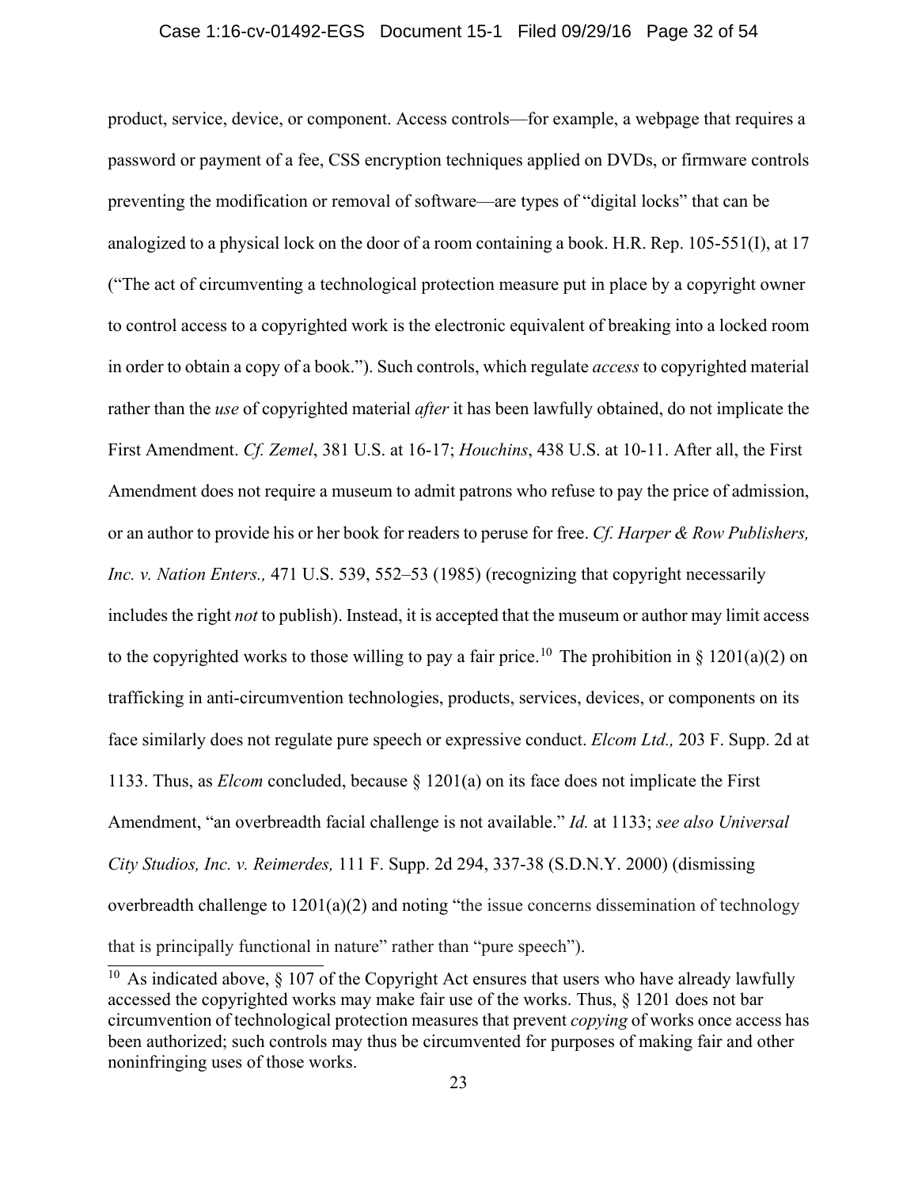product, service, device, or component. Access controls—for example, a webpage that requires a password or payment of a fee, CSS encryption techniques applied on DVDs, or firmware controls preventing the modification or removal of software—are types of "digital locks" that can be analogized to a physical lock on the door of a room containing a book. H.R. Rep. 105-551(I), at 17 ("The act of circumventing a technological protection measure put in place by a copyright owner to control access to a copyrighted work is the electronic equivalent of breaking into a locked room in order to obtain a copy of a book."). Such controls, which regulate *access* to copyrighted material rather than the *use* of copyrighted material *after* it has been lawfully obtained, do not implicate the First Amendment. *Cf. Zemel*, 381 U.S. at 16-17; *Houchins*, 438 U.S. at 10-11. After all, the First Amendment does not require a museum to admit patrons who refuse to pay the price of admission, or an author to provide his or her book for readers to peruse for free. *Cf. Harper & Row Publishers, Inc. v. Nation Enters.,* 471 U.S. 539, 552–53 (1985) (recognizing that copyright necessarily includes the right *not* to publish). Instead, it is accepted that the museum or author may limit access to the copyrighted works to those willing to pay a fair price.[10] The prohibition in § 1201(a)(2) on trafficking in anti-circumvention technologies, products, services, devices, or components on its face similarly does not regulate pure speech or expressive conduct. *Elcom Ltd.,* 203 F. Supp. 2d at 1133. Thus, as *Elcom* concluded, because § 1201(a) on its face does not implicate the First Amendment, "an overbreadth facial challenge is not available." *Id.* at 1133; *see also Universal City Studios, Inc. v. Reimerdes,* 111 F. Supp. 2d 294, 337-38 (S.D.N.Y. 2000) (dismissing overbreadth challenge to 1201(a)(2) and noting "the issue concerns dissemination of technology that is principally functional in nature" rather than "pure speech").

[10] As indicated above, § 107 of the Copyright Act ensures that users who have already lawfully accessed the copyrighted works may make fair use of the works. Thus, § 1201 does not bar circumvention of technological protection measures that prevent *copying* of works once access has been authorized; such controls may thus be circumvented for purposes of making fair and other noninfringing uses of those works.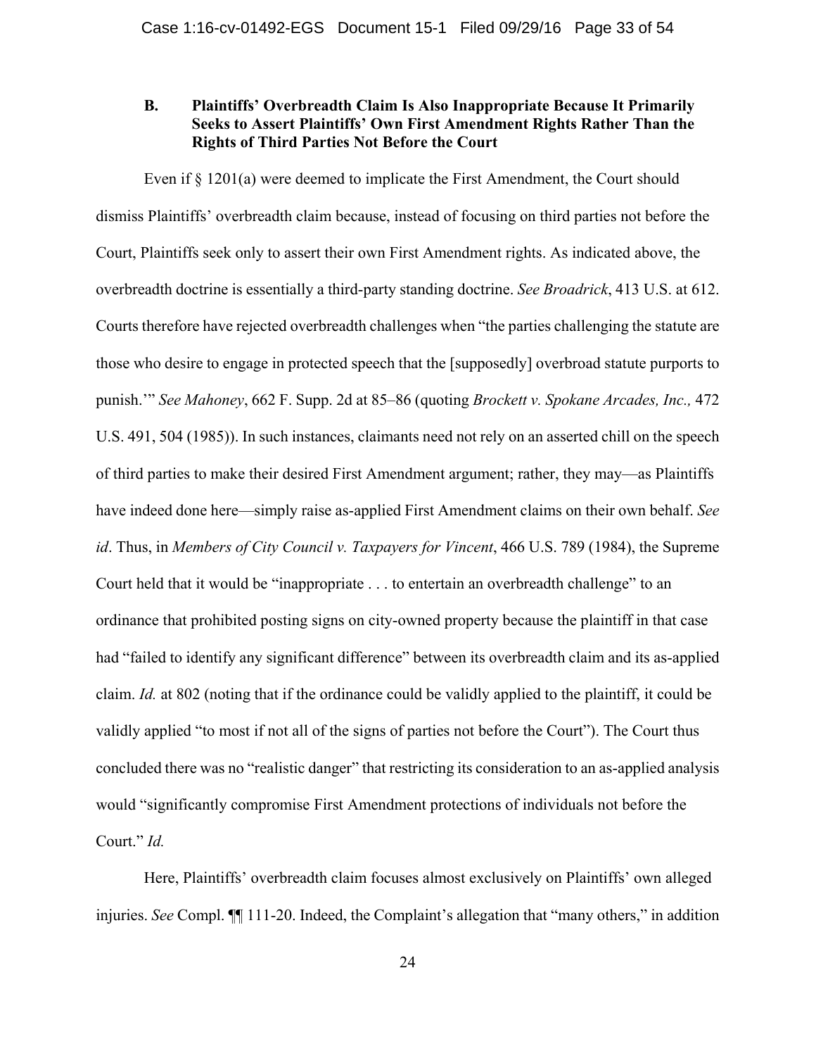### B. Plaintiffs' Overbreadth Claim Is Also Inappropriate Because It Primarily Seeks to Assert Plaintiffs' Own First Amendment Rights Rather Than the Rights of Third Parties Not Before the Court

Even if § 1201(a) were deemed to implicate the First Amendment, the Court should dismiss Plaintiffs' overbreadth claim because, instead of focusing on third parties not before the Court, Plaintiffs seek only to assert their own First Amendment rights. As indicated above, the overbreadth doctrine is essentially a third-party standing doctrine. *See Broadrick*, 413 U.S. at 612. Courts therefore have rejected overbreadth challenges when "the parties challenging the statute are those who desire to engage in protected speech that the [supposedly] overbroad statute purports to punish.'" *See Mahoney*, 662 F. Supp. 2d at 85–86 (quoting *Brockett v. Spokane Arcades, Inc.,* 472 U.S. 491, 504 (1985)). In such instances, claimants need not rely on an asserted chill on the speech of third parties to make their desired First Amendment argument; rather, they may—as Plaintiffs have indeed done here—simply raise as-applied First Amendment claims on their own behalf. *See id*. Thus, in *Members of City Council v. Taxpayers for Vincent*, 466 U.S. 789 (1984), the Supreme Court held that it would be "inappropriate . . . to entertain an overbreadth challenge" to an ordinance that prohibited posting signs on city-owned property because the plaintiff in that case had "failed to identify any significant difference" between its overbreadth claim and its as-applied claim. *Id.* at 802 (noting that if the ordinance could be validly applied to the plaintiff, it could be validly applied "to most if not all of the signs of parties not before the Court"). The Court thus concluded there was no "realistic danger" that restricting its consideration to an as-applied analysis would "significantly compromise First Amendment protections of individuals not before the Court." *Id.*

Here, Plaintiffs' overbreadth claim focuses almost exclusively on Plaintiffs' own alleged injuries. *See* Compl. ¶¶ 111-20. Indeed, the Complaint's allegation that "many others," in addition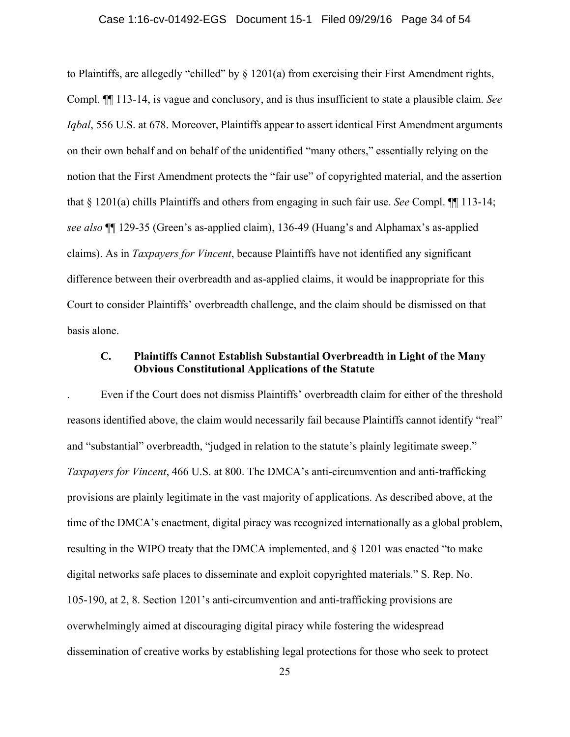to Plaintiffs, are allegedly "chilled" by § 1201(a) from exercising their First Amendment rights, Compl. ¶¶ 113-14, is vague and conclusory, and is thus insufficient to state a plausible claim. *See Iqbal*, 556 U.S. at 678. Moreover, Plaintiffs appear to assert identical First Amendment arguments on their own behalf and on behalf of the unidentified "many others," essentially relying on the notion that the First Amendment protects the "fair use" of copyrighted material, and the assertion that § 1201(a) chills Plaintiffs and others from engaging in such fair use. *See* Compl. ¶¶ 113-14; *see also* ¶¶ 129-35 (Green's as-applied claim), 136-49 (Huang's and Alphamax's as-applied claims). As in *Taxpayers for Vincent*, because Plaintiffs have not identified any significant difference between their overbreadth and as-applied claims, it would be inappropriate for this Court to consider Plaintiffs' overbreadth challenge, and the claim should be dismissed on that basis alone.

### C. Plaintiffs Cannot Establish Substantial Overbreadth in Light of the Many Obvious Constitutional Applications of the Statute

. Even if the Court does not dismiss Plaintiffs' overbreadth claim for either of the threshold reasons identified above, the claim would necessarily fail because Plaintiffs cannot identify "real" and "substantial" overbreadth, "judged in relation to the statute's plainly legitimate sweep." *Taxpayers for Vincent*, 466 U.S. at 800. The DMCA's anti-circumvention and anti-trafficking provisions are plainly legitimate in the vast majority of applications. As described above, at the time of the DMCA's enactment, digital piracy was recognized internationally as a global problem, resulting in the WIPO treaty that the DMCA implemented, and § 1201 was enacted "to make digital networks safe places to disseminate and exploit copyrighted materials." S. Rep. No. 105-190, at 2, 8. Section 1201's anti-circumvention and anti-trafficking provisions are overwhelmingly aimed at discouraging digital piracy while fostering the widespread dissemination of creative works by establishing legal protections for those who seek to protect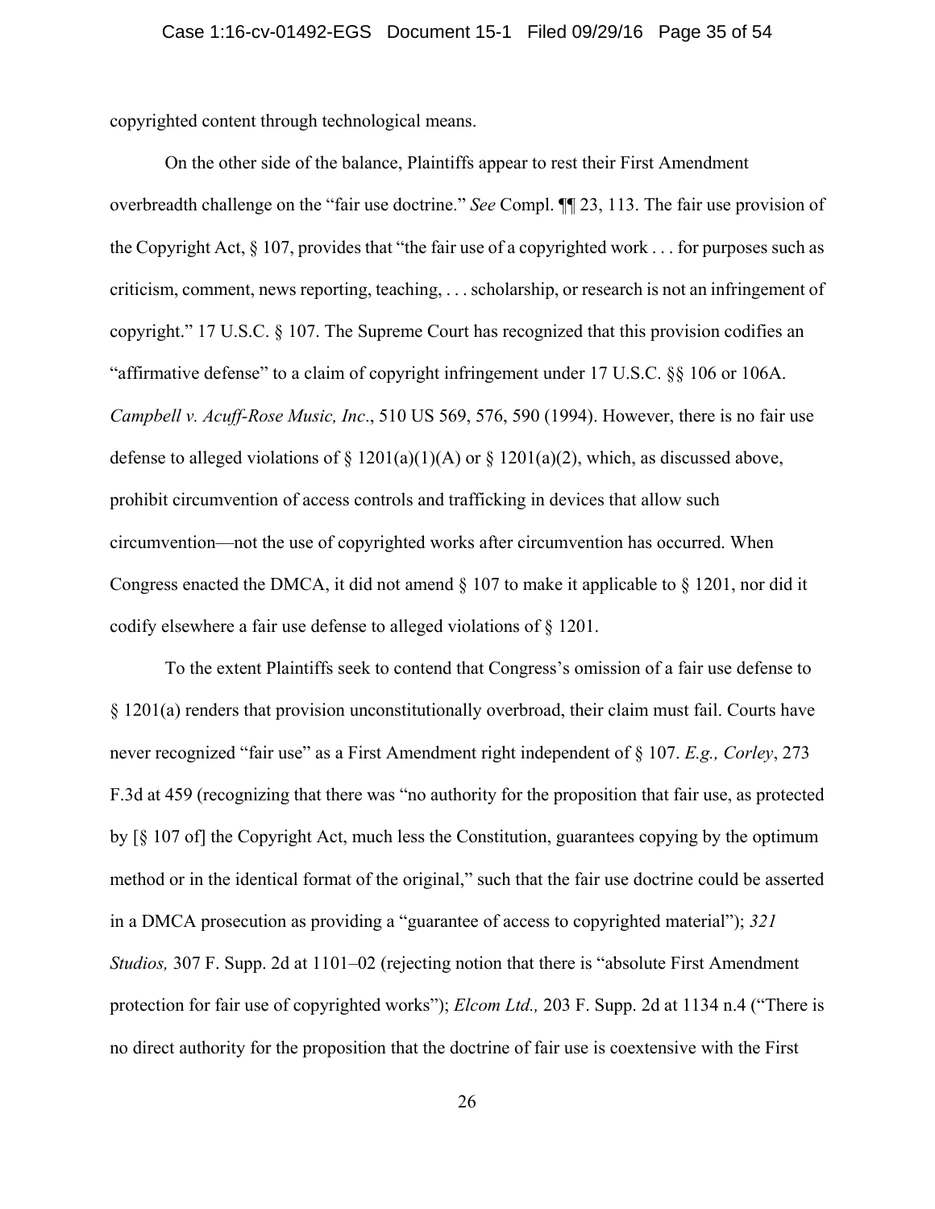copyrighted content through technological means.

On the other side of the balance, Plaintiffs appear to rest their First Amendment overbreadth challenge on the "fair use doctrine." *See* Compl. ¶¶ 23, 113. The fair use provision of the Copyright Act, § 107, provides that "the fair use of a copyrighted work . . . for purposes such as criticism, comment, news reporting, teaching, . . . scholarship, or research is not an infringement of copyright." 17 U.S.C. § 107. The Supreme Court has recognized that this provision codifies an "affirmative defense" to a claim of copyright infringement under 17 U.S.C. §§ 106 or 106A. *Campbell v. Acuff-Rose Music, Inc*., 510 US 569, 576, 590 (1994). However, there is no fair use defense to alleged violations of § 1201(a)(1)(A) or § 1201(a)(2), which, as discussed above, prohibit circumvention of access controls and trafficking in devices that allow such circumvention—not the use of copyrighted works after circumvention has occurred. When Congress enacted the DMCA, it did not amend § 107 to make it applicable to § 1201, nor did it codify elsewhere a fair use defense to alleged violations of § 1201.

To the extent Plaintiffs seek to contend that Congress's omission of a fair use defense to § 1201(a) renders that provision unconstitutionally overbroad, their claim must fail. Courts have never recognized "fair use" as a First Amendment right independent of § 107. *E.g., Corley*, 273 F.3d at 459 (recognizing that there was "no authority for the proposition that fair use, as protected by [§ 107 of] the Copyright Act, much less the Constitution, guarantees copying by the optimum method or in the identical format of the original," such that the fair use doctrine could be asserted in a DMCA prosecution as providing a "guarantee of access to copyrighted material"); *321 Studios,* 307 F. Supp. 2d at 1101–02 (rejecting notion that there is "absolute First Amendment protection for fair use of copyrighted works"); *Elcom Ltd.,* 203 F. Supp. 2d at 1134 n.4 ("There is no direct authority for the proposition that the doctrine of fair use is coextensive with the First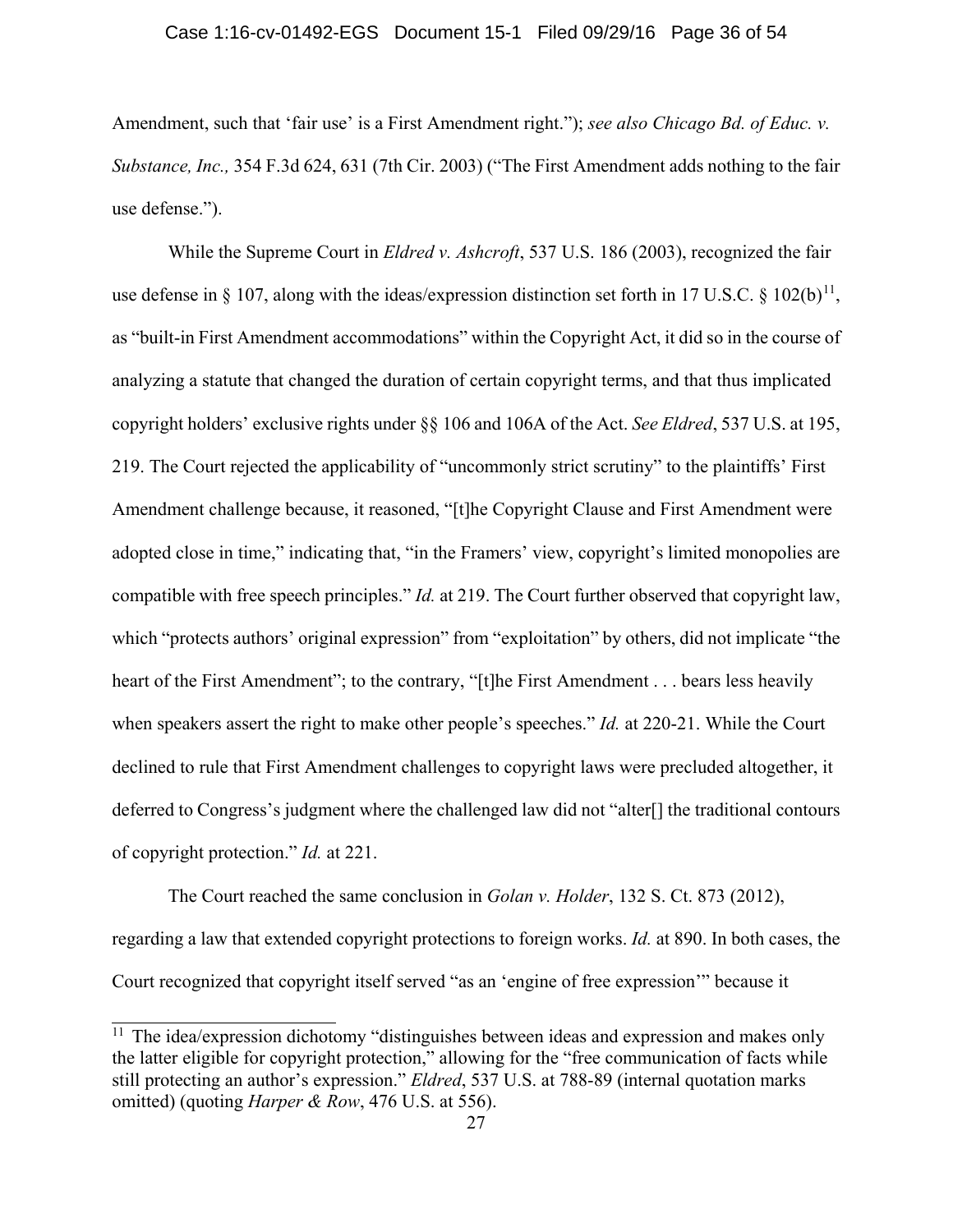Amendment, such that 'fair use' is a First Amendment right."); *see also Chicago Bd. of Educ. v. Substance, Inc.,* 354 F.3d 624, 631 (7th Cir. 2003) ("The First Amendment adds nothing to the fair use defense.").

While the Supreme Court in *Eldred v. Ashcroft*, 537 U.S. 186 (2003), recognized the fair use defense in § 107, along with the ideas/expression distinction set forth in 17 U.S.C. § 102(b)[11], as "built-in First Amendment accommodations" within the Copyright Act, it did so in the course of analyzing a statute that changed the duration of certain copyright terms, and that thus implicated copyright holders' exclusive rights under §§ 106 and 106A of the Act. *See Eldred*, 537 U.S. at 195, 219. The Court rejected the applicability of "uncommonly strict scrutiny" to the plaintiffs' First Amendment challenge because, it reasoned, "[t]he Copyright Clause and First Amendment were adopted close in time," indicating that, "in the Framers' view, copyright's limited monopolies are compatible with free speech principles." *Id.* at 219. The Court further observed that copyright law, which "protects authors' original expression" from "exploitation" by others, did not implicate "the heart of the First Amendment"; to the contrary, "[t]he First Amendment . . . bears less heavily when speakers assert the right to make other people's speeches." *Id.* at 220-21. While the Court declined to rule that First Amendment challenges to copyright laws were precluded altogether, it deferred to Congress's judgment where the challenged law did not "alter[] the traditional contours of copyright protection." *Id.* at 221.

The Court reached the same conclusion in *Golan v. Holder*, 132 S. Ct. 873 (2012), regarding a law that extended copyright protections to foreign works. *Id.* at 890. In both cases, the Court recognized that copyright itself served "as an 'engine of free expression'" because it

---

[11] The idea/expression dichotomy "distinguishes between ideas and expression and makes only the latter eligible for copyright protection," allowing for the "free communication of facts while still protecting an author's expression." *Eldred*, 537 U.S. at 788-89 (internal quotation marks omitted) (quoting *Harper & Row*, 476 U.S. at 556).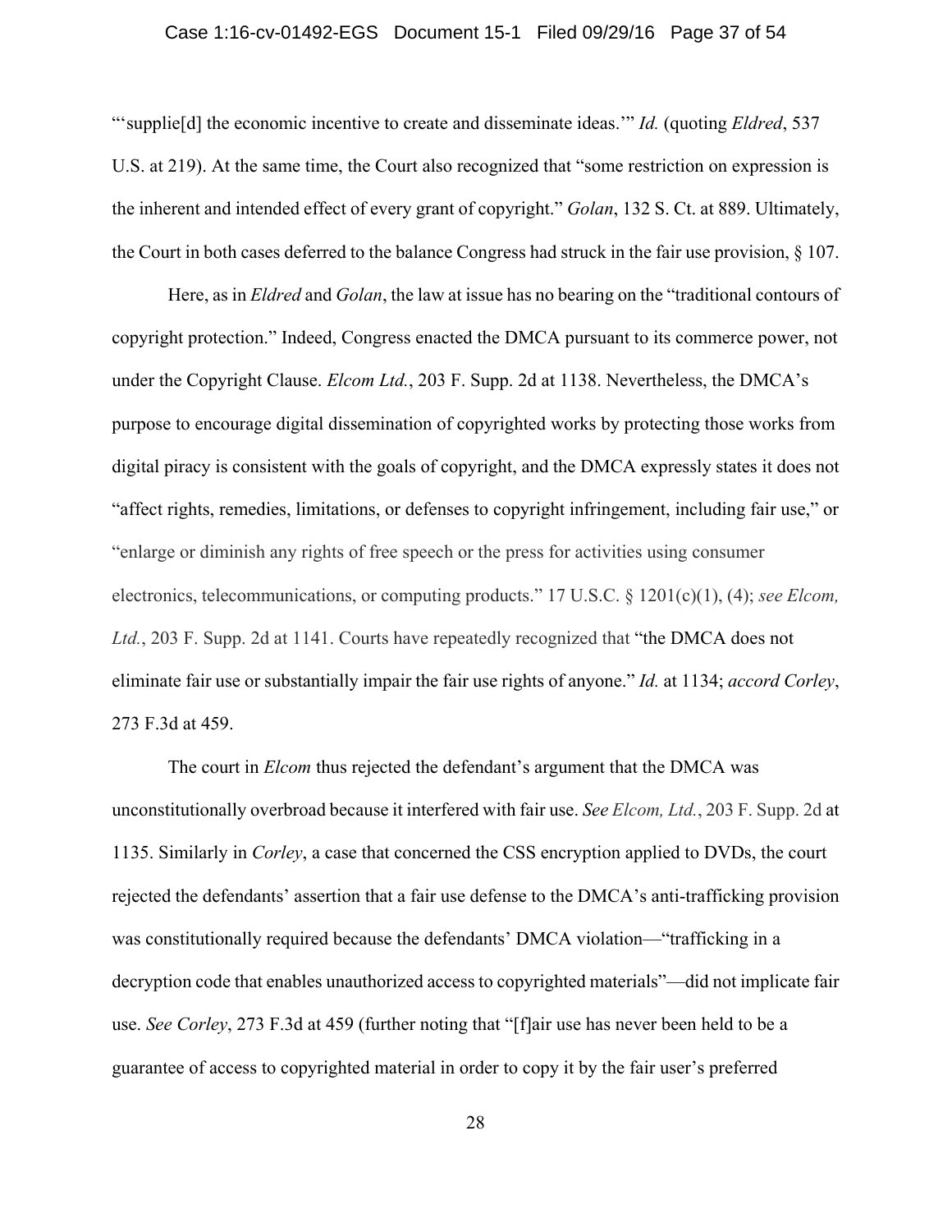"'supplie[d] the economic incentive to create and disseminate ideas.'" *Id.* (quoting *Eldred*, 537 U.S. at 219). At the same time, the Court also recognized that "some restriction on expression is the inherent and intended effect of every grant of copyright." *Golan*, 132 S. Ct. at 889. Ultimately, the Court in both cases deferred to the balance Congress had struck in the fair use provision, § 107.

Here, as in *Eldred* and *Golan*, the law at issue has no bearing on the "traditional contours of copyright protection." Indeed, Congress enacted the DMCA pursuant to its commerce power, not under the Copyright Clause. *Elcom Ltd.*, 203 F. Supp. 2d at 1138. Nevertheless, the DMCA's purpose to encourage digital dissemination of copyrighted works by protecting those works from digital piracy is consistent with the goals of copyright, and the DMCA expressly states it does not "affect rights, remedies, limitations, or defenses to copyright infringement, including fair use," or "enlarge or diminish any rights of free speech or the press for activities using consumer electronics, telecommunications, or computing products." 17 U.S.C. § 1201(c)(1), (4); *see Elcom, Ltd.*, 203 F. Supp. 2d at 1141. Courts have repeatedly recognized that "the DMCA does not eliminate fair use or substantially impair the fair use rights of anyone." *Id.* at 1134; *accord Corley*, 273 F.3d at 459.

The court in *Elcom* thus rejected the defendant's argument that the DMCA was unconstitutionally overbroad because it interfered with fair use. *See Elcom, Ltd.*, 203 F. Supp. 2d at 1135. Similarly in *Corley*, a case that concerned the CSS encryption applied to DVDs, the court rejected the defendants' assertion that a fair use defense to the DMCA's anti-trafficking provision was constitutionally required because the defendants' DMCA violation—"trafficking in a decryption code that enables unauthorized access to copyrighted materials"—did not implicate fair use. *See Corley*, 273 F.3d at 459 (further noting that "[f]air use has never been held to be a guarantee of access to copyrighted material in order to copy it by the fair user's preferred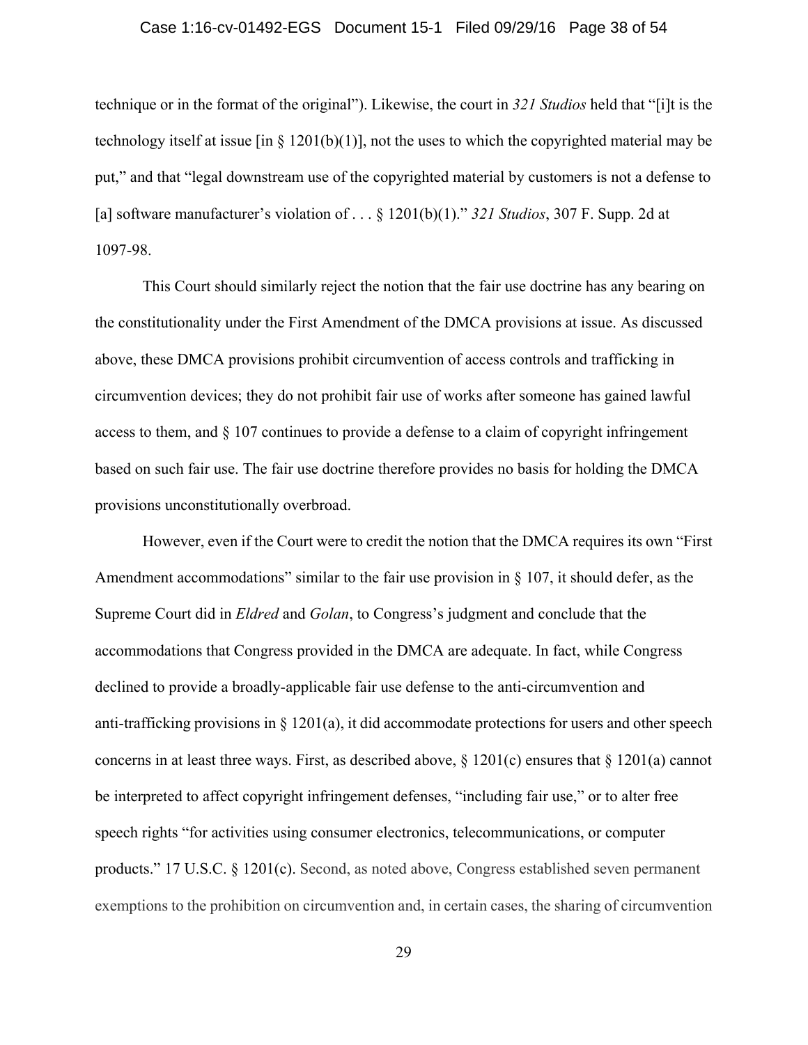technique or in the format of the original"). Likewise, the court in *321 Studios* held that "[i]t is the technology itself at issue [in § 1201(b)(1)], not the uses to which the copyrighted material may be put," and that "legal downstream use of the copyrighted material by customers is not a defense to [a] software manufacturer's violation of . . . § 1201(b)(1)." *321 Studios*, 307 F. Supp. 2d at 1097-98.

This Court should similarly reject the notion that the fair use doctrine has any bearing on the constitutionality under the First Amendment of the DMCA provisions at issue. As discussed above, these DMCA provisions prohibit circumvention of access controls and trafficking in circumvention devices; they do not prohibit fair use of works after someone has gained lawful access to them, and § 107 continues to provide a defense to a claim of copyright infringement based on such fair use. The fair use doctrine therefore provides no basis for holding the DMCA provisions unconstitutionally overbroad.

However, even if the Court were to credit the notion that the DMCA requires its own "First Amendment accommodations" similar to the fair use provision in § 107, it should defer, as the Supreme Court did in *Eldred* and *Golan*, to Congress's judgment and conclude that the accommodations that Congress provided in the DMCA are adequate. In fact, while Congress declined to provide a broadly-applicable fair use defense to the anti-circumvention and anti-trafficking provisions in § 1201(a), it did accommodate protections for users and other speech concerns in at least three ways. First, as described above, § 1201(c) ensures that § 1201(a) cannot be interpreted to affect copyright infringement defenses, "including fair use," or to alter free speech rights "for activities using consumer electronics, telecommunications, or computer products." 17 U.S.C. § 1201(c). Second, as noted above, Congress established seven permanent exemptions to the prohibition on circumvention and, in certain cases, the sharing of circumvention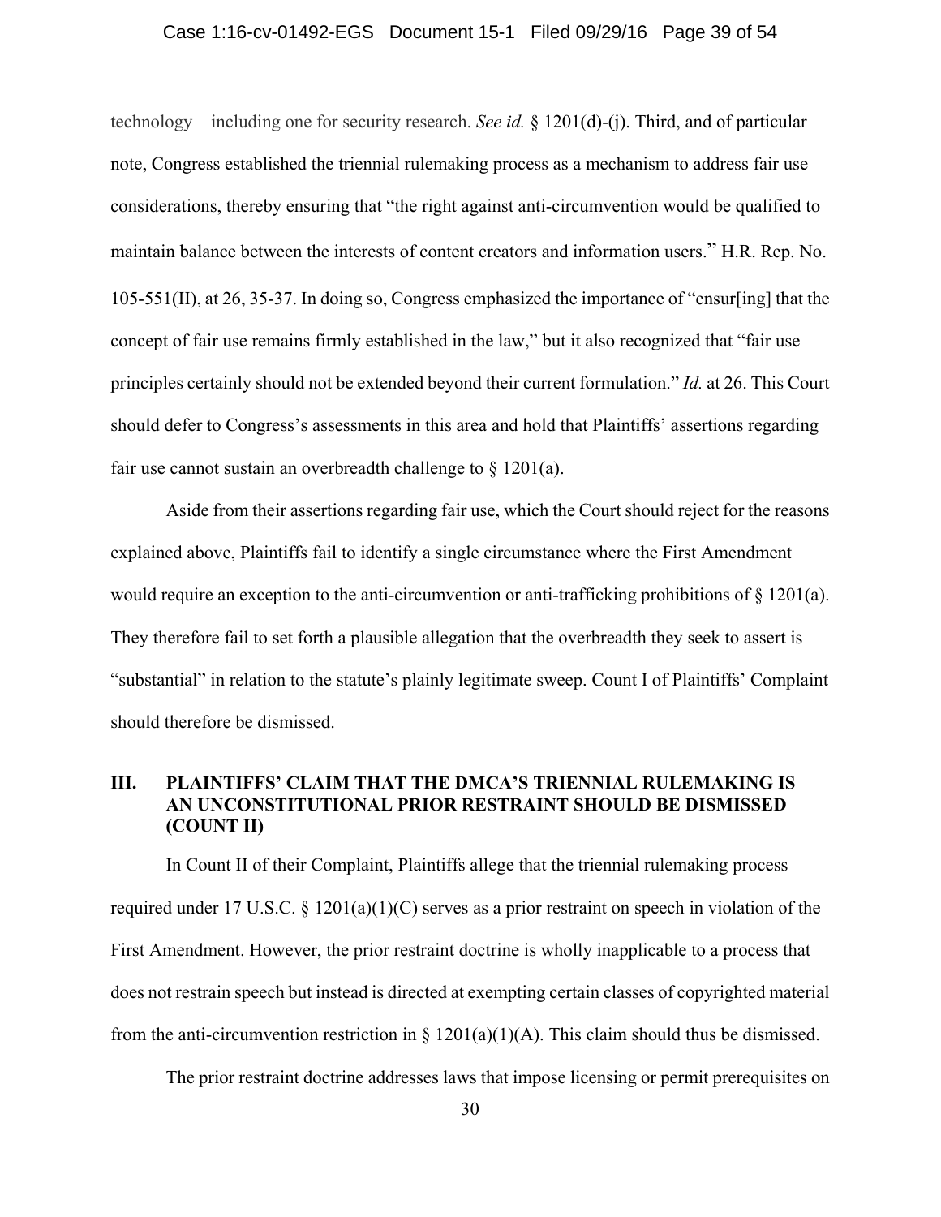technology—including one for security research. *See id.* § 1201(d)-(j). Third, and of particular note, Congress established the triennial rulemaking process as a mechanism to address fair use considerations, thereby ensuring that "the right against anti-circumvention would be qualified to maintain balance between the interests of content creators and information users." H.R. Rep. No. 105-551(II), at 26, 35-37. In doing so, Congress emphasized the importance of "ensur[ing] that the concept of fair use remains firmly established in the law," but it also recognized that "fair use principles certainly should not be extended beyond their current formulation." *Id.* at 26. This Court should defer to Congress's assessments in this area and hold that Plaintiffs' assertions regarding fair use cannot sustain an overbreadth challenge to § 1201(a).

Aside from their assertions regarding fair use, which the Court should reject for the reasons explained above, Plaintiffs fail to identify a single circumstance where the First Amendment would require an exception to the anti-circumvention or anti-trafficking prohibitions of § 1201(a). They therefore fail to set forth a plausible allegation that the overbreadth they seek to assert is "substantial" in relation to the statute's plainly legitimate sweep. Count I of Plaintiffs' Complaint should therefore be dismissed.

## III. PLAINTIFFS' CLAIM THAT THE DMCA'S TRIENNIAL RULEMAKING IS AN UNCONSTITUTIONAL PRIOR RESTRAINT SHOULD BE DISMISSED (COUNT II)

In Count II of their Complaint, Plaintiffs allege that the triennial rulemaking process required under 17 U.S.C. § 1201(a)(1)(C) serves as a prior restraint on speech in violation of the First Amendment. However, the prior restraint doctrine is wholly inapplicable to a process that does not restrain speech but instead is directed at exempting certain classes of copyrighted material from the anti-circumvention restriction in § 1201(a)(1)(A). This claim should thus be dismissed.

The prior restraint doctrine addresses laws that impose licensing or permit prerequisites on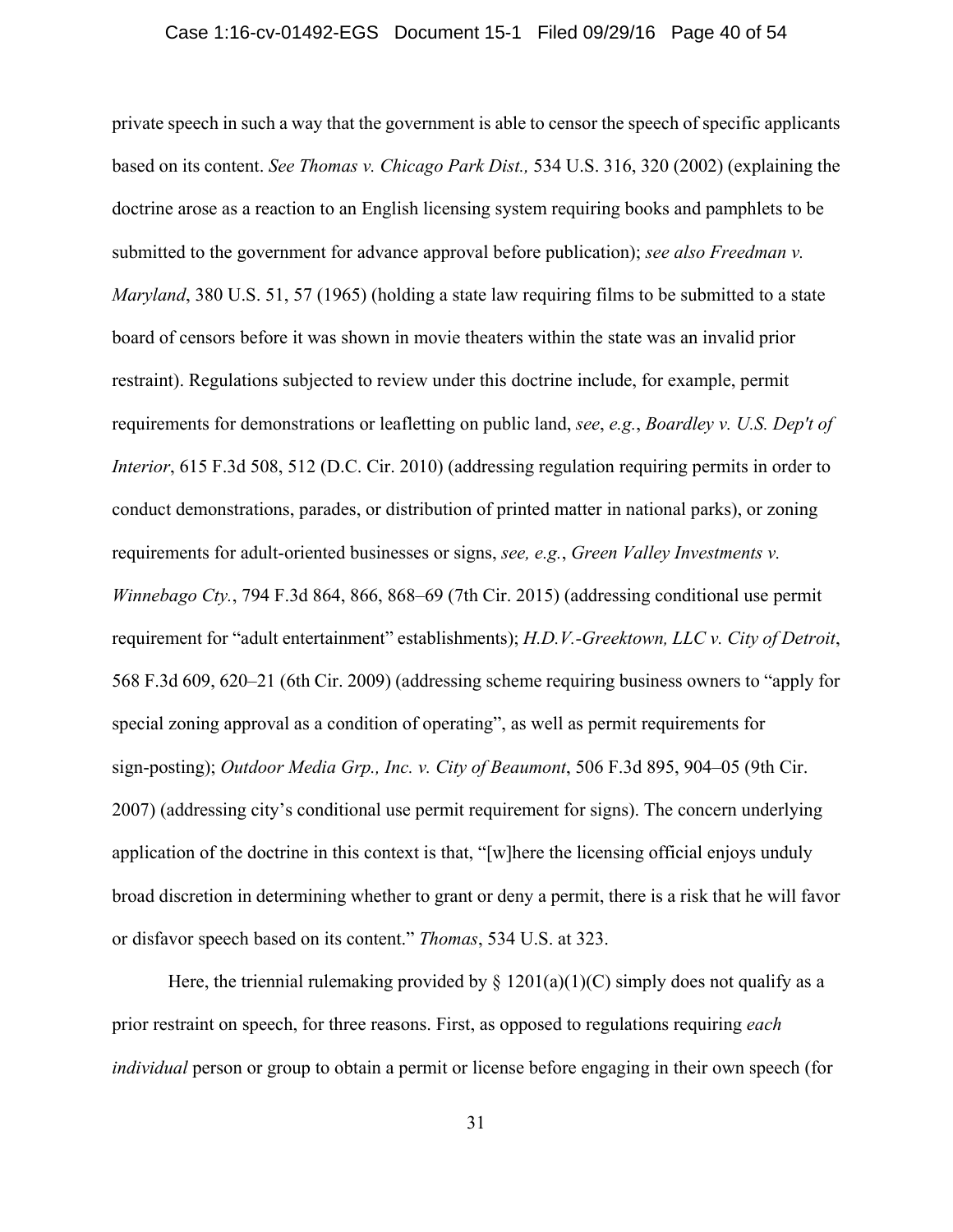private speech in such a way that the government is able to censor the speech of specific applicants based on its content. *See Thomas v. Chicago Park Dist.,* 534 U.S. 316, 320 (2002) (explaining the doctrine arose as a reaction to an English licensing system requiring books and pamphlets to be submitted to the government for advance approval before publication); *see also Freedman v. Maryland*, 380 U.S. 51, 57 (1965) (holding a state law requiring films to be submitted to a state board of censors before it was shown in movie theaters within the state was an invalid prior restraint). Regulations subjected to review under this doctrine include, for example, permit requirements for demonstrations or leafletting on public land, *see*, *e.g.*, *Boardley v. U.S. Dep't of Interior*, 615 F.3d 508, 512 (D.C. Cir. 2010) (addressing regulation requiring permits in order to conduct demonstrations, parades, or distribution of printed matter in national parks), or zoning requirements for adult-oriented businesses or signs, *see, e.g.*, *Green Valley Investments v. Winnebago Cty.*, 794 F.3d 864, 866, 868–69 (7th Cir. 2015) (addressing conditional use permit requirement for "adult entertainment" establishments); *H.D.V.-Greektown, LLC v. City of Detroit*, 568 F.3d 609, 620–21 (6th Cir. 2009) (addressing scheme requiring business owners to "apply for special zoning approval as a condition of operating", as well as permit requirements for sign-posting); *Outdoor Media Grp., Inc. v. City of Beaumont*, 506 F.3d 895, 904–05 (9th Cir. 2007) (addressing city's conditional use permit requirement for signs). The concern underlying application of the doctrine in this context is that, "[w]here the licensing official enjoys unduly broad discretion in determining whether to grant or deny a permit, there is a risk that he will favor or disfavor speech based on its content." *Thomas*, 534 U.S. at 323.

Here, the triennial rulemaking provided by § 1201(a)(1)(C) simply does not qualify as a prior restraint on speech, for three reasons. First, as opposed to regulations requiring *each individual* person or group to obtain a permit or license before engaging in their own speech (for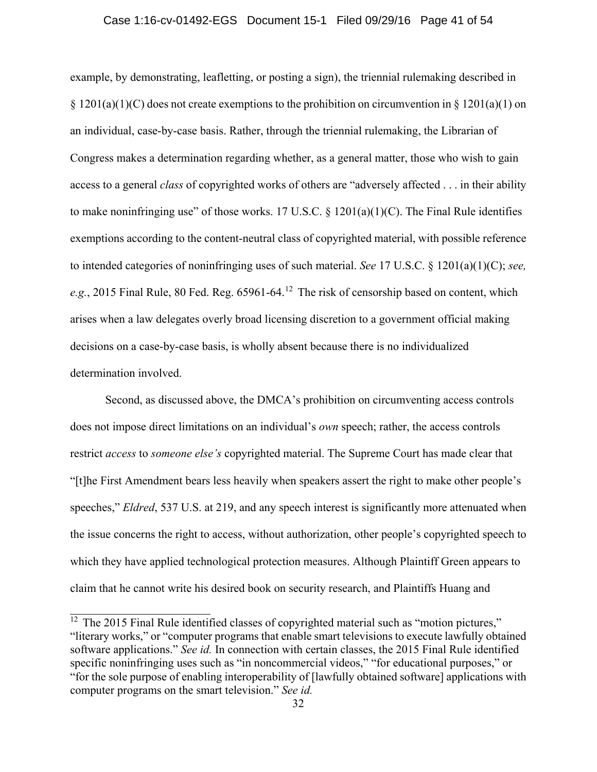example, by demonstrating, leafletting, or posting a sign), the triennial rulemaking described in § 1201(a)(1)(C) does not create exemptions to the prohibition on circumvention in § 1201(a)(1) on an individual, case-by-case basis. Rather, through the triennial rulemaking, the Librarian of Congress makes a determination regarding whether, as a general matter, those who wish to gain access to a general *class* of copyrighted works of others are "adversely affected . . . in their ability to make noninfringing use" of those works. 17 U.S.C. § 1201(a)(1)(C). The Final Rule identifies exemptions according to the content-neutral class of copyrighted material, with possible reference to intended categories of noninfringing uses of such material. *See* 17 U.S.C. § 1201(a)(1)(C); *see, e.g.*, 2015 Final Rule, 80 Fed. Reg. 65961-64.[12] The risk of censorship based on content, which arises when a law delegates overly broad licensing discretion to a government official making decisions on a case-by-case basis, is wholly absent because there is no individualized determination involved.

Second, as discussed above, the DMCA's prohibition on circumventing access controls does not impose direct limitations on an individual's *own* speech; rather, the access controls restrict *access* to *someone else's* copyrighted material. The Supreme Court has made clear that "[t]he First Amendment bears less heavily when speakers assert the right to make other people's speeches," *Eldred*, 537 U.S. at 219, and any speech interest is significantly more attenuated when the issue concerns the right to access, without authorization, other people's copyrighted speech to which they have applied technological protection measures. Although Plaintiff Green appears to claim that he cannot write his desired book on security research, and Plaintiffs Huang and

[12] The 2015 Final Rule identified classes of copyrighted material such as "motion pictures," "literary works," or "computer programs that enable smart televisions to execute lawfully obtained software applications." *See id.* In connection with certain classes, the 2015 Final Rule identified specific noninfringing uses such as "in noncommercial videos," "for educational purposes," or "for the sole purpose of enabling interoperability of [lawfully obtained software] applications with computer programs on the smart television." *See id.*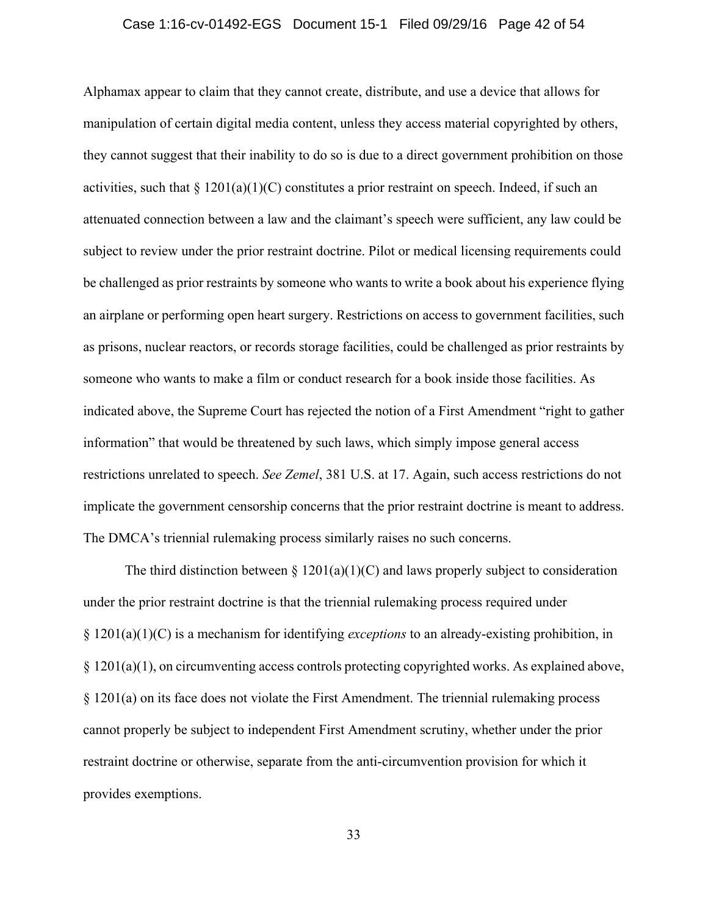Alphamax appear to claim that they cannot create, distribute, and use a device that allows for manipulation of certain digital media content, unless they access material copyrighted by others, they cannot suggest that their inability to do so is due to a direct government prohibition on those activities, such that § 1201(a)(1)(C) constitutes a prior restraint on speech. Indeed, if such an attenuated connection between a law and the claimant's speech were sufficient, any law could be subject to review under the prior restraint doctrine. Pilot or medical licensing requirements could be challenged as prior restraints by someone who wants to write a book about his experience flying an airplane or performing open heart surgery. Restrictions on access to government facilities, such as prisons, nuclear reactors, or records storage facilities, could be challenged as prior restraints by someone who wants to make a film or conduct research for a book inside those facilities. As indicated above, the Supreme Court has rejected the notion of a First Amendment "right to gather information" that would be threatened by such laws, which simply impose general access restrictions unrelated to speech. *See Zemel*, 381 U.S. at 17. Again, such access restrictions do not implicate the government censorship concerns that the prior restraint doctrine is meant to address. The DMCA's triennial rulemaking process similarly raises no such concerns.

The third distinction between § 1201(a)(1)(C) and laws properly subject to consideration under the prior restraint doctrine is that the triennial rulemaking process required under § 1201(a)(1)(C) is a mechanism for identifying *exceptions* to an already-existing prohibition, in § 1201(a)(1), on circumventing access controls protecting copyrighted works. As explained above, § 1201(a) on its face does not violate the First Amendment. The triennial rulemaking process cannot properly be subject to independent First Amendment scrutiny, whether under the prior restraint doctrine or otherwise, separate from the anti-circumvention provision for which it provides exemptions.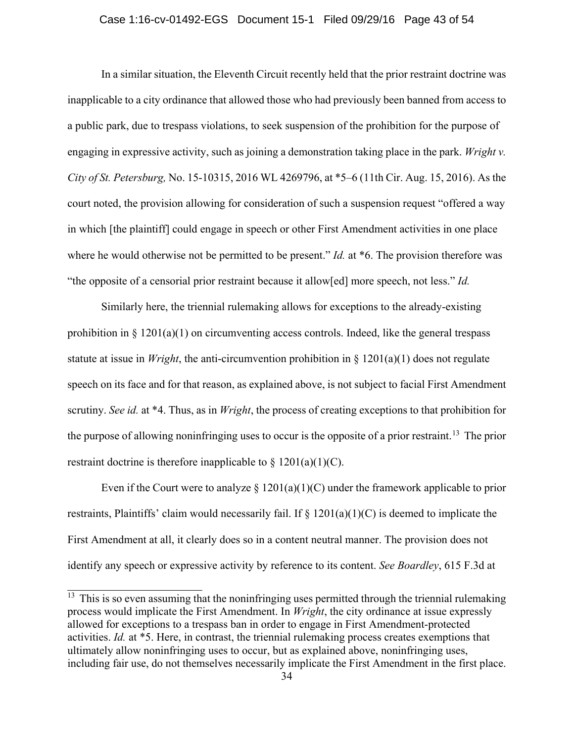In a similar situation, the Eleventh Circuit recently held that the prior restraint doctrine was inapplicable to a city ordinance that allowed those who had previously been banned from access to a public park, due to trespass violations, to seek suspension of the prohibition for the purpose of engaging in expressive activity, such as joining a demonstration taking place in the park. *Wright v. City of St. Petersburg,* No. 15-10315, 2016 WL 4269796, at *5–6 (11th Cir. Aug. 15, 2016). As the court noted, the provision allowing for consideration of such a suspension request "offered a way in which [the plaintiff] could engage in speech or other First Amendment activities in one place where he would otherwise not be permitted to be present." *Id.* at *6. The provision therefore was "the opposite of a censorial prior restraint because it allow[ed] more speech, not less." *Id.*

Similarly here, the triennial rulemaking allows for exceptions to the already-existing prohibition in § 1201(a)(1) on circumventing access controls. Indeed, like the general trespass statute at issue in *Wright*, the anti-circumvention prohibition in § 1201(a)(1) does not regulate speech on its face and for that reason, as explained above, is not subject to facial First Amendment scrutiny. *See id.* at *4. Thus, as in *Wright*, the process of creating exceptions to that prohibition for the purpose of allowing noninfringing uses to occur is the opposite of a prior restraint.[13] The prior restraint doctrine is therefore inapplicable to § 1201(a)(1)(C).

Even if the Court were to analyze § 1201(a)(1)(C) under the framework applicable to prior restraints, Plaintiffs' claim would necessarily fail. If § 1201(a)(1)(C) is deemed to implicate the First Amendment at all, it clearly does so in a content neutral manner. The provision does not identify any speech or expressive activity by reference to its content. *See Boardley*, 615 F.3d at

---

[13] This is so even assuming that the noninfringing uses permitted through the triennial rulemaking process would implicate the First Amendment. In *Wright*, the city ordinance at issue expressly allowed for exceptions to a trespass ban in order to engage in First Amendment-protected activities. *Id.* at *5. Here, in contrast, the triennial rulemaking process creates exemptions that ultimately allow noninfringing uses to occur, but as explained above, noninfringing uses, including fair use, do not themselves necessarily implicate the First Amendment in the first place.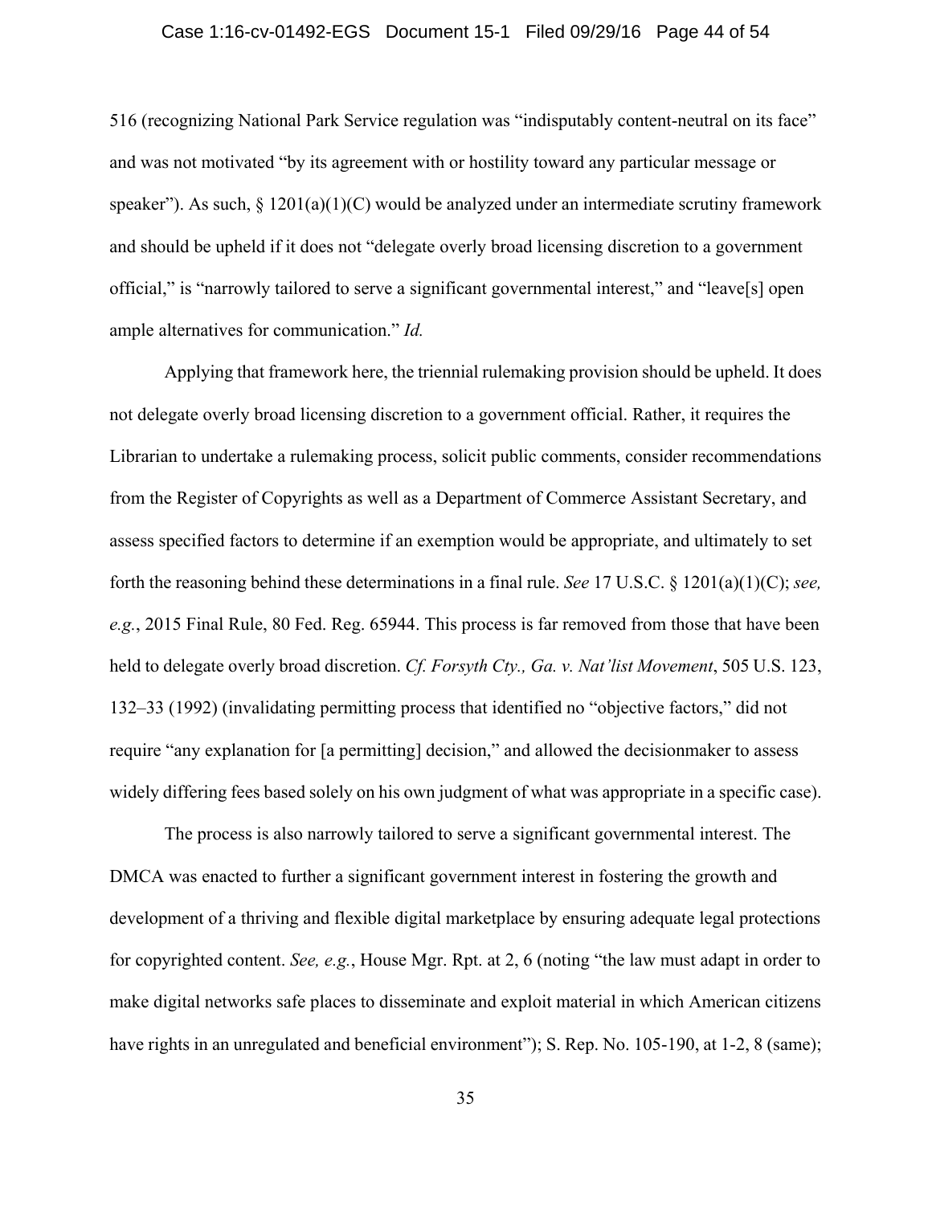516 (recognizing National Park Service regulation was "indisputably content-neutral on its face" and was not motivated "by its agreement with or hostility toward any particular message or speaker"). As such, § 1201(a)(1)(C) would be analyzed under an intermediate scrutiny framework and should be upheld if it does not "delegate overly broad licensing discretion to a government official," is "narrowly tailored to serve a significant governmental interest," and "leave[s] open ample alternatives for communication." *Id.*

Applying that framework here, the triennial rulemaking provision should be upheld. It does not delegate overly broad licensing discretion to a government official. Rather, it requires the Librarian to undertake a rulemaking process, solicit public comments, consider recommendations from the Register of Copyrights as well as a Department of Commerce Assistant Secretary, and assess specified factors to determine if an exemption would be appropriate, and ultimately to set forth the reasoning behind these determinations in a final rule. *See* 17 U.S.C. § 1201(a)(1)(C); *see, e.g.*, 2015 Final Rule, 80 Fed. Reg. 65944. This process is far removed from those that have been held to delegate overly broad discretion. *Cf. Forsyth Cty., Ga. v. Nat'list Movement*, 505 U.S. 123, 132–33 (1992) (invalidating permitting process that identified no "objective factors," did not require "any explanation for [a permitting] decision," and allowed the decisionmaker to assess widely differing fees based solely on his own judgment of what was appropriate in a specific case).

The process is also narrowly tailored to serve a significant governmental interest. The DMCA was enacted to further a significant government interest in fostering the growth and development of a thriving and flexible digital marketplace by ensuring adequate legal protections for copyrighted content. *See, e.g.*, House Mgr. Rpt. at 2, 6 (noting "the law must adapt in order to make digital networks safe places to disseminate and exploit material in which American citizens have rights in an unregulated and beneficial environment"); S. Rep. No. 105-190, at 1-2, 8 (same);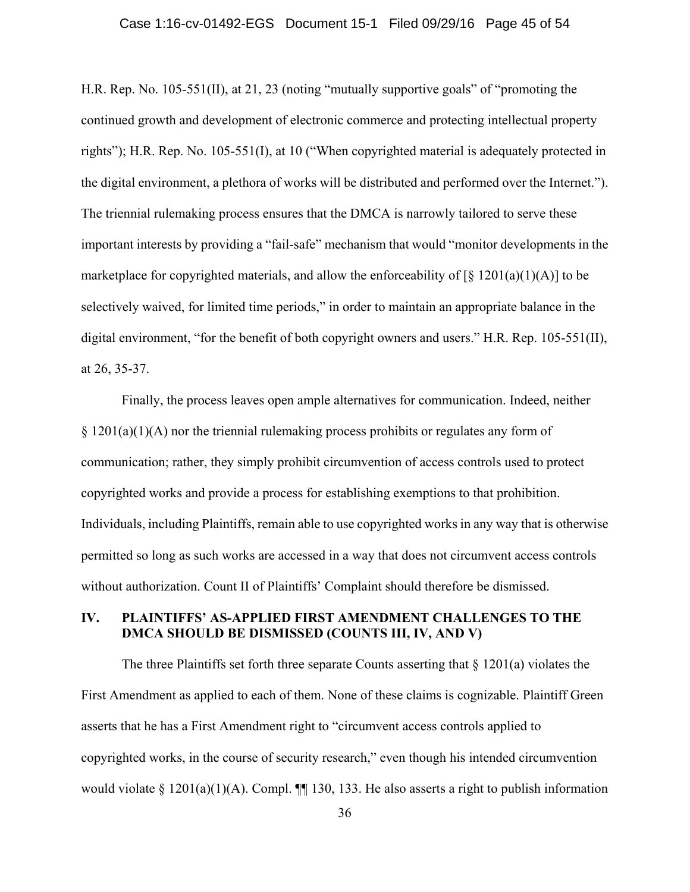H.R. Rep. No. 105-551(II), at 21, 23 (noting "mutually supportive goals" of "promoting the continued growth and development of electronic commerce and protecting intellectual property rights"); H.R. Rep. No. 105-551(I), at 10 ("When copyrighted material is adequately protected in the digital environment, a plethora of works will be distributed and performed over the Internet."). The triennial rulemaking process ensures that the DMCA is narrowly tailored to serve these important interests by providing a "fail-safe" mechanism that would "monitor developments in the marketplace for copyrighted materials, and allow the enforceability of [§ 1201(a)(1)(A)] to be selectively waived, for limited time periods," in order to maintain an appropriate balance in the digital environment, "for the benefit of both copyright owners and users." H.R. Rep. 105-551(II), at 26, 35-37.

Finally, the process leaves open ample alternatives for communication. Indeed, neither § 1201(a)(1)(A) nor the triennial rulemaking process prohibits or regulates any form of communication; rather, they simply prohibit circumvention of access controls used to protect copyrighted works and provide a process for establishing exemptions to that prohibition. Individuals, including Plaintiffs, remain able to use copyrighted works in any way that is otherwise permitted so long as such works are accessed in a way that does not circumvent access controls without authorization. Count II of Plaintiffs' Complaint should therefore be dismissed.

## IV. PLAINTIFFS' AS-APPLIED FIRST AMENDMENT CHALLENGES TO THE DMCA SHOULD BE DISMISSED (COUNTS III, IV, AND V)

The three Plaintiffs set forth three separate Counts asserting that § 1201(a) violates the First Amendment as applied to each of them. None of these claims is cognizable. Plaintiff Green asserts that he has a First Amendment right to "circumvent access controls applied to copyrighted works, in the course of security research," even though his intended circumvention would violate § 1201(a)(1)(A). Compl. ¶¶ 130, 133. He also asserts a right to publish information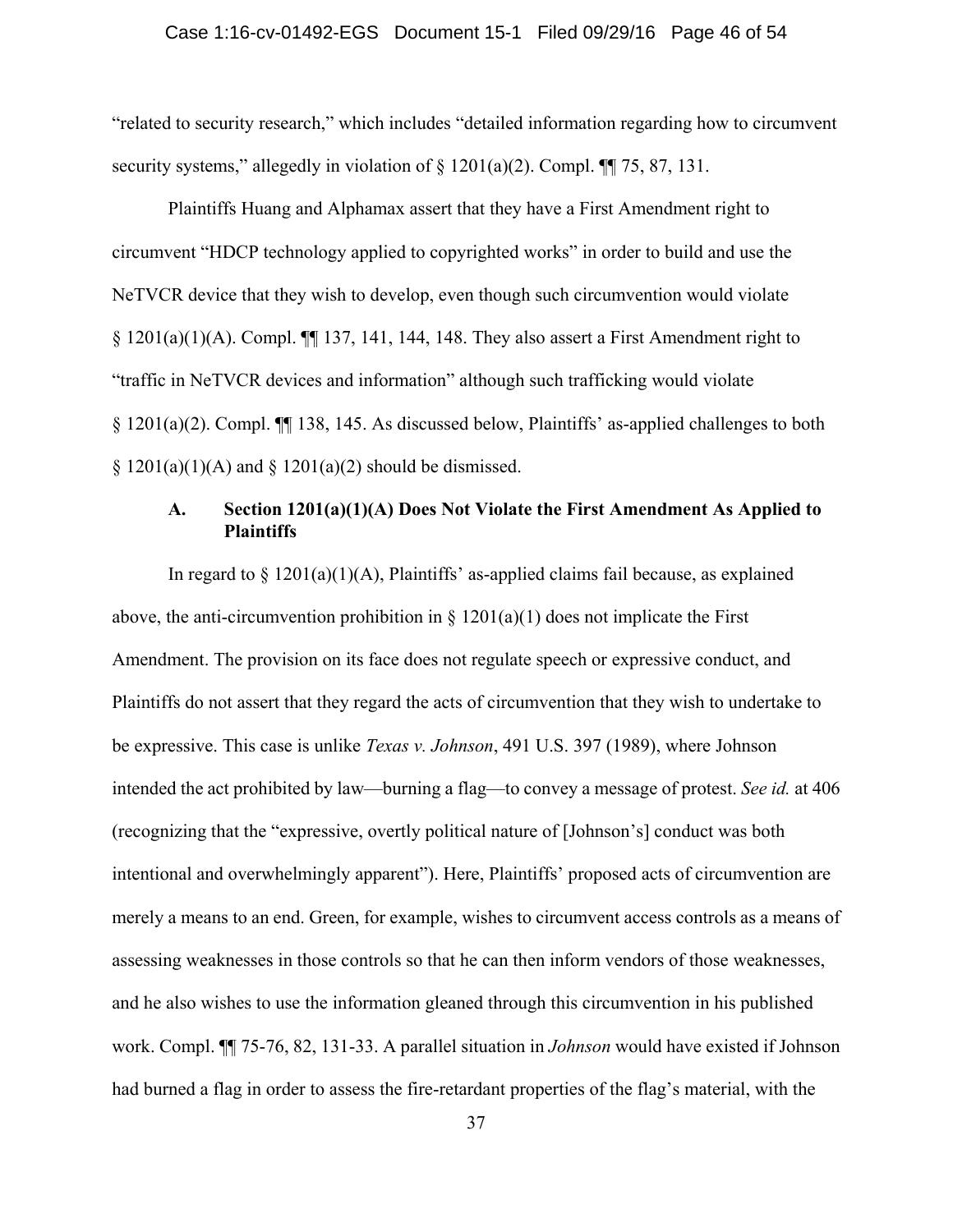"related to security research," which includes "detailed information regarding how to circumvent security systems," allegedly in violation of § 1201(a)(2). Compl. ¶¶ 75, 87, 131.

Plaintiffs Huang and Alphamax assert that they have a First Amendment right to circumvent "HDCP technology applied to copyrighted works" in order to build and use the NeTVCR device that they wish to develop, even though such circumvention would violate § 1201(a)(1)(A). Compl. ¶¶ 137, 141, 144, 148. They also assert a First Amendment right to "traffic in NeTVCR devices and information" although such trafficking would violate § 1201(a)(2). Compl. ¶¶ 138, 145. As discussed below, Plaintiffs' as-applied challenges to both § 1201(a)(1)(A) and § 1201(a)(2) should be dismissed.

### A. Section 1201(a)(1)(A) Does Not Violate the First Amendment As Applied to Plaintiffs

In regard to § 1201(a)(1)(A), Plaintiffs' as-applied claims fail because, as explained above, the anti-circumvention prohibition in § 1201(a)(1) does not implicate the First Amendment. The provision on its face does not regulate speech or expressive conduct, and Plaintiffs do not assert that they regard the acts of circumvention that they wish to undertake to be expressive. This case is unlike *Texas v. Johnson*, 491 U.S. 397 (1989), where Johnson intended the act prohibited by law—burning a flag—to convey a message of protest. *See id.* at 406 (recognizing that the "expressive, overtly political nature of [Johnson's] conduct was both intentional and overwhelmingly apparent"). Here, Plaintiffs' proposed acts of circumvention are merely a means to an end. Green, for example, wishes to circumvent access controls as a means of assessing weaknesses in those controls so that he can then inform vendors of those weaknesses, and he also wishes to use the information gleaned through this circumvention in his published work. Compl. ¶¶ 75-76, 82, 131-33. A parallel situation in *Johnson* would have existed if Johnson had burned a flag in order to assess the fire-retardant properties of the flag's material, with the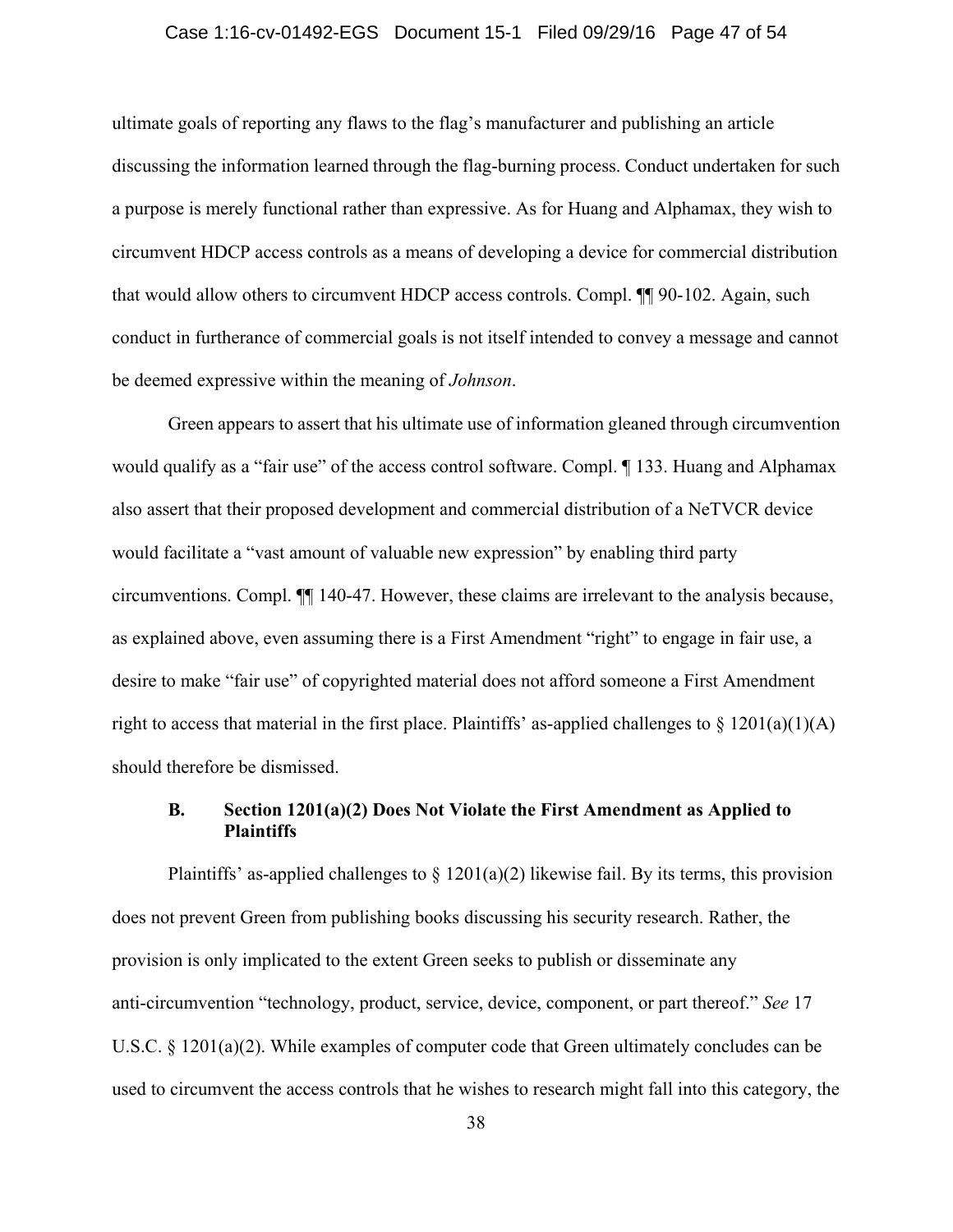ultimate goals of reporting any flaws to the flag's manufacturer and publishing an article discussing the information learned through the flag-burning process. Conduct undertaken for such a purpose is merely functional rather than expressive. As for Huang and Alphamax, they wish to circumvent HDCP access controls as a means of developing a device for commercial distribution that would allow others to circumvent HDCP access controls. Compl. ¶¶ 90-102. Again, such conduct in furtherance of commercial goals is not itself intended to convey a message and cannot be deemed expressive within the meaning of *Johnson*.

Green appears to assert that his ultimate use of information gleaned through circumvention would qualify as a "fair use" of the access control software. Compl. ¶ 133. Huang and Alphamax also assert that their proposed development and commercial distribution of a NeTVCR device would facilitate a "vast amount of valuable new expression" by enabling third party circumventions. Compl. ¶¶ 140-47. However, these claims are irrelevant to the analysis because, as explained above, even assuming there is a First Amendment "right" to engage in fair use, a desire to make "fair use" of copyrighted material does not afford someone a First Amendment right to access that material in the first place. Plaintiffs' as-applied challenges to § 1201(a)(1)(A) should therefore be dismissed.

### B. Section 1201(a)(2) Does Not Violate the First Amendment as Applied to Plaintiffs

Plaintiffs' as-applied challenges to § 1201(a)(2) likewise fail. By its terms, this provision does not prevent Green from publishing books discussing his security research. Rather, the provision is only implicated to the extent Green seeks to publish or disseminate any anti-circumvention "technology, product, service, device, component, or part thereof." *See* 17 U.S.C. § 1201(a)(2). While examples of computer code that Green ultimately concludes can be used to circumvent the access controls that he wishes to research might fall into this category, the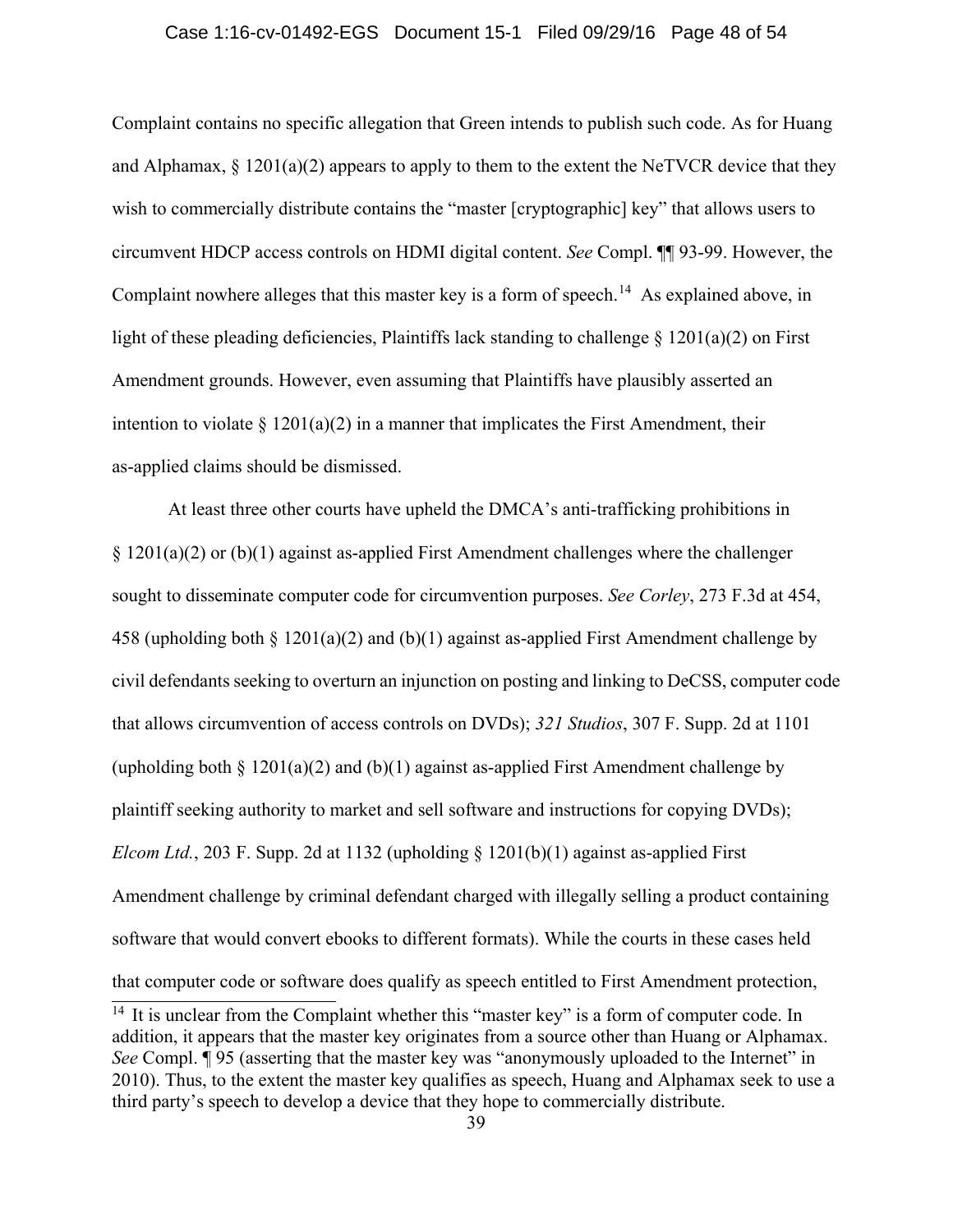Complaint contains no specific allegation that Green intends to publish such code. As for Huang and Alphamax, § 1201(a)(2) appears to apply to them to the extent the NeTVCR device that they wish to commercially distribute contains the "master [cryptographic] key" that allows users to circumvent HDCP access controls on HDMI digital content. *See* Compl. ¶¶ 93-99. However, the Complaint nowhere alleges that this master key is a form of speech.[14] As explained above, in light of these pleading deficiencies, Plaintiffs lack standing to challenge § 1201(a)(2) on First Amendment grounds. However, even assuming that Plaintiffs have plausibly asserted an intention to violate § 1201(a)(2) in a manner that implicates the First Amendment, their as-applied claims should be dismissed.

At least three other courts have upheld the DMCA's anti-trafficking prohibitions in § 1201(a)(2) or (b)(1) against as-applied First Amendment challenges where the challenger sought to disseminate computer code for circumvention purposes. *See Corley*, 273 F.3d at 454, 458 (upholding both § 1201(a)(2) and (b)(1) against as-applied First Amendment challenge by civil defendants seeking to overturn an injunction on posting and linking to DeCSS, computer code that allows circumvention of access controls on DVDs); *321 Studios*, 307 F. Supp. 2d at 1101 (upholding both § 1201(a)(2) and (b)(1) against as-applied First Amendment challenge by plaintiff seeking authority to market and sell software and instructions for copying DVDs); *Elcom Ltd.*, 203 F. Supp. 2d at 1132 (upholding § 1201(b)(1) against as-applied First Amendment challenge by criminal defendant charged with illegally selling a product containing software that would convert ebooks to different formats). While the courts in these cases held that computer code or software does qualify as speech entitled to First Amendment protection,

[14] It is unclear from the Complaint whether this "master key" is a form of computer code. In addition, it appears that the master key originates from a source other than Huang or Alphamax. *See* Compl. ¶ 95 (asserting that the master key was "anonymously uploaded to the Internet" in 2010). Thus, to the extent the master key qualifies as speech, Huang and Alphamax seek to use a third party's speech to develop a device that they hope to commercially distribute.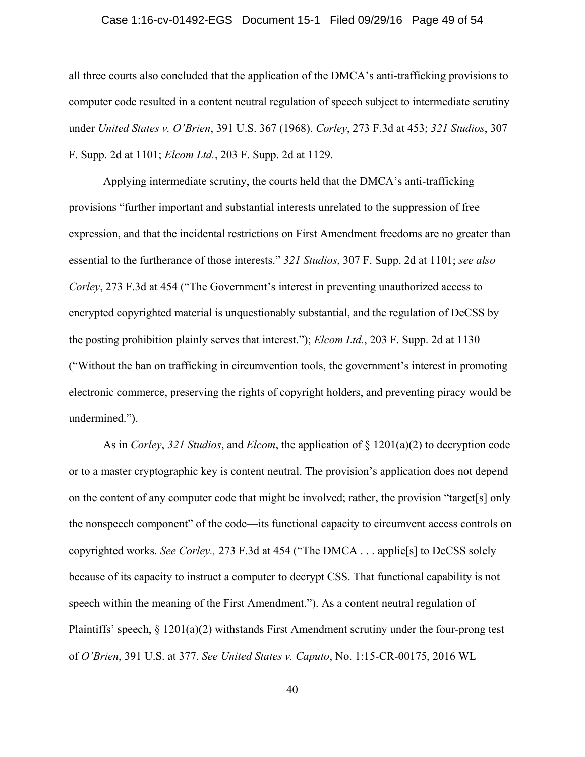all three courts also concluded that the application of the DMCA's anti-trafficking provisions to computer code resulted in a content neutral regulation of speech subject to intermediate scrutiny under *United States v. O'Brien*, 391 U.S. 367 (1968). *Corley*, 273 F.3d at 453; *321 Studios*, 307 F. Supp. 2d at 1101; *Elcom Ltd.*, 203 F. Supp. 2d at 1129.

Applying intermediate scrutiny, the courts held that the DMCA's anti-trafficking provisions "further important and substantial interests unrelated to the suppression of free expression, and that the incidental restrictions on First Amendment freedoms are no greater than essential to the furtherance of those interests." *321 Studios*, 307 F. Supp. 2d at 1101; *see also Corley*, 273 F.3d at 454 ("The Government's interest in preventing unauthorized access to encrypted copyrighted material is unquestionably substantial, and the regulation of DeCSS by the posting prohibition plainly serves that interest."); *Elcom Ltd.*, 203 F. Supp. 2d at 1130 ("Without the ban on trafficking in circumvention tools, the government's interest in promoting electronic commerce, preserving the rights of copyright holders, and preventing piracy would be undermined.").

As in *Corley*, *321 Studios*, and *Elcom*, the application of § 1201(a)(2) to decryption code or to a master cryptographic key is content neutral. The provision's application does not depend on the content of any computer code that might be involved; rather, the provision "target[s] only the nonspeech component" of the code—its functional capacity to circumvent access controls on copyrighted works. *See Corley.,* 273 F.3d at 454 ("The DMCA . . . applie[s] to DeCSS solely because of its capacity to instruct a computer to decrypt CSS. That functional capability is not speech within the meaning of the First Amendment."). As a content neutral regulation of Plaintiffs' speech, § 1201(a)(2) withstands First Amendment scrutiny under the four-prong test of *O'Brien*, 391 U.S. at 377. *See United States v. Caputo*, No. 1:15-CR-00175, 2016 WL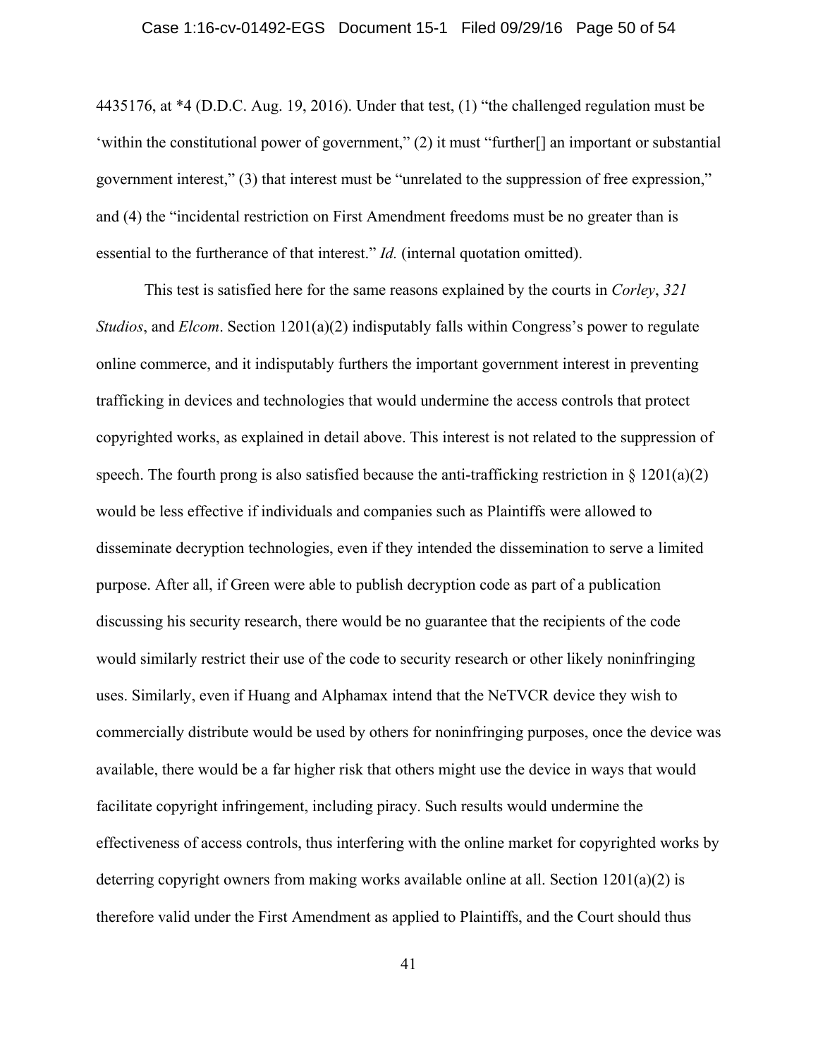4435176, at *4 (D.D.C. Aug. 19, 2016). Under that test, (1) "the challenged regulation must be 'within the constitutional power of government," (2) it must "further[] an important or substantial government interest," (3) that interest must be "unrelated to the suppression of free expression," and (4) the "incidental restriction on First Amendment freedoms must be no greater than is essential to the furtherance of that interest." *Id.* (internal quotation omitted).

This test is satisfied here for the same reasons explained by the courts in *Corley*, *321 Studios*, and *Elcom*. Section 1201(a)(2) indisputably falls within Congress's power to regulate online commerce, and it indisputably furthers the important government interest in preventing trafficking in devices and technologies that would undermine the access controls that protect copyrighted works, as explained in detail above. This interest is not related to the suppression of speech. The fourth prong is also satisfied because the anti-trafficking restriction in § 1201(a)(2) would be less effective if individuals and companies such as Plaintiffs were allowed to disseminate decryption technologies, even if they intended the dissemination to serve a limited purpose. After all, if Green were able to publish decryption code as part of a publication discussing his security research, there would be no guarantee that the recipients of the code would similarly restrict their use of the code to security research or other likely noninfringing uses. Similarly, even if Huang and Alphamax intend that the NeTVCR device they wish to commercially distribute would be used by others for noninfringing purposes, once the device was available, there would be a far higher risk that others might use the device in ways that would facilitate copyright infringement, including piracy. Such results would undermine the effectiveness of access controls, thus interfering with the online market for copyrighted works by deterring copyright owners from making works available online at all. Section 1201(a)(2) is therefore valid under the First Amendment as applied to Plaintiffs, and the Court should thus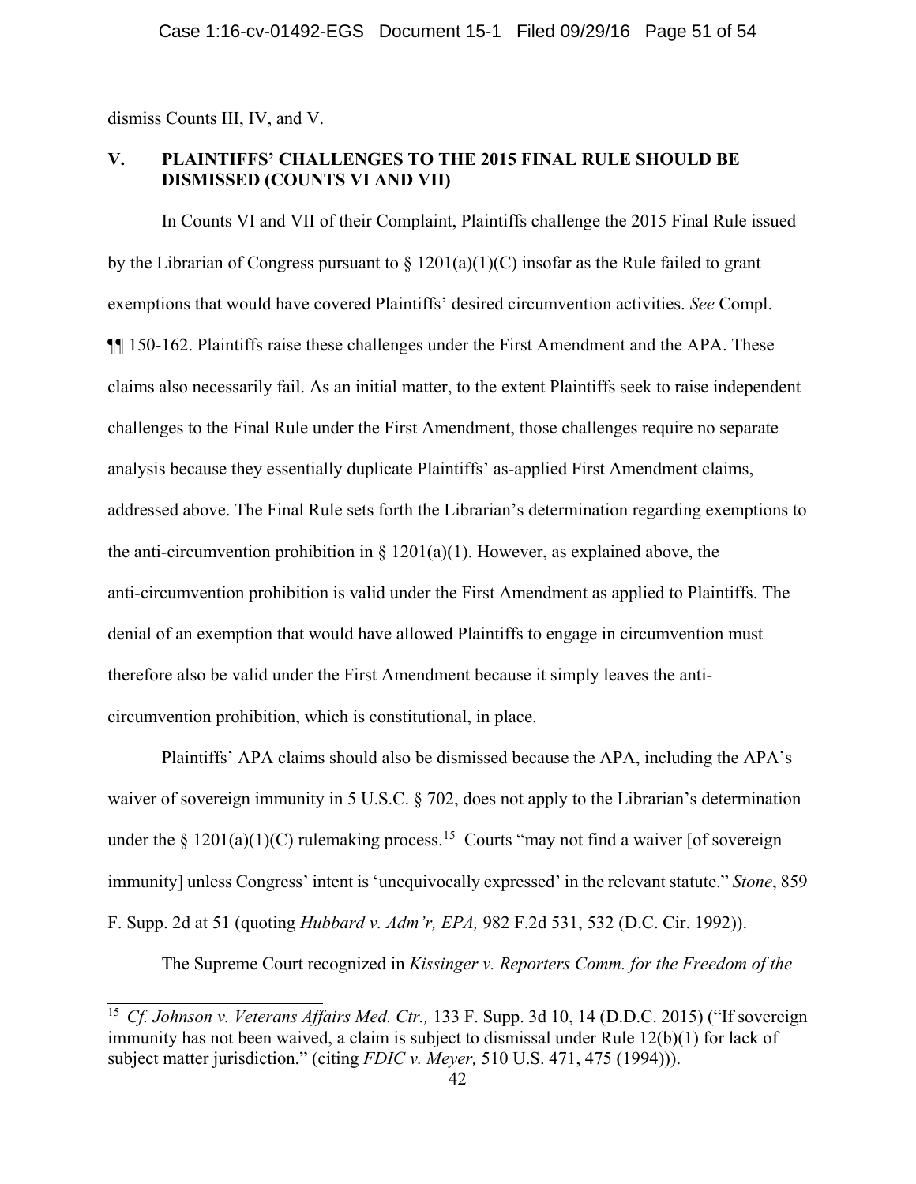dismiss Counts III, IV, and V.

## V. PLAINTIFFS' CHALLENGES TO THE 2015 FINAL RULE SHOULD BE DISMISSED (COUNTS VI AND VII)

In Counts VI and VII of their Complaint, Plaintiffs challenge the 2015 Final Rule issued by the Librarian of Congress pursuant to § 1201(a)(1)(C) insofar as the Rule failed to grant exemptions that would have covered Plaintiffs' desired circumvention activities. *See* Compl. ¶¶ 150-162. Plaintiffs raise these challenges under the First Amendment and the APA. These claims also necessarily fail. As an initial matter, to the extent Plaintiffs seek to raise independent challenges to the Final Rule under the First Amendment, those challenges require no separate analysis because they essentially duplicate Plaintiffs' as-applied First Amendment claims, addressed above. The Final Rule sets forth the Librarian's determination regarding exemptions to the anti-circumvention prohibition in § 1201(a)(1). However, as explained above, the anti-circumvention prohibition is valid under the First Amendment as applied to Plaintiffs. The denial of an exemption that would have allowed Plaintiffs to engage in circumvention must therefore also be valid under the First Amendment because it simply leaves the anti-circumvention prohibition, which is constitutional, in place.

Plaintiffs' APA claims should also be dismissed because the APA, including the APA's waiver of sovereign immunity in 5 U.S.C. § 702, does not apply to the Librarian's determination under the § 1201(a)(1)(C) rulemaking process.[15] Courts "may not find a waiver [of sovereign immunity] unless Congress' intent is 'unequivocally expressed' in the relevant statute." *Stone*, 859 F. Supp. 2d at 51 (quoting *Hubbard v. Adm'r, EPA,* 982 F.2d 531, 532 (D.C. Cir. 1992)).

The Supreme Court recognized in *Kissinger v. Reporters Comm. for the Freedom of the*

---

[15] *Cf. Johnson v. Veterans Affairs Med. Ctr.,* 133 F. Supp. 3d 10, 14 (D.D.C. 2015) ("If sovereign immunity has not been waived, a claim is subject to dismissal under Rule 12(b)(1) for lack of subject matter jurisdiction." (citing *FDIC v. Meyer,* 510 U.S. 471, 475 (1994))).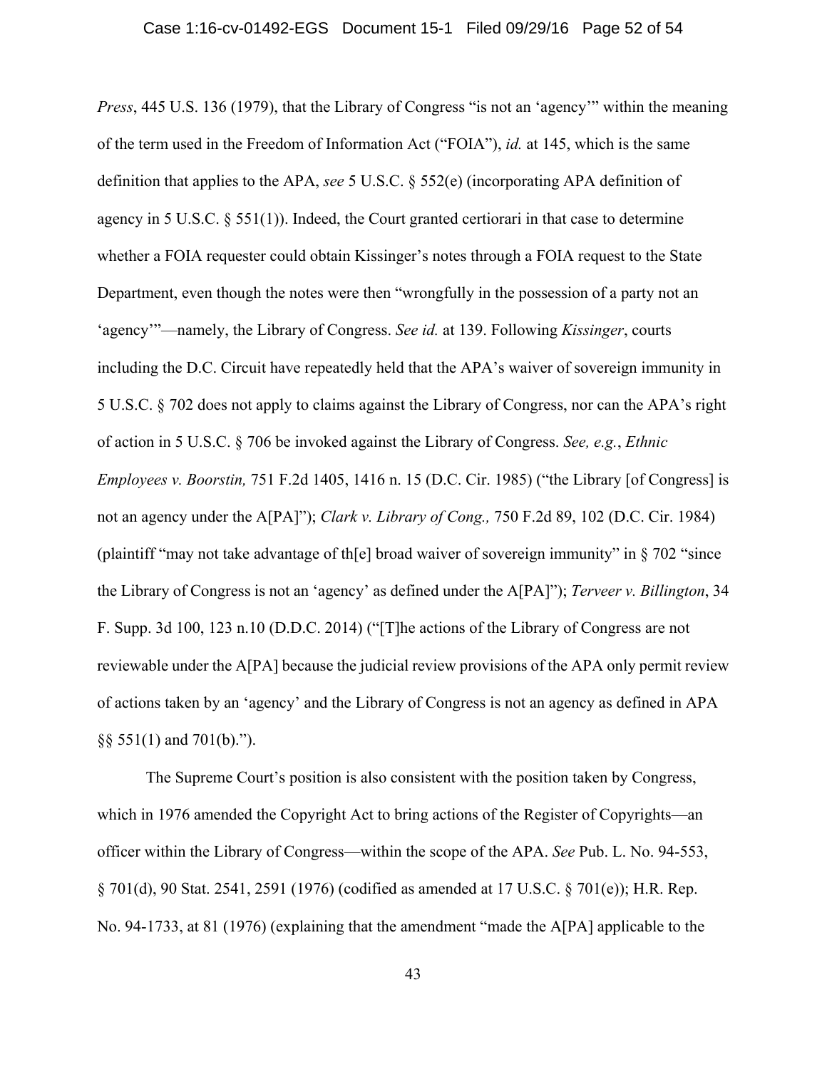*Press*, 445 U.S. 136 (1979), that the Library of Congress "is not an 'agency'" within the meaning of the term used in the Freedom of Information Act ("FOIA"), *id.* at 145, which is the same definition that applies to the APA, *see* 5 U.S.C. § 552(e) (incorporating APA definition of agency in 5 U.S.C. § 551(1)). Indeed, the Court granted certiorari in that case to determine whether a FOIA requester could obtain Kissinger's notes through a FOIA request to the State Department, even though the notes were then "wrongfully in the possession of a party not an 'agency'"—namely, the Library of Congress. *See id.* at 139. Following *Kissinger*, courts including the D.C. Circuit have repeatedly held that the APA's waiver of sovereign immunity in 5 U.S.C. § 702 does not apply to claims against the Library of Congress, nor can the APA's right of action in 5 U.S.C. § 706 be invoked against the Library of Congress. *See, e.g.*, *Ethnic Employees v. Boorstin,* 751 F.2d 1405, 1416 n. 15 (D.C. Cir. 1985) ("the Library [of Congress] is not an agency under the A[PA]"); *Clark v. Library of Cong.,* 750 F.2d 89, 102 (D.C. Cir. 1984) (plaintiff "may not take advantage of th[e] broad waiver of sovereign immunity" in § 702 "since the Library of Congress is not an 'agency' as defined under the A[PA]"); *Terveer v. Billington*, 34 F. Supp. 3d 100, 123 n.10 (D.D.C. 2014) ("[T]he actions of the Library of Congress are not reviewable under the A[PA] because the judicial review provisions of the APA only permit review of actions taken by an 'agency' and the Library of Congress is not an agency as defined in APA §§ 551(1) and 701(b).").

The Supreme Court's position is also consistent with the position taken by Congress, which in 1976 amended the Copyright Act to bring actions of the Register of Copyrights—an officer within the Library of Congress—within the scope of the APA. *See* Pub. L. No. 94-553, § 701(d), 90 Stat. 2541, 2591 (1976) (codified as amended at 17 U.S.C. § 701(e)); H.R. Rep. No. 94-1733, at 81 (1976) (explaining that the amendment "made the A[PA] applicable to the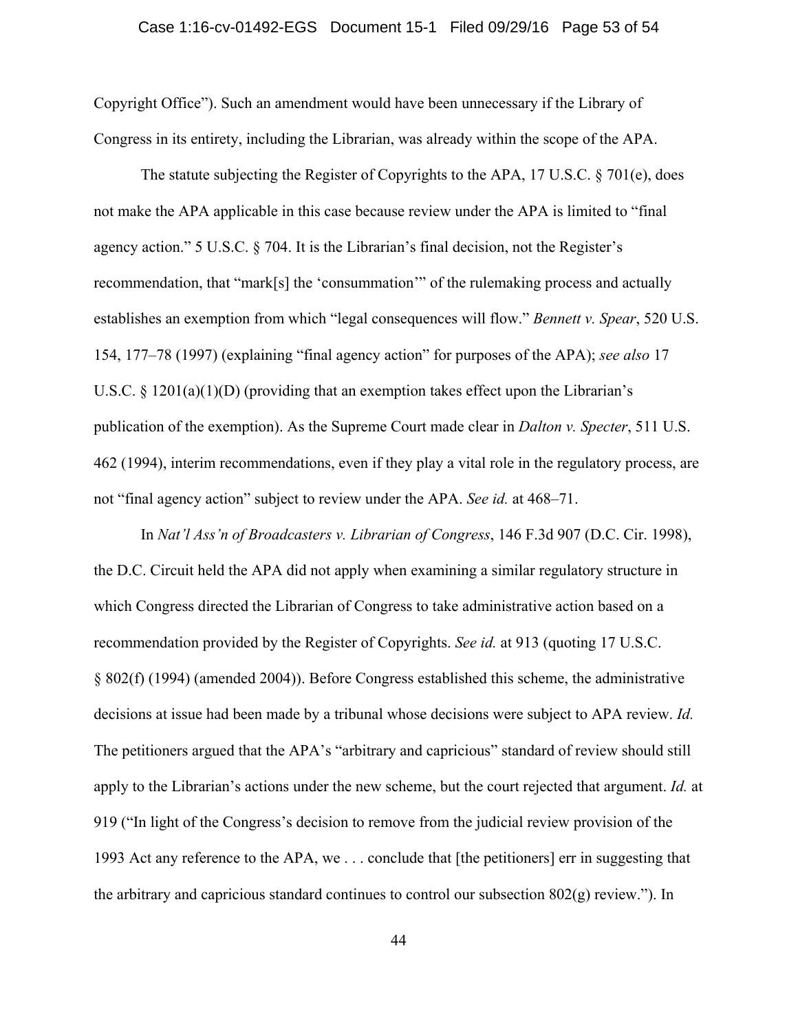Copyright Office"). Such an amendment would have been unnecessary if the Library of Congress in its entirety, including the Librarian, was already within the scope of the APA.

The statute subjecting the Register of Copyrights to the APA, 17 U.S.C. § 701(e), does not make the APA applicable in this case because review under the APA is limited to "final agency action." 5 U.S.C. § 704. It is the Librarian's final decision, not the Register's recommendation, that "mark[s] the 'consummation'" of the rulemaking process and actually establishes an exemption from which "legal consequences will flow." *Bennett v. Spear*, 520 U.S. 154, 177–78 (1997) (explaining "final agency action" for purposes of the APA); *see also* 17 U.S.C. § 1201(a)(1)(D) (providing that an exemption takes effect upon the Librarian's publication of the exemption). As the Supreme Court made clear in *Dalton v. Specter*, 511 U.S. 462 (1994), interim recommendations, even if they play a vital role in the regulatory process, are not "final agency action" subject to review under the APA. *See id.* at 468–71.

In *Nat'l Ass'n of Broadcasters v. Librarian of Congress*, 146 F.3d 907 (D.C. Cir. 1998), the D.C. Circuit held the APA did not apply when examining a similar regulatory structure in which Congress directed the Librarian of Congress to take administrative action based on a recommendation provided by the Register of Copyrights. *See id.* at 913 (quoting 17 U.S.C. § 802(f) (1994) (amended 2004)). Before Congress established this scheme, the administrative decisions at issue had been made by a tribunal whose decisions were subject to APA review. *Id.* The petitioners argued that the APA's "arbitrary and capricious" standard of review should still apply to the Librarian's actions under the new scheme, but the court rejected that argument. *Id.* at 919 ("In light of the Congress's decision to remove from the judicial review provision of the 1993 Act any reference to the APA, we . . . conclude that [the petitioners] err in suggesting that the arbitrary and capricious standard continues to control our subsection 802(g) review."). In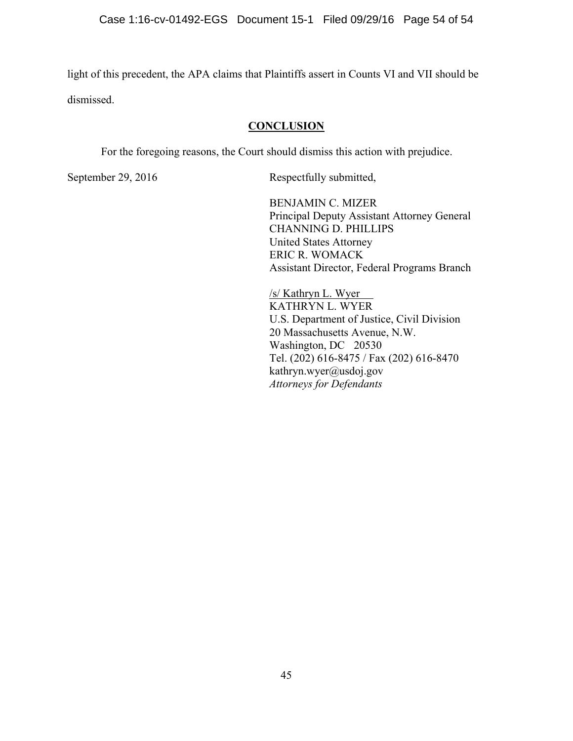light of this precedent, the APA claims that Plaintiffs assert in Counts VI and VII should be dismissed.

## CONCLUSION

For the foregoing reasons, the Court should dismiss this action with prejudice.

September 29, 2016

Respectfully submitted,

BENJAMIN C. MIZER  
Principal Deputy Assistant Attorney General  
CHANNING D. PHILLIPS  
United States Attorney  
ERIC R. WOMACK  
Assistant Director, Federal Programs Branch

/s/ Kathryn L. Wyer  
KATHRYN L. WYER  
U.S. Department of Justice, Civil Division  
20 Massachusetts Avenue, N.W.  
Washington, DC 20530  
Tel. (202) 616-8475 / Fax (202) 616-8470  
kathryn.wyer@usdoj.gov  
*Attorneys for Defendants*